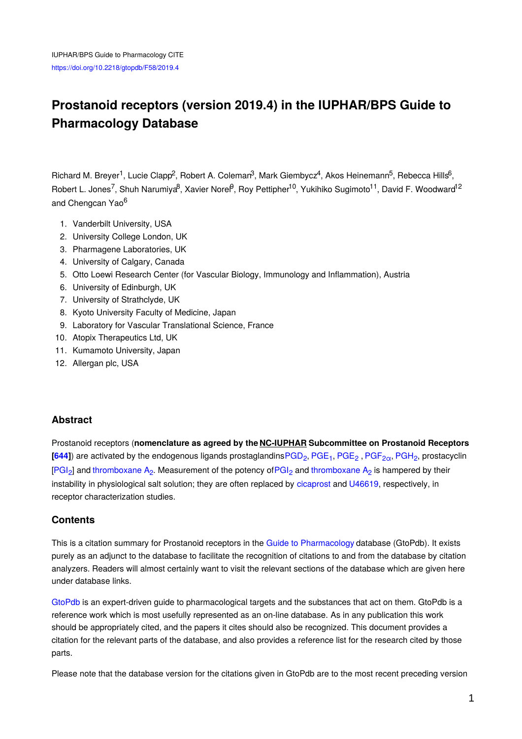IUPHAR/BPS Guide to Pharmacology CITE
https://doi.org/10.2218/gtopdb/F58/2019.4

# Prostanoid receptors (version 2019.4) in the IUPHAR/BPS Guide to Pharmacology Database

Richard M. Breyer[1], Lucie Clapp[2], Robert A. Coleman[3], Mark Giembycz[4], Akos Heinemann[5], Rebecca Hills[6], Robert L. Jones[7], Shuh Narumiya[8], Xavier Norel[9], Roy Pettipher[10], Yukihiko Sugimoto[11], David F. Woodward[12] and Chengcan Yao[6]

1. Vanderbilt University, USA
2. University College London, UK
3. Pharmagene Laboratories, UK
4. University of Calgary, Canada
5. Otto Loewi Research Center (for Vascular Biology, Immunology and Inflammation), Austria
6. University of Edinburgh, UK
7. University of Strathclyde, UK
8. Kyoto University Faculty of Medicine, Japan
9. Laboratory for Vascular Translational Science, France
10. Atopix Therapeutics Ltd, UK
11. Kumamoto University, Japan
12. Allergan plc, USA

## Abstract

Prostanoid receptors (**nomenclature as agreed by the NC-IUPHAR Subcommittee on Prostanoid Receptors [644]**) are activated by the endogenous ligands prostaglandins $PGD_2$, $PGE_1$, $PGE_2$, $PGF_{2\alpha}$, $PGH_2$, prostacyclin [$PGI_2$] and thromboxane $A_2$. Measurement of the potency of $PGI_2$ and thromboxane $A_2$ is hampered by their instability in physiological salt solution; they are often replaced by cicaprost and U46619, respectively, in receptor characterization studies.

## Contents

This is a citation summary for Prostanoid receptors in the Guide to Pharmacology database (GtoPdb). It exists purely as an adjunct to the database to facilitate the recognition of citations to and from the database by citation analyzers. Readers will almost certainly want to visit the relevant sections of the database which are given here under database links.

GtoPdb is an expert-driven guide to pharmacological targets and the substances that act on them. GtoPdb is a reference work which is most usefully represented as an on-line database. As in any publication this work should be appropriately cited, and the papers it cites should also be recognized. This document provides a citation for the relevant parts of the database, and also provides a reference list for the research cited by those parts.

Please note that the database version for the citations given in GtoPdb are to the most recent preceding version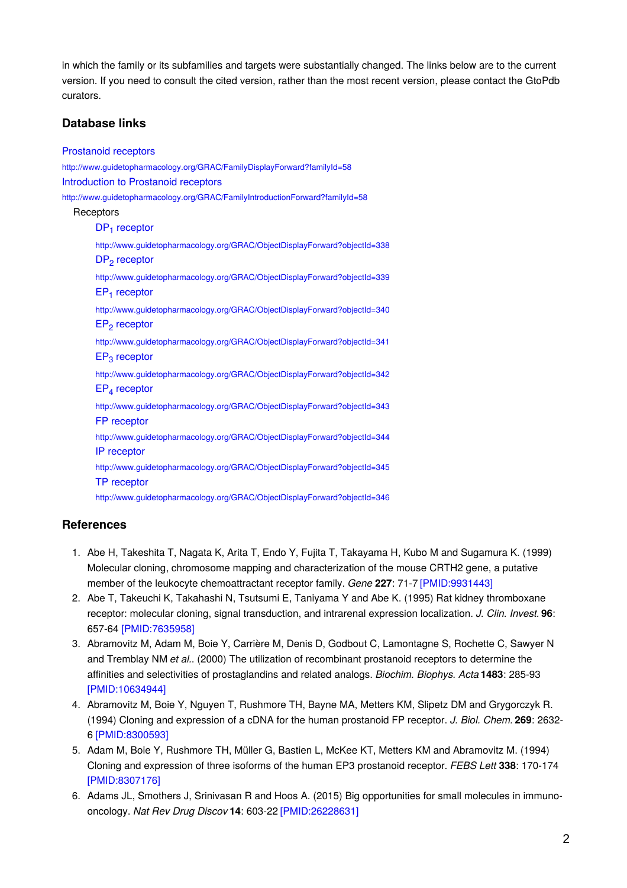in which the family or its subfamilies and targets were substantially changed. The links below are to the current version. If you need to consult the cited version, rather than the most recent version, please contact the GtoPdb curators.

## Database links

Prostanoid receptors
http://www.guidetopharmacology.org/GRAC/FamilyDisplayForward?familyId=58
Introduction to Prostanoid receptors
http://www.guidetopharmacology.org/GRAC/FamilyIntroductionForward?familyId=58

Receptors

- $DP_1$ receptor
  http://www.guidetopharmacology.org/GRAC/ObjectDisplayForward?objectId=338
- $DP_2$ receptor
  http://www.guidetopharmacology.org/GRAC/ObjectDisplayForward?objectId=339
- $EP_1$ receptor
  http://www.guidetopharmacology.org/GRAC/ObjectDisplayForward?objectId=340
- $EP_2$ receptor
  http://www.guidetopharmacology.org/GRAC/ObjectDisplayForward?objectId=341
- $EP_3$ receptor
  http://www.guidetopharmacology.org/GRAC/ObjectDisplayForward?objectId=342
- $EP_4$ receptor
  http://www.guidetopharmacology.org/GRAC/ObjectDisplayForward?objectId=343
- FP receptor
  http://www.guidetopharmacology.org/GRAC/ObjectDisplayForward?objectId=344
- IP receptor
  http://www.guidetopharmacology.org/GRAC/ObjectDisplayForward?objectId=345
- TP receptor
  http://www.guidetopharmacology.org/GRAC/ObjectDisplayForward?objectId=346

## References

1. Abe H, Takeshita T, Nagata K, Arita T, Endo Y, Fujita T, Takayama H, Kubo M and Sugamura K. (1999) Molecular cloning, chromosome mapping and characterization of the mouse CRTH2 gene, a putative member of the leukocyte chemoattractant receptor family. *Gene* **227**: 71-7 [PMID:9931443]
2. Abe T, Takeuchi K, Takahashi N, Tsutsumi E, Taniyama Y and Abe K. (1995) Rat kidney thromboxane receptor: molecular cloning, signal transduction, and intrarenal expression localization. *J. Clin. Invest.* **96**: 657-64 [PMID:7635958]
3. Abramovitz M, Adam M, Boie Y, Carrière M, Denis D, Godbout C, Lamontagne S, Rochette C, Sawyer N and Tremblay NM *et al.*. (2000) The utilization of recombinant prostanoid receptors to determine the affinities and selectivities of prostaglandins and related analogs. *Biochim. Biophys. Acta* **1483**: 285-93 [PMID:10634944]
4. Abramovitz M, Boie Y, Nguyen T, Rushmore TH, Bayne MA, Metters KM, Slipetz DM and Grygorczyk R. (1994) Cloning and expression of a cDNA for the human prostanoid FP receptor. *J. Biol. Chem.* **269**: 2632-6 [PMID:8300593]
5. Adam M, Boie Y, Rushmore TH, Müller G, Bastien L, McKee KT, Metters KM and Abramovitz M. (1994) Cloning and expression of three isoforms of the human EP3 prostanoid receptor. *FEBS Lett* **338**: 170-174 [PMID:8307176]
6. Adams JL, Smothers J, Srinivasan R and Hoos A. (2015) Big opportunities for small molecules in immuno-oncology. *Nat Rev Drug Discov* **14**: 603-22 [PMID:26228631]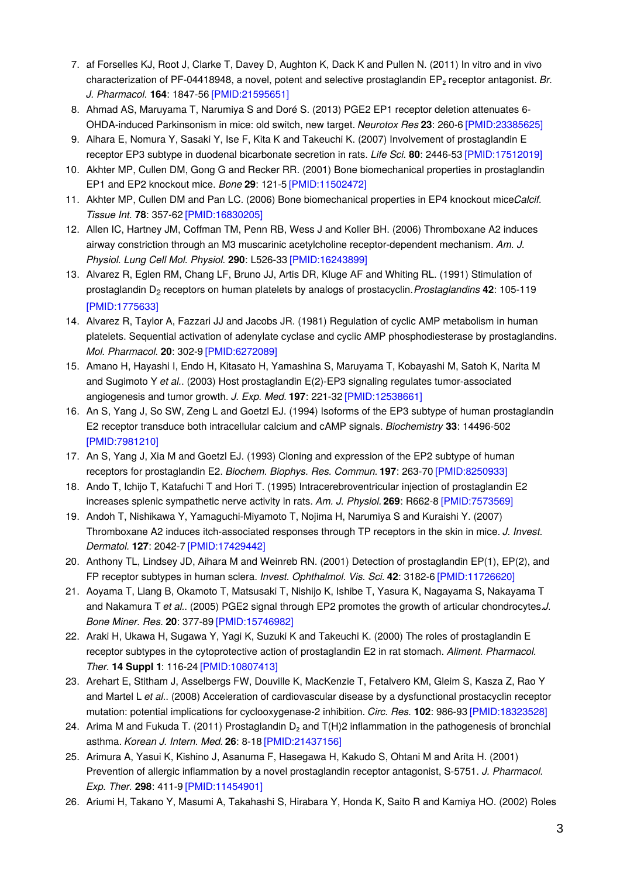7. af Forselles KJ, Root J, Clarke T, Davey D, Aughton K, Dack K and Pullen N. (2011) In vitro and in vivo characterization of PF-04418948, a novel, potent and selective prostaglandin $EP_2$ receptor antagonist. *Br. J. Pharmacol.* **164**: 1847-56 [PMID:21595651]
8. Ahmad AS, Maruyama T, Narumiya S and Doré S. (2013) PGE2 EP1 receptor deletion attenuates 6-OHDA-induced Parkinsonism in mice: old switch, new target. *Neurotox Res* **23**: 260-6 [PMID:23385625]
9. Aihara E, Nomura Y, Sasaki Y, Ise F, Kita K and Takeuchi K. (2007) Involvement of prostaglandin E receptor EP3 subtype in duodenal bicarbonate secretion in rats. *Life Sci.* **80**: 2446-53 [PMID:17512019]
10. Akhter MP, Cullen DM, Gong G and Recker RR. (2001) Bone biomechanical properties in prostaglandin EP1 and EP2 knockout mice. *Bone* **29**: 121-5 [PMID:11502472]
11. Akhter MP, Cullen DM and Pan LC. (2006) Bone biomechanical properties in EP4 knockout mice*Calcif. Tissue Int.* **78**: 357-62 [PMID:16830205]
12. Allen IC, Hartney JM, Coffman TM, Penn RB, Wess J and Koller BH. (2006) Thromboxane A2 induces airway constriction through an M3 muscarinic acetylcholine receptor-dependent mechanism. *Am. J. Physiol. Lung Cell Mol. Physiol.* **290**: L526-33 [PMID:16243899]
13. Alvarez R, Eglen RM, Chang LF, Bruno JJ, Artis DR, Kluge AF and Whiting RL. (1991) Stimulation of prostaglandin $D_2$ receptors on human platelets by analogs of prostacyclin.*Prostaglandins* **42**: 105-119 [PMID:1775633]
14. Alvarez R, Taylor A, Fazzari JJ and Jacobs JR. (1981) Regulation of cyclic AMP metabolism in human platelets. Sequential activation of adenylate cyclase and cyclic AMP phosphodiesterase by prostaglandins. *Mol. Pharmacol.* **20**: 302-9 [PMID:6272089]
15. Amano H, Hayashi I, Endo H, Kitasato H, Yamashina S, Maruyama T, Kobayashi M, Satoh K, Narita M and Sugimoto Y *et al.*. (2003) Host prostaglandin E(2)-EP3 signaling regulates tumor-associated angiogenesis and tumor growth. *J. Exp. Med.* **197**: 221-32 [PMID:12538661]
16. An S, Yang J, So SW, Zeng L and Goetzl EJ. (1994) Isoforms of the EP3 subtype of human prostaglandin E2 receptor transduce both intracellular calcium and cAMP signals. *Biochemistry* **33**: 14496-502 [PMID:7981210]
17. An S, Yang J, Xia M and Goetzl EJ. (1993) Cloning and expression of the EP2 subtype of human receptors for prostaglandin E2. *Biochem. Biophys. Res. Commun.* **197**: 263-70 [PMID:8250933]
18. Ando T, Ichijo T, Katafuchi T and Hori T. (1995) Intracerebroventricular injection of prostaglandin E2 increases splenic sympathetic nerve activity in rats. *Am. J. Physiol.* **269**: R662-8 [PMID:7573569]
19. Andoh T, Nishikawa Y, Yamaguchi-Miyamoto T, Nojima H, Narumiya S and Kuraishi Y. (2007) Thromboxane A2 induces itch-associated responses through TP receptors in the skin in mice. *J. Invest. Dermatol.* **127**: 2042-7 [PMID:17429442]
20. Anthony TL, Lindsey JD, Aihara M and Weinreb RN. (2001) Detection of prostaglandin EP(1), EP(2), and FP receptor subtypes in human sclera. *Invest. Ophthalmol. Vis. Sci.* **42**: 3182-6 [PMID:11726620]
21. Aoyama T, Liang B, Okamoto T, Matsusaki T, Nishijo K, Ishibe T, Yasura K, Nagayama S, Nakayama T and Nakamura T *et al.*. (2005) PGE2 signal through EP2 promotes the growth of articular chondrocytes.*J. Bone Miner. Res.* **20**: 377-89 [PMID:15746982]
22. Araki H, Ukawa H, Sugawa Y, Yagi K, Suzuki K and Takeuchi K. (2000) The roles of prostaglandin E receptor subtypes in the cytoprotective action of prostaglandin E2 in rat stomach. *Aliment. Pharmacol. Ther.* **14 Suppl 1**: 116-24 [PMID:10807413]
23. Arehart E, Stitham J, Asselbergs FW, Douville K, MacKenzie T, Fetalvero KM, Gleim S, Kasza Z, Rao Y and Martel L *et al.*. (2008) Acceleration of cardiovascular disease by a dysfunctional prostacyclin receptor mutation: potential implications for cyclooxygenase-2 inhibition. *Circ. Res.* **102**: 986-93 [PMID:18323528]
24. Arima M and Fukuda T. (2011) Prostaglandin $D_2$ and T(H)2 inflammation in the pathogenesis of bronchial asthma. *Korean J. Intern. Med.* **26**: 8-18 [PMID:21437156]
25. Arimura A, Yasui K, Kishino J, Asanuma F, Hasegawa H, Kakudo S, Ohtani M and Arita H. (2001) Prevention of allergic inflammation by a novel prostaglandin receptor antagonist, S-5751. *J. Pharmacol. Exp. Ther.* **298**: 411-9 [PMID:11454901]
26. Ariumi H, Takano Y, Masumi A, Takahashi S, Hirabara Y, Honda K, Saito R and Kamiya HO. (2002) Roles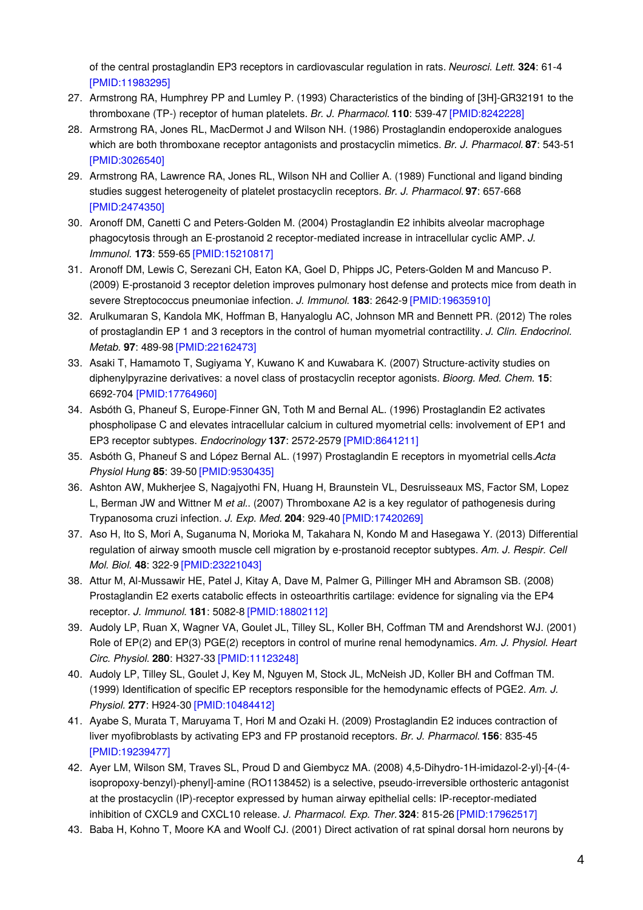of the central prostaglandin EP3 receptors in cardiovascular regulation in rats. *Neurosci. Lett.* **324**: 61-4 [PMID:11983295]

27. Armstrong RA, Humphrey PP and Lumley P. (1993) Characteristics of the binding of [3H]-GR32191 to the thromboxane (TP-) receptor of human platelets. *Br. J. Pharmacol.* **110**: 539-47 [PMID:8242228]
28. Armstrong RA, Jones RL, MacDermot J and Wilson NH. (1986) Prostaglandin endoperoxide analogues which are both thromboxane receptor antagonists and prostacyclin mimetics. *Br. J. Pharmacol.* **87**: 543-51 [PMID:3026540]
29. Armstrong RA, Lawrence RA, Jones RL, Wilson NH and Collier A. (1989) Functional and ligand binding studies suggest heterogeneity of platelet prostacyclin receptors. *Br. J. Pharmacol.* **97**: 657-668 [PMID:2474350]
30. Aronoff DM, Canetti C and Peters-Golden M. (2004) Prostaglandin E2 inhibits alveolar macrophage phagocytosis through an E-prostanoid 2 receptor-mediated increase in intracellular cyclic AMP. *J. Immunol.* **173**: 559-65 [PMID:15210817]
31. Aronoff DM, Lewis C, Serezani CH, Eaton KA, Goel D, Phipps JC, Peters-Golden M and Mancuso P. (2009) E-prostanoid 3 receptor deletion improves pulmonary host defense and protects mice from death in severe Streptococcus pneumoniae infection. *J. Immunol.* **183**: 2642-9 [PMID:19635910]
32. Arulkumaran S, Kandola MK, Hoffman B, Hanyaloglu AC, Johnson MR and Bennett PR. (2012) The roles of prostaglandin EP 1 and 3 receptors in the control of human myometrial contractility. *J. Clin. Endocrinol. Metab.* **97**: 489-98 [PMID:22162473]
33. Asaki T, Hamamoto T, Sugiyama Y, Kuwano K and Kuwabara K. (2007) Structure-activity studies on diphenylpyrazine derivatives: a novel class of prostacyclin receptor agonists. *Bioorg. Med. Chem.* **15**: 6692-704 [PMID:17764960]
34. Asbóth G, Phaneuf S, Europe-Finner GN, Toth M and Bernal AL. (1996) Prostaglandin E2 activates phospholipase C and elevates intracellular calcium in cultured myometrial cells: involvement of EP1 and EP3 receptor subtypes. *Endocrinology* **137**: 2572-2579 [PMID:8641211]
35. Asbóth G, Phaneuf S and López Bernal AL. (1997) Prostaglandin E receptors in myometrial cells.*Acta Physiol Hung* **85**: 39-50 [PMID:9530435]
36. Ashton AW, Mukherjee S, Nagajyothi FN, Huang H, Braunstein VL, Desruisseaux MS, Factor SM, Lopez L, Berman JW and Wittner M *et al.*. (2007) Thromboxane A2 is a key regulator of pathogenesis during Trypanosoma cruzi infection. *J. Exp. Med.* **204**: 929-40 [PMID:17420269]
37. Aso H, Ito S, Mori A, Suganuma N, Morioka M, Takahara N, Kondo M and Hasegawa Y. (2013) Differential regulation of airway smooth muscle cell migration by e-prostanoid receptor subtypes. *Am. J. Respir. Cell Mol. Biol.* **48**: 322-9 [PMID:23221043]
38. Attur M, Al-Mussawir HE, Patel J, Kitay A, Dave M, Palmer G, Pillinger MH and Abramson SB. (2008) Prostaglandin E2 exerts catabolic effects in osteoarthritis cartilage: evidence for signaling via the EP4 receptor. *J. Immunol.* **181**: 5082-8 [PMID:18802112]
39. Audoly LP, Ruan X, Wagner VA, Goulet JL, Tilley SL, Koller BH, Coffman TM and Arendshorst WJ. (2001) Role of EP(2) and EP(3) PGE(2) receptors in control of murine renal hemodynamics. *Am. J. Physiol. Heart Circ. Physiol.* **280**: H327-33 [PMID:11123248]
40. Audoly LP, Tilley SL, Goulet J, Key M, Nguyen M, Stock JL, McNeish JD, Koller BH and Coffman TM. (1999) Identification of specific EP receptors responsible for the hemodynamic effects of PGE2. *Am. J. Physiol.* **277**: H924-30 [PMID:10484412]
41. Ayabe S, Murata T, Maruyama T, Hori M and Ozaki H. (2009) Prostaglandin E2 induces contraction of liver myofibroblasts by activating EP3 and FP prostanoid receptors. *Br. J. Pharmacol.* **156**: 835-45 [PMID:19239477]
42. Ayer LM, Wilson SM, Traves SL, Proud D and Giembycz MA. (2008) 4,5-Dihydro-1H-imidazol-2-yl)-[4-(4-isopropoxy-benzyl)-phenyl]-amine (RO1138452) is a selective, pseudo-irreversible orthosteric antagonist at the prostacyclin (IP)-receptor expressed by human airway epithelial cells: IP-receptor-mediated inhibition of CXCL9 and CXCL10 release. *J. Pharmacol. Exp. Ther.* **324**: 815-26 [PMID:17962517]
43. Baba H, Kohno T, Moore KA and Woolf CJ. (2001) Direct activation of rat spinal dorsal horn neurons by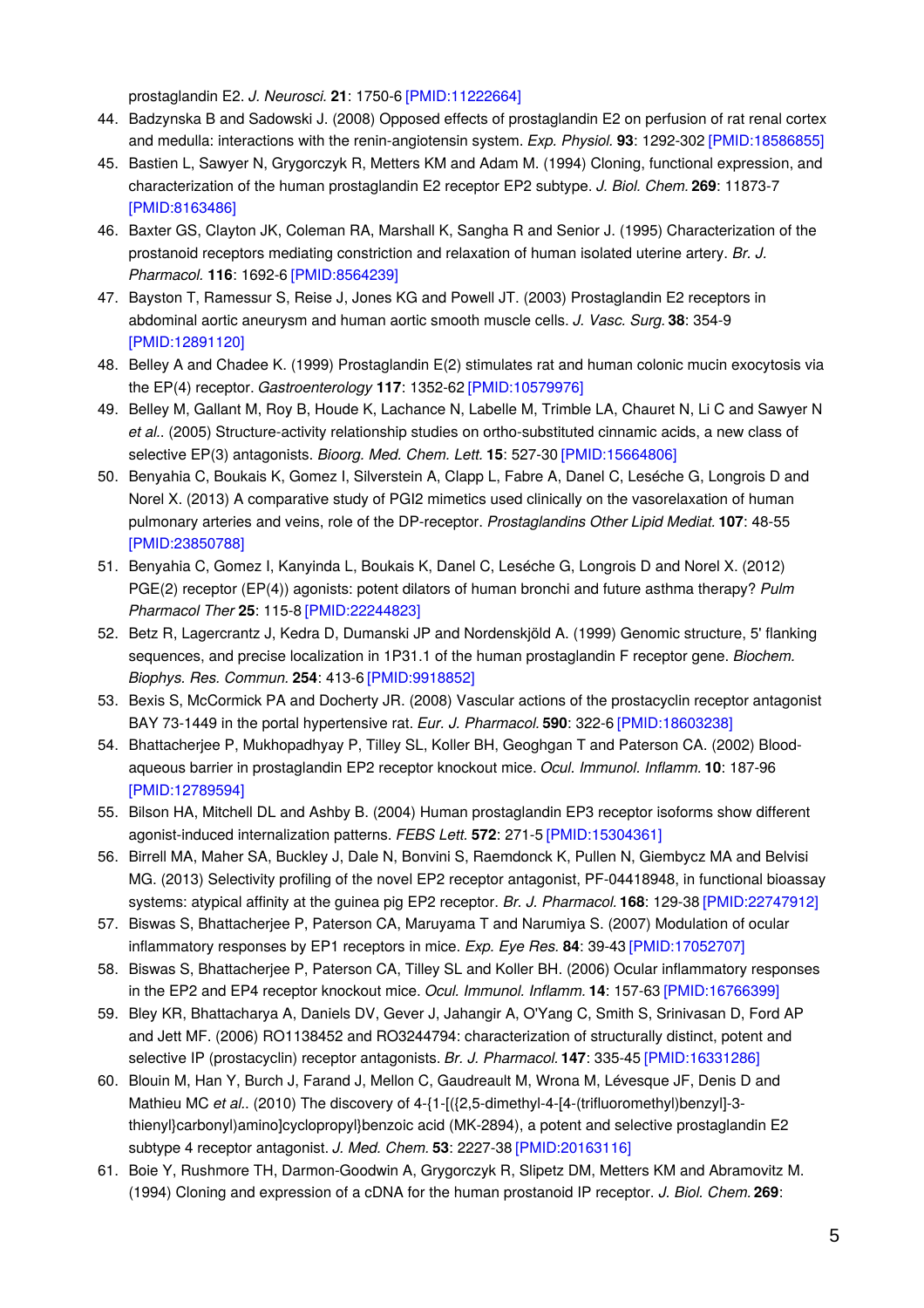prostaglandin E2. *J. Neurosci.* **21**: 1750-6 [PMID:11222664]

44. Badzynska B and Sadowski J. (2008) Opposed effects of prostaglandin E2 on perfusion of rat renal cortex and medulla: interactions with the renin-angiotensin system. *Exp. Physiol.* **93**: 1292-302 [PMID:18586855]
45. Bastien L, Sawyer N, Grygorczyk R, Metters KM and Adam M. (1994) Cloning, functional expression, and characterization of the human prostaglandin E2 receptor EP2 subtype. *J. Biol. Chem.* **269**: 11873-7 [PMID:8163486]
46. Baxter GS, Clayton JK, Coleman RA, Marshall K, Sangha R and Senior J. (1995) Characterization of the prostanoid receptors mediating constriction and relaxation of human isolated uterine artery. *Br. J. Pharmacol.* **116**: 1692-6 [PMID:8564239]
47. Bayston T, Ramessur S, Reise J, Jones KG and Powell JT. (2003) Prostaglandin E2 receptors in abdominal aortic aneurysm and human aortic smooth muscle cells. *J. Vasc. Surg.* **38**: 354-9 [PMID:12891120]
48. Belley A and Chadee K. (1999) Prostaglandin E(2) stimulates rat and human colonic mucin exocytosis via the EP(4) receptor. *Gastroenterology* **117**: 1352-62 [PMID:10579976]
49. Belley M, Gallant M, Roy B, Houde K, Lachance N, Labelle M, Trimble LA, Chauret N, Li C and Sawyer N *et al.*. (2005) Structure-activity relationship studies on ortho-substituted cinnamic acids, a new class of selective EP(3) antagonists. *Bioorg. Med. Chem. Lett.* **15**: 527-30 [PMID:15664806]
50. Benyahia C, Boukais K, Gomez I, Silverstein A, Clapp L, Fabre A, Danel C, Leséche G, Longrois D and Norel X. (2013) A comparative study of PGI2 mimetics used clinically on the vasorelaxation of human pulmonary arteries and veins, role of the DP-receptor. *Prostaglandins Other Lipid Mediat.* **107**: 48-55 [PMID:23850788]
51. Benyahia C, Gomez I, Kanyinda L, Boukais K, Danel C, Leséche G, Longrois D and Norel X. (2012) PGE(2) receptor (EP(4)) agonists: potent dilators of human bronchi and future asthma therapy? *Pulm Pharmacol Ther* **25**: 115-8 [PMID:22244823]
52. Betz R, Lagercrantz J, Kedra D, Dumanski JP and Nordenskjöld A. (1999) Genomic structure, 5' flanking sequences, and precise localization in 1P31.1 of the human prostaglandin F receptor gene. *Biochem. Biophys. Res. Commun.* **254**: 413-6 [PMID:9918852]
53. Bexis S, McCormick PA and Docherty JR. (2008) Vascular actions of the prostacyclin receptor antagonist BAY 73-1449 in the portal hypertensive rat. *Eur. J. Pharmacol.* **590**: 322-6 [PMID:18603238]
54. Bhattacherjee P, Mukhopadhyay P, Tilley SL, Koller BH, Geoghgan T and Paterson CA. (2002) Blood-aqueous barrier in prostaglandin EP2 receptor knockout mice. *Ocul. Immunol. Inflamm.* **10**: 187-96 [PMID:12789594]
55. Bilson HA, Mitchell DL and Ashby B. (2004) Human prostaglandin EP3 receptor isoforms show different agonist-induced internalization patterns. *FEBS Lett.* **572**: 271-5 [PMID:15304361]
56. Birrell MA, Maher SA, Buckley J, Dale N, Bonvini S, Raemdonck K, Pullen N, Giembycz MA and Belvisi MG. (2013) Selectivity profiling of the novel EP2 receptor antagonist, PF-04418948, in functional bioassay systems: atypical affinity at the guinea pig EP2 receptor. *Br. J. Pharmacol.* **168**: 129-38 [PMID:22747912]
57. Biswas S, Bhattacherjee P, Paterson CA, Maruyama T and Narumiya S. (2007) Modulation of ocular inflammatory responses by EP1 receptors in mice. *Exp. Eye Res.* **84**: 39-43 [PMID:17052707]
58. Biswas S, Bhattacherjee P, Paterson CA, Tilley SL and Koller BH. (2006) Ocular inflammatory responses in the EP2 and EP4 receptor knockout mice. *Ocul. Immunol. Inflamm.* **14**: 157-63 [PMID:16766399]
59. Bley KR, Bhattacharya A, Daniels DV, Gever J, Jahangir A, O'Yang C, Smith S, Srinivasan D, Ford AP and Jett MF. (2006) RO1138452 and RO3244794: characterization of structurally distinct, potent and selective IP (prostacyclin) receptor antagonists. *Br. J. Pharmacol.* **147**: 335-45 [PMID:16331286]
60. Blouin M, Han Y, Burch J, Farand J, Mellon C, Gaudreault M, Wrona M, Lévesque JF, Denis D and Mathieu MC *et al.*. (2010) The discovery of 4-{1-[({2,5-dimethyl-4-[4-(trifluoromethyl)benzyl]-3-thienyl}carbonyl)amino]cyclopropyl}benzoic acid (MK-2894), a potent and selective prostaglandin E2 subtype 4 receptor antagonist. *J. Med. Chem.* **53**: 2227-38 [PMID:20163116]
61. Boie Y, Rushmore TH, Darmon-Goodwin A, Grygorczyk R, Slipetz DM, Metters KM and Abramovitz M. (1994) Cloning and expression of a cDNA for the human prostanoid IP receptor. *J. Biol. Chem.* **269**: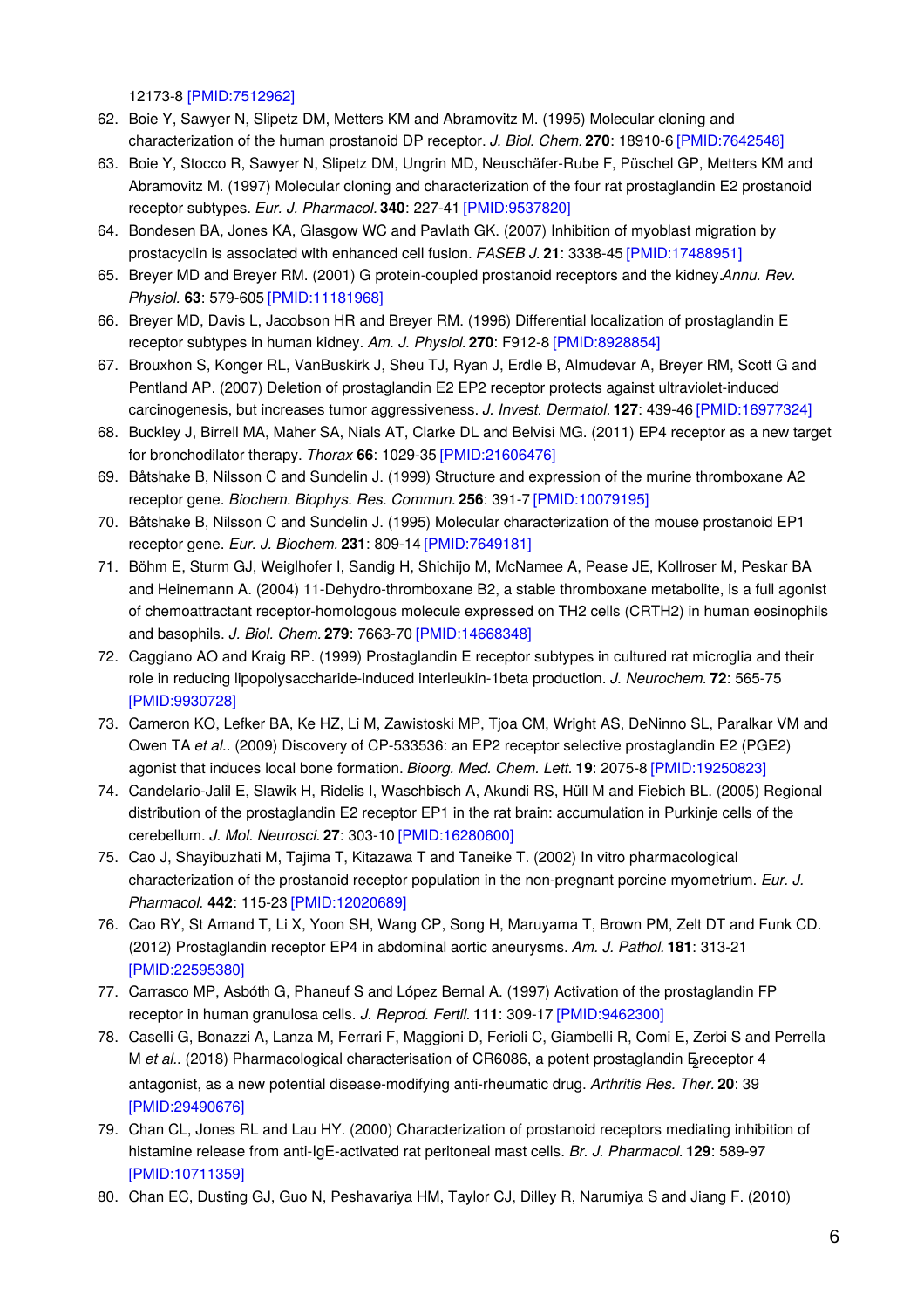12173-8 [PMID:7512962]

62. Boie Y, Sawyer N, Slipetz DM, Metters KM and Abramovitz M. (1995) Molecular cloning and characterization of the human prostanoid DP receptor. *J. Biol. Chem.* **270**: 18910-6 [PMID:7642548]
63. Boie Y, Stocco R, Sawyer N, Slipetz DM, Ungrin MD, Neuschäfer-Rube F, Püschel GP, Metters KM and Abramovitz M. (1997) Molecular cloning and characterization of the four rat prostaglandin E2 prostanoid receptor subtypes. *Eur. J. Pharmacol.* **340**: 227-41 [PMID:9537820]
64. Bondesen BA, Jones KA, Glasgow WC and Pavlath GK. (2007) Inhibition of myoblast migration by prostacyclin is associated with enhanced cell fusion. *FASEB J.* **21**: 3338-45 [PMID:17488951]
65. Breyer MD and Breyer RM. (2001) G protein-coupled prostanoid receptors and the kidney.*Annu. Rev. Physiol.* **63**: 579-605 [PMID:11181968]
66. Breyer MD, Davis L, Jacobson HR and Breyer RM. (1996) Differential localization of prostaglandin E receptor subtypes in human kidney. *Am. J. Physiol.* **270**: F912-8 [PMID:8928854]
67. Brouxhon S, Konger RL, VanBuskirk J, Sheu TJ, Ryan J, Erdle B, Almudevar A, Breyer RM, Scott G and Pentland AP. (2007) Deletion of prostaglandin E2 EP2 receptor protects against ultraviolet-induced carcinogenesis, but increases tumor aggressiveness. *J. Invest. Dermatol.* **127**: 439-46 [PMID:16977324]
68. Buckley J, Birrell MA, Maher SA, Nials AT, Clarke DL and Belvisi MG. (2011) EP4 receptor as a new target for bronchodilator therapy. *Thorax* **66**: 1029-35 [PMID:21606476]
69. Båtshake B, Nilsson C and Sundelin J. (1999) Structure and expression of the murine thromboxane A2 receptor gene. *Biochem. Biophys. Res. Commun.* **256**: 391-7 [PMID:10079195]
70. Båtshake B, Nilsson C and Sundelin J. (1995) Molecular characterization of the mouse prostanoid EP1 receptor gene. *Eur. J. Biochem.* **231**: 809-14 [PMID:7649181]
71. Böhm E, Sturm GJ, Weiglhofer I, Sandig H, Shichijo M, McNamee A, Pease JE, Kollroser M, Peskar BA and Heinemann A. (2004) 11-Dehydro-thromboxane B2, a stable thromboxane metabolite, is a full agonist of chemoattractant receptor-homologous molecule expressed on TH2 cells (CRTH2) in human eosinophils and basophils. *J. Biol. Chem.* **279**: 7663-70 [PMID:14668348]
72. Caggiano AO and Kraig RP. (1999) Prostaglandin E receptor subtypes in cultured rat microglia and their role in reducing lipopolysaccharide-induced interleukin-1beta production. *J. Neurochem.* **72**: 565-75 [PMID:9930728]
73. Cameron KO, Lefker BA, Ke HZ, Li M, Zawistoski MP, Tjoa CM, Wright AS, DeNinno SL, Paralkar VM and Owen TA *et al.*. (2009) Discovery of CP-533536: an EP2 receptor selective prostaglandin E2 (PGE2) agonist that induces local bone formation. *Bioorg. Med. Chem. Lett.* **19**: 2075-8 [PMID:19250823]
74. Candelario-Jalil E, Slawik H, Ridelis I, Waschbisch A, Akundi RS, Hüll M and Fiebich BL. (2005) Regional distribution of the prostaglandin E2 receptor EP1 in the rat brain: accumulation in Purkinje cells of the cerebellum. *J. Mol. Neurosci.* **27**: 303-10 [PMID:16280600]
75. Cao J, Shayibuzhati M, Tajima T, Kitazawa T and Taneike T. (2002) In vitro pharmacological characterization of the prostanoid receptor population in the non-pregnant porcine myometrium. *Eur. J. Pharmacol.* **442**: 115-23 [PMID:12020689]
76. Cao RY, St Amand T, Li X, Yoon SH, Wang CP, Song H, Maruyama T, Brown PM, Zelt DT and Funk CD. (2012) Prostaglandin receptor EP4 in abdominal aortic aneurysms. *Am. J. Pathol.* **181**: 313-21 [PMID:22595380]
77. Carrasco MP, Asbóth G, Phaneuf S and López Bernal A. (1997) Activation of the prostaglandin FP receptor in human granulosa cells. *J. Reprod. Fertil.* **111**: 309-17 [PMID:9462300]
78. Caselli G, Bonazzi A, Lanza M, Ferrari F, Maggioni D, Ferioli C, Giambelli R, Comi E, Zerbi S and Perrella M *et al.*. (2018) Pharmacological characterisation of CR6086, a potent prostaglandin $E_2$ receptor 4 antagonist, as a new potential disease-modifying anti-rheumatic drug. *Arthritis Res. Ther.* **20**: 39 [PMID:29490676]
79. Chan CL, Jones RL and Lau HY. (2000) Characterization of prostanoid receptors mediating inhibition of histamine release from anti-IgE-activated rat peritoneal mast cells. *Br. J. Pharmacol.* **129**: 589-97 [PMID:10711359]
80. Chan EC, Dusting GJ, Guo N, Peshavariya HM, Taylor CJ, Dilley R, Narumiya S and Jiang F. (2010)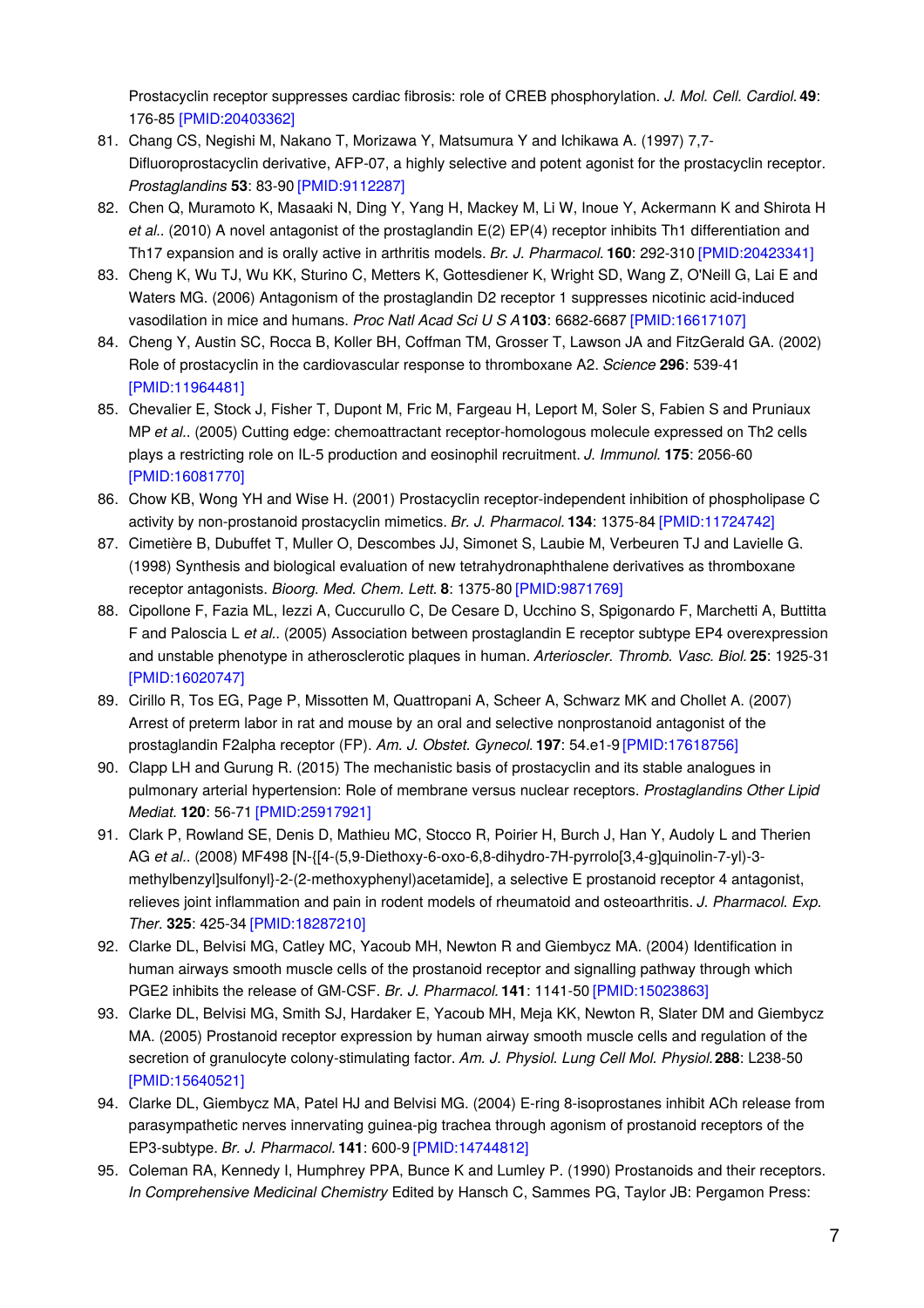Prostacyclin receptor suppresses cardiac fibrosis: role of CREB phosphorylation. *J. Mol. Cell. Cardiol.* **49**: 176-85 [PMID:20403362]

81. Chang CS, Negishi M, Nakano T, Morizawa Y, Matsumura Y and Ichikawa A. (1997) 7,7-Difluoroprostacyclin derivative, AFP-07, a highly selective and potent agonist for the prostacyclin receptor. *Prostaglandins* **53**: 83-90 [PMID:9112287]
82. Chen Q, Muramoto K, Masaaki N, Ding Y, Yang H, Mackey M, Li W, Inoue Y, Ackermann K and Shirota H *et al.*. (2010) A novel antagonist of the prostaglandin E(2) EP(4) receptor inhibits Th1 differentiation and Th17 expansion and is orally active in arthritis models. *Br. J. Pharmacol.* **160**: 292-310 [PMID:20423341]
83. Cheng K, Wu TJ, Wu KK, Sturino C, Metters K, Gottesdiener K, Wright SD, Wang Z, O'Neill G, Lai E and Waters MG. (2006) Antagonism of the prostaglandin D2 receptor 1 suppresses nicotinic acid-induced vasodilation in mice and humans. *Proc Natl Acad Sci U S A* **103**: 6682-6687 [PMID:16617107]
84. Cheng Y, Austin SC, Rocca B, Koller BH, Coffman TM, Grosser T, Lawson JA and FitzGerald GA. (2002) Role of prostacyclin in the cardiovascular response to thromboxane A2. *Science* **296**: 539-41 [PMID:11964481]
85. Chevalier E, Stock J, Fisher T, Dupont M, Fric M, Fargeau H, Leport M, Soler S, Fabien S and Pruniaux MP *et al.*. (2005) Cutting edge: chemoattractant receptor-homologous molecule expressed on Th2 cells plays a restricting role on IL-5 production and eosinophil recruitment. *J. Immunol.* **175**: 2056-60 [PMID:16081770]
86. Chow KB, Wong YH and Wise H. (2001) Prostacyclin receptor-independent inhibition of phospholipase C activity by non-prostanoid prostacyclin mimetics. *Br. J. Pharmacol.* **134**: 1375-84 [PMID:11724742]
87. Cimetière B, Dubuffet T, Muller O, Descombes JJ, Simonet S, Laubie M, Verbeuren TJ and Lavielle G. (1998) Synthesis and biological evaluation of new tetrahydronaphthalene derivatives as thromboxane receptor antagonists. *Bioorg. Med. Chem. Lett.* **8**: 1375-80 [PMID:9871769]
88. Cipollone F, Fazia ML, Iezzi A, Cuccurullo C, De Cesare D, Ucchino S, Spigonardo F, Marchetti A, Buttitta F and Paloscia L *et al.*. (2005) Association between prostaglandin E receptor subtype EP4 overexpression and unstable phenotype in atherosclerotic plaques in human. *Arterioscler. Thromb. Vasc. Biol.* **25**: 1925-31 [PMID:16020747]
89. Cirillo R, Tos EG, Page P, Missotten M, Quattropani A, Scheer A, Schwarz MK and Chollet A. (2007) Arrest of preterm labor in rat and mouse by an oral and selective nonprostanoid antagonist of the prostaglandin F2alpha receptor (FP). *Am. J. Obstet. Gynecol.* **197**: 54.e1-9 [PMID:17618756]
90. Clapp LH and Gurung R. (2015) The mechanistic basis of prostacyclin and its stable analogues in pulmonary arterial hypertension: Role of membrane versus nuclear receptors. *Prostaglandins Other Lipid Mediat.* **120**: 56-71 [PMID:25917921]
91. Clark P, Rowland SE, Denis D, Mathieu MC, Stocco R, Poirier H, Burch J, Han Y, Audoly L and Therien AG *et al.*. (2008) MF498 [N-{[4-(5,9-Diethoxy-6-oxo-6,8-dihydro-7H-pyrrolo[3,4-g]quinolin-7-yl)-3-methylbenzyl]sulfonyl}-2-(2-methoxyphenyl)acetamide], a selective E prostanoid receptor 4 antagonist, relieves joint inflammation and pain in rodent models of rheumatoid and osteoarthritis. *J. Pharmacol. Exp. Ther.* **325**: 425-34 [PMID:18287210]
92. Clarke DL, Belvisi MG, Catley MC, Yacoub MH, Newton R and Giembycz MA. (2004) Identification in human airways smooth muscle cells of the prostanoid receptor and signalling pathway through which PGE2 inhibits the release of GM-CSF. *Br. J. Pharmacol.* **141**: 1141-50 [PMID:15023863]
93. Clarke DL, Belvisi MG, Smith SJ, Hardaker E, Yacoub MH, Meja KK, Newton R, Slater DM and Giembycz MA. (2005) Prostanoid receptor expression by human airway smooth muscle cells and regulation of the secretion of granulocyte colony-stimulating factor. *Am. J. Physiol. Lung Cell Mol. Physiol.* **288**: L238-50 [PMID:15640521]
94. Clarke DL, Giembycz MA, Patel HJ and Belvisi MG. (2004) E-ring 8-isoprostanes inhibit ACh release from parasympathetic nerves innervating guinea-pig trachea through agonism of prostanoid receptors of the EP3-subtype. *Br. J. Pharmacol.* **141**: 600-9 [PMID:14744812]
95. Coleman RA, Kennedy I, Humphrey PPA, Bunce K and Lumley P. (1990) Prostanoids and their receptors. *In Comprehensive Medicinal Chemistry* Edited by Hansch C, Sammes PG, Taylor JB: Pergamon Press: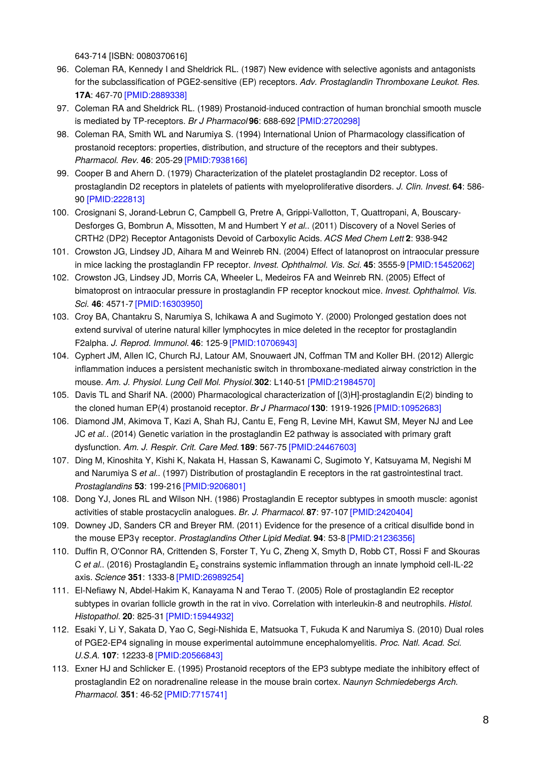643-714 [ISBN: 0080370616]

96. Coleman RA, Kennedy I and Sheldrick RL. (1987) New evidence with selective agonists and antagonists for the subclassification of PGE2-sensitive (EP) receptors. *Adv. Prostaglandin Thromboxane Leukot. Res.* **17A**: 467-70 [PMID:2889338]
97. Coleman RA and Sheldrick RL. (1989) Prostanoid-induced contraction of human bronchial smooth muscle is mediated by TP-receptors. *Br J Pharmacol* **96**: 688-692 [PMID:2720298]
98. Coleman RA, Smith WL and Narumiya S. (1994) International Union of Pharmacology classification of prostanoid receptors: properties, distribution, and structure of the receptors and their subtypes. *Pharmacol. Rev.* **46**: 205-29 [PMID:7938166]
99. Cooper B and Ahern D. (1979) Characterization of the platelet prostaglandin D2 receptor. Loss of prostaglandin D2 receptors in platelets of patients with myeloproliferative disorders. *J. Clin. Invest.* **64**: 586-90 [PMID:222813]
100. Crosignani S, Jorand-Lebrun C, Campbell G, Pretre A, Grippi-Vallotton, T, Quattropani, A, Bouscary-Desforges G, Bombrun A, Missotten, M and Humbert Y *et al.*. (2011) Discovery of a Novel Series of CRTH2 (DP2) Receptor Antagonists Devoid of Carboxylic Acids. *ACS Med Chem Lett* **2**: 938-942
101. Crowston JG, Lindsey JD, Aihara M and Weinreb RN. (2004) Effect of latanoprost on intraocular pressure in mice lacking the prostaglandin FP receptor. *Invest. Ophthalmol. Vis. Sci.* **45**: 3555-9 [PMID:15452062]
102. Crowston JG, Lindsey JD, Morris CA, Wheeler L, Medeiros FA and Weinreb RN. (2005) Effect of bimatoprost on intraocular pressure in prostaglandin FP receptor knockout mice. *Invest. Ophthalmol. Vis. Sci.* **46**: 4571-7 [PMID:16303950]
103. Croy BA, Chantakru S, Narumiya S, Ichikawa A and Sugimoto Y. (2000) Prolonged gestation does not extend survival of uterine natural killer lymphocytes in mice deleted in the receptor for prostaglandin F2alpha. *J. Reprod. Immunol.* **46**: 125-9 [PMID:10706943]
104. Cyphert JM, Allen IC, Church RJ, Latour AM, Snouwaert JN, Coffman TM and Koller BH. (2012) Allergic inflammation induces a persistent mechanistic switch in thromboxane-mediated airway constriction in the mouse. *Am. J. Physiol. Lung Cell Mol. Physiol.* **302**: L140-51 [PMID:21984570]
105. Davis TL and Sharif NA. (2000) Pharmacological characterization of [(3)H]-prostaglandin E(2) binding to the cloned human EP(4) prostanoid receptor. *Br J Pharmacol* **130**: 1919-1926 [PMID:10952683]
106. Diamond JM, Akimova T, Kazi A, Shah RJ, Cantu E, Feng R, Levine MH, Kawut SM, Meyer NJ and Lee JC *et al.*. (2014) Genetic variation in the prostaglandin E2 pathway is associated with primary graft dysfunction. *Am. J. Respir. Crit. Care Med.* **189**: 567-75 [PMID:24467603]
107. Ding M, Kinoshita Y, Kishi K, Nakata H, Hassan S, Kawanami C, Sugimoto Y, Katsuyama M, Negishi M and Narumiya S *et al.*. (1997) Distribution of prostaglandin E receptors in the rat gastrointestinal tract. *Prostaglandins* **53**: 199-216 [PMID:9206801]
108. Dong YJ, Jones RL and Wilson NH. (1986) Prostaglandin E receptor subtypes in smooth muscle: agonist activities of stable prostacyclin analogues. *Br. J. Pharmacol.* **87**: 97-107 [PMID:2420404]
109. Downey JD, Sanders CR and Breyer RM. (2011) Evidence for the presence of a critical disulfide bond in the mouse EP3γ receptor. *Prostaglandins Other Lipid Mediat.* **94**: 53-8 [PMID:21236356]
110. Duffin R, O'Connor RA, Crittenden S, Forster T, Yu C, Zheng X, Smyth D, Robb CT, Rossi F and Skouras C *et al.*. (2016) Prostaglandin $E_2$ constrains systemic inflammation through an innate lymphoid cell-IL-22 axis. *Science* **351**: 1333-8 [PMID:26989254]
111. El-Nefiawy N, Abdel-Hakim K, Kanayama N and Terao T. (2005) Role of prostaglandin E2 receptor subtypes in ovarian follicle growth in the rat in vivo. Correlation with interleukin-8 and neutrophils. *Histol. Histopathol.* **20**: 825-31 [PMID:15944932]
112. Esaki Y, Li Y, Sakata D, Yao C, Segi-Nishida E, Matsuoka T, Fukuda K and Narumiya S. (2010) Dual roles of PGE2-EP4 signaling in mouse experimental autoimmune encephalomyelitis. *Proc. Natl. Acad. Sci. U.S.A.* **107**: 12233-8 [PMID:20566843]
113. Exner HJ and Schlicker E. (1995) Prostanoid receptors of the EP3 subtype mediate the inhibitory effect of prostaglandin E2 on noradrenaline release in the mouse brain cortex. *Naunyn Schmiedebergs Arch. Pharmacol.* **351**: 46-52 [PMID:7715741]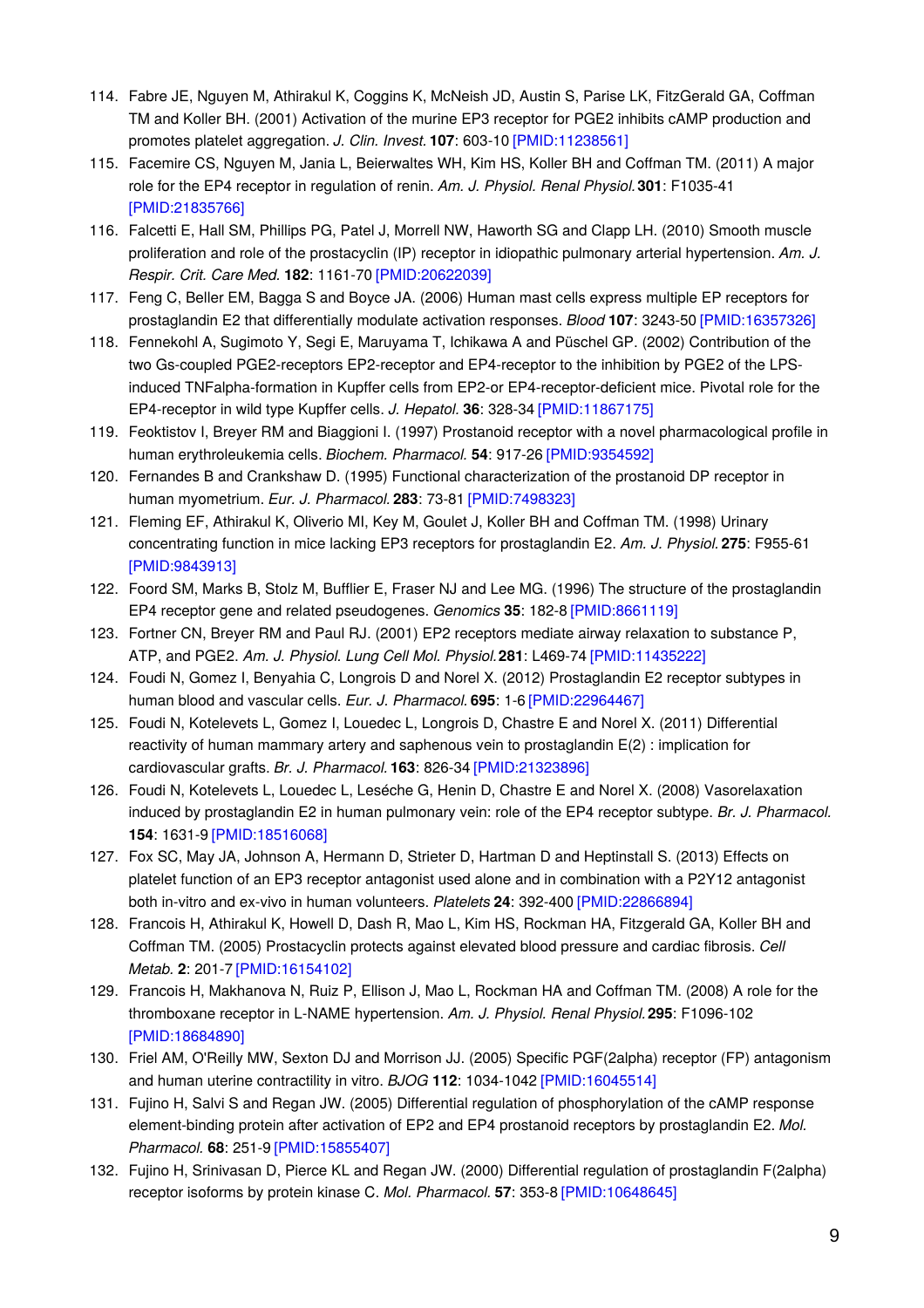114. Fabre JE, Nguyen M, Athirakul K, Coggins K, McNeish JD, Austin S, Parise LK, FitzGerald GA, Coffman TM and Koller BH. (2001) Activation of the murine EP3 receptor for PGE2 inhibits cAMP production and promotes platelet aggregation. *J. Clin. Invest.* **107**: 603-10 [PMID:11238561]
115. Facemire CS, Nguyen M, Jania L, Beierwaltes WH, Kim HS, Koller BH and Coffman TM. (2011) A major role for the EP4 receptor in regulation of renin. *Am. J. Physiol. Renal Physiol.* **301**: F1035-41 [PMID:21835766]
116. Falcetti E, Hall SM, Phillips PG, Patel J, Morrell NW, Haworth SG and Clapp LH. (2010) Smooth muscle proliferation and role of the prostacyclin (IP) receptor in idiopathic pulmonary arterial hypertension. *Am. J. Respir. Crit. Care Med.* **182**: 1161-70 [PMID:20622039]
117. Feng C, Beller EM, Bagga S and Boyce JA. (2006) Human mast cells express multiple EP receptors for prostaglandin E2 that differentially modulate activation responses. *Blood* **107**: 3243-50 [PMID:16357326]
118. Fennekohl A, Sugimoto Y, Segi E, Maruyama T, Ichikawa A and Püschel GP. (2002) Contribution of the two Gs-coupled PGE2-receptors EP2-receptor and EP4-receptor to the inhibition by PGE2 of the LPS-induced TNFalpha-formation in Kupffer cells from EP2-or EP4-receptor-deficient mice. Pivotal role for the EP4-receptor in wild type Kupffer cells. *J. Hepatol.* **36**: 328-34 [PMID:11867175]
119. Feoktistov I, Breyer RM and Biaggioni I. (1997) Prostanoid receptor with a novel pharmacological profile in human erythroleukemia cells. *Biochem. Pharmacol.* **54**: 917-26 [PMID:9354592]
120. Fernandes B and Crankshaw D. (1995) Functional characterization of the prostanoid DP receptor in human myometrium. *Eur. J. Pharmacol.* **283**: 73-81 [PMID:7498323]
121. Fleming EF, Athirakul K, Oliverio MI, Key M, Goulet J, Koller BH and Coffman TM. (1998) Urinary concentrating function in mice lacking EP3 receptors for prostaglandin E2. *Am. J. Physiol.* **275**: F955-61 [PMID:9843913]
122. Foord SM, Marks B, Stolz M, Bufflier E, Fraser NJ and Lee MG. (1996) The structure of the prostaglandin EP4 receptor gene and related pseudogenes. *Genomics* **35**: 182-8 [PMID:8661119]
123. Fortner CN, Breyer RM and Paul RJ. (2001) EP2 receptors mediate airway relaxation to substance P, ATP, and PGE2. *Am. J. Physiol. Lung Cell Mol. Physiol.* **281**: L469-74 [PMID:11435222]
124. Foudi N, Gomez I, Benyahia C, Longrois D and Norel X. (2012) Prostaglandin E2 receptor subtypes in human blood and vascular cells. *Eur. J. Pharmacol.* **695**: 1-6 [PMID:22964467]
125. Foudi N, Kotelevets L, Gomez I, Louedec L, Longrois D, Chastre E and Norel X. (2011) Differential reactivity of human mammary artery and saphenous vein to prostaglandin E(2) : implication for cardiovascular grafts. *Br. J. Pharmacol.* **163**: 826-34 [PMID:21323896]
126. Foudi N, Kotelevets L, Louedec L, Leséche G, Henin D, Chastre E and Norel X. (2008) Vasorelaxation induced by prostaglandin E2 in human pulmonary vein: role of the EP4 receptor subtype. *Br. J. Pharmacol.* **154**: 1631-9 [PMID:18516068]
127. Fox SC, May JA, Johnson A, Hermann D, Strieter D, Hartman D and Heptinstall S. (2013) Effects on platelet function of an EP3 receptor antagonist used alone and in combination with a P2Y12 antagonist both in-vitro and ex-vivo in human volunteers. *Platelets* **24**: 392-400 [PMID:22866894]
128. Francois H, Athirakul K, Howell D, Dash R, Mao L, Kim HS, Rockman HA, Fitzgerald GA, Koller BH and Coffman TM. (2005) Prostacyclin protects against elevated blood pressure and cardiac fibrosis. *Cell Metab.* **2**: 201-7 [PMID:16154102]
129. Francois H, Makhanova N, Ruiz P, Ellison J, Mao L, Rockman HA and Coffman TM. (2008) A role for the thromboxane receptor in L-NAME hypertension. *Am. J. Physiol. Renal Physiol.* **295**: F1096-102 [PMID:18684890]
130. Friel AM, O'Reilly MW, Sexton DJ and Morrison JJ. (2005) Specific PGF(2alpha) receptor (FP) antagonism and human uterine contractility in vitro. *BJOG* **112**: 1034-1042 [PMID:16045514]
131. Fujino H, Salvi S and Regan JW. (2005) Differential regulation of phosphorylation of the cAMP response element-binding protein after activation of EP2 and EP4 prostanoid receptors by prostaglandin E2. *Mol. Pharmacol.* **68**: 251-9 [PMID:15855407]
132. Fujino H, Srinivasan D, Pierce KL and Regan JW. (2000) Differential regulation of prostaglandin F(2alpha) receptor isoforms by protein kinase C. *Mol. Pharmacol.* **57**: 353-8 [PMID:10648645]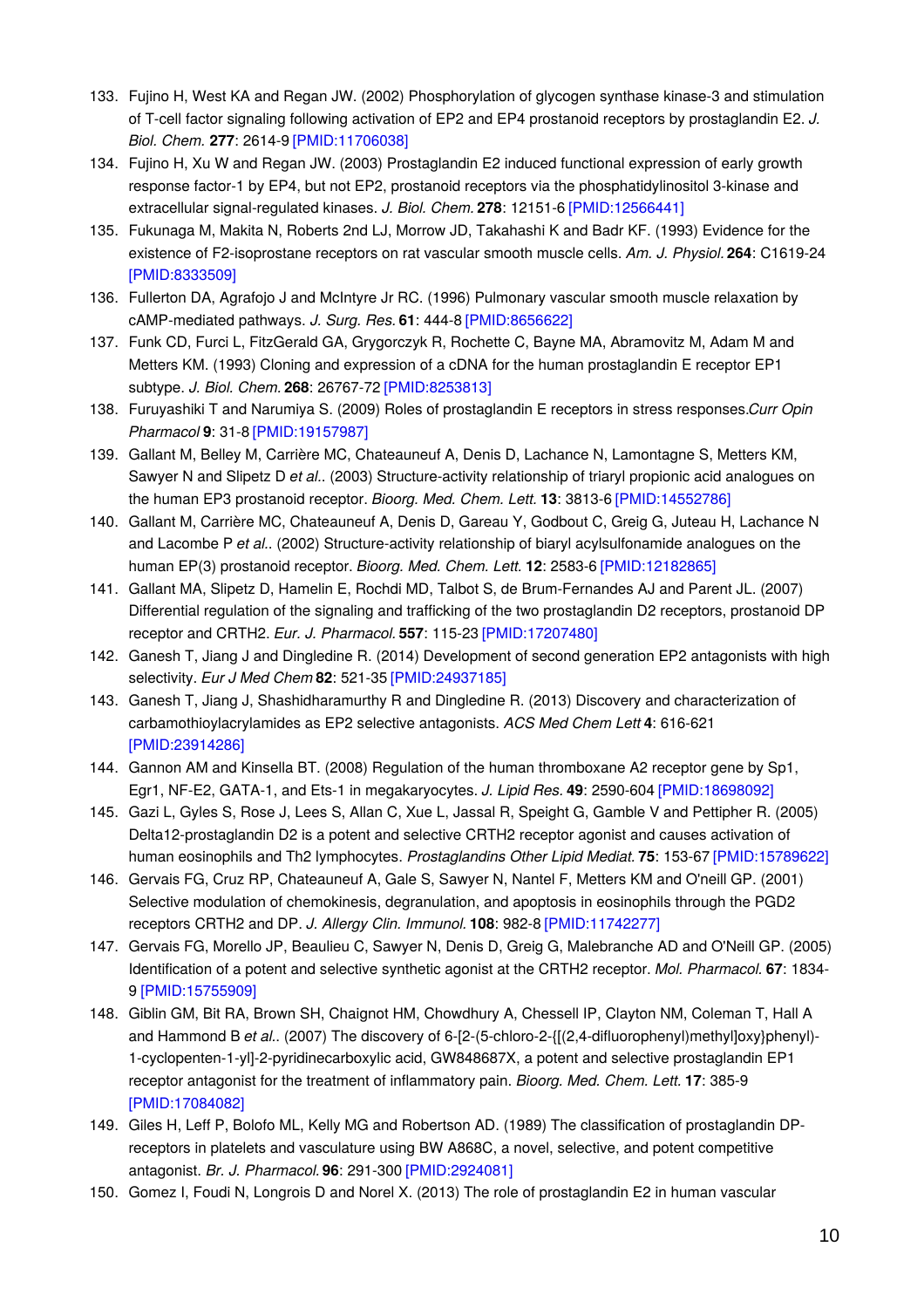133. Fujino H, West KA and Regan JW. (2002) Phosphorylation of glycogen synthase kinase-3 and stimulation of T-cell factor signaling following activation of EP2 and EP4 prostanoid receptors by prostaglandin E2. *J. Biol. Chem.* **277**: 2614-9 [PMID:11706038]
134. Fujino H, Xu W and Regan JW. (2003) Prostaglandin E2 induced functional expression of early growth response factor-1 by EP4, but not EP2, prostanoid receptors via the phosphatidylinositol 3-kinase and extracellular signal-regulated kinases. *J. Biol. Chem.* **278**: 12151-6 [PMID:12566441]
135. Fukunaga M, Makita N, Roberts 2nd LJ, Morrow JD, Takahashi K and Badr KF. (1993) Evidence for the existence of F2-isoprostane receptors on rat vascular smooth muscle cells. *Am. J. Physiol.* **264**: C1619-24 [PMID:8333509]
136. Fullerton DA, Agrafojo J and McIntyre Jr RC. (1996) Pulmonary vascular smooth muscle relaxation by cAMP-mediated pathways. *J. Surg. Res.* **61**: 444-8 [PMID:8656622]
137. Funk CD, Furci L, FitzGerald GA, Grygorczyk R, Rochette C, Bayne MA, Abramovitz M, Adam M and Metters KM. (1993) Cloning and expression of a cDNA for the human prostaglandin E receptor EP1 subtype. *J. Biol. Chem.* **268**: 26767-72 [PMID:8253813]
138. Furuyashiki T and Narumiya S. (2009) Roles of prostaglandin E receptors in stress responses.*Curr Opin Pharmacol* **9**: 31-8 [PMID:19157987]
139. Gallant M, Belley M, Carrière MC, Chateauneuf A, Denis D, Lachance N, Lamontagne S, Metters KM, Sawyer N and Slipetz D *et al.*. (2003) Structure-activity relationship of triaryl propionic acid analogues on the human EP3 prostanoid receptor. *Bioorg. Med. Chem. Lett.* **13**: 3813-6 [PMID:14552786]
140. Gallant M, Carrière MC, Chateauneuf A, Denis D, Gareau Y, Godbout C, Greig G, Juteau H, Lachance N and Lacombe P *et al.*. (2002) Structure-activity relationship of biaryl acylsulfonamide analogues on the human EP(3) prostanoid receptor. *Bioorg. Med. Chem. Lett.* **12**: 2583-6 [PMID:12182865]
141. Gallant MA, Slipetz D, Hamelin E, Rochdi MD, Talbot S, de Brum-Fernandes AJ and Parent JL. (2007) Differential regulation of the signaling and trafficking of the two prostaglandin D2 receptors, prostanoid DP receptor and CRTH2. *Eur. J. Pharmacol.* **557**: 115-23 [PMID:17207480]
142. Ganesh T, Jiang J and Dingledine R. (2014) Development of second generation EP2 antagonists with high selectivity. *Eur J Med Chem* **82**: 521-35 [PMID:24937185]
143. Ganesh T, Jiang J, Shashidharamurthy R and Dingledine R. (2013) Discovery and characterization of carbamothioylacrylamides as EP2 selective antagonists. *ACS Med Chem Lett* **4**: 616-621 [PMID:23914286]
144. Gannon AM and Kinsella BT. (2008) Regulation of the human thromboxane A2 receptor gene by Sp1, Egr1, NF-E2, GATA-1, and Ets-1 in megakaryocytes. *J. Lipid Res.* **49**: 2590-604 [PMID:18698092]
145. Gazi L, Gyles S, Rose J, Lees S, Allan C, Xue L, Jassal R, Speight G, Gamble V and Pettipher R. (2005) Delta12-prostaglandin D2 is a potent and selective CRTH2 receptor agonist and causes activation of human eosinophils and Th2 lymphocytes. *Prostaglandins Other Lipid Mediat.* **75**: 153-67 [PMID:15789622]
146. Gervais FG, Cruz RP, Chateauneuf A, Gale S, Sawyer N, Nantel F, Metters KM and O'neill GP. (2001) Selective modulation of chemokinesis, degranulation, and apoptosis in eosinophils through the PGD2 receptors CRTH2 and DP. *J. Allergy Clin. Immunol.* **108**: 982-8 [PMID:11742277]
147. Gervais FG, Morello JP, Beaulieu C, Sawyer N, Denis D, Greig G, Malebranche AD and O'Neill GP. (2005) Identification of a potent and selective synthetic agonist at the CRTH2 receptor. *Mol. Pharmacol.* **67**: 1834-9 [PMID:15755909]
148. Giblin GM, Bit RA, Brown SH, Chaignot HM, Chowdhury A, Chessell IP, Clayton NM, Coleman T, Hall A and Hammond B *et al.*. (2007) The discovery of 6-[2-(5-chloro-2-{[(2,4-difluorophenyl)methyl]oxy}phenyl)-1-cyclopenten-1-yl]-2-pyridinecarboxylic acid, GW848687X, a potent and selective prostaglandin EP1 receptor antagonist for the treatment of inflammatory pain. *Bioorg. Med. Chem. Lett.* **17**: 385-9 [PMID:17084082]
149. Giles H, Leff P, Bolofo ML, Kelly MG and Robertson AD. (1989) The classification of prostaglandin DP-receptors in platelets and vasculature using BW A868C, a novel, selective, and potent competitive antagonist. *Br. J. Pharmacol.* **96**: 291-300 [PMID:2924081]
150. Gomez I, Foudi N, Longrois D and Norel X. (2013) The role of prostaglandin E2 in human vascular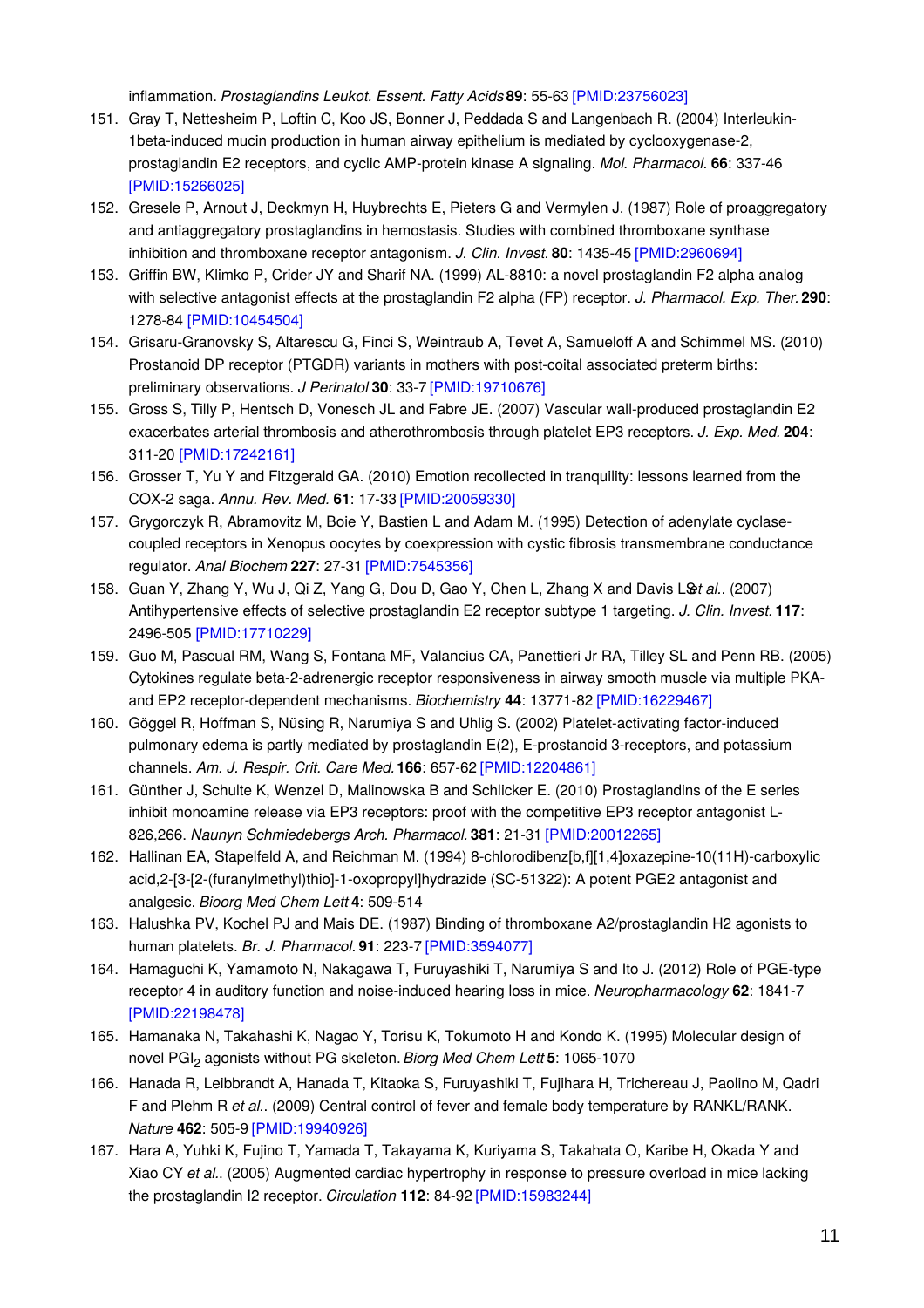inflammation. *Prostaglandins Leukot. Essent. Fatty Acids* **89**: 55-63 [PMID:23756023]

151. Gray T, Nettesheim P, Loftin C, Koo JS, Bonner J, Peddada S and Langenbach R. (2004) Interleukin-1beta-induced mucin production in human airway epithelium is mediated by cyclooxygenase-2, prostaglandin E2 receptors, and cyclic AMP-protein kinase A signaling. *Mol. Pharmacol.* **66**: 337-46 [PMID:15266025]
152. Gresele P, Arnout J, Deckmyn H, Huybrechts E, Pieters G and Vermylen J. (1987) Role of proaggregatory and antiaggregatory prostaglandins in hemostasis. Studies with combined thromboxane synthase inhibition and thromboxane receptor antagonism. *J. Clin. Invest.* **80**: 1435-45 [PMID:2960694]
153. Griffin BW, Klimko P, Crider JY and Sharif NA. (1999) AL-8810: a novel prostaglandin F2 alpha analog with selective antagonist effects at the prostaglandin F2 alpha (FP) receptor. *J. Pharmacol. Exp. Ther.* **290**: 1278-84 [PMID:10454504]
154. Grisaru-Granovsky S, Altarescu G, Finci S, Weintraub A, Tevet A, Samueloff A and Schimmel MS. (2010) Prostanoid DP receptor (PTGDR) variants in mothers with post-coital associated preterm births: preliminary observations. *J Perinatol* **30**: 33-7 [PMID:19710676]
155. Gross S, Tilly P, Hentsch D, Vonesch JL and Fabre JE. (2007) Vascular wall-produced prostaglandin E2 exacerbates arterial thrombosis and atherothrombosis through platelet EP3 receptors. *J. Exp. Med.* **204**: 311-20 [PMID:17242161]
156. Grosser T, Yu Y and Fitzgerald GA. (2010) Emotion recollected in tranquility: lessons learned from the COX-2 saga. *Annu. Rev. Med.* **61**: 17-33 [PMID:20059330]
157. Grygorczyk R, Abramovitz M, Boie Y, Bastien L and Adam M. (1995) Detection of adenylate cyclase-coupled receptors in Xenopus oocytes by coexpression with cystic fibrosis transmembrane conductance regulator. *Anal Biochem* **227**: 27-31 [PMID:7545356]
158. Guan Y, Zhang Y, Wu J, Qi Z, Yang G, Dou D, Gao Y, Chen L, Zhang X and Davis LS *et al.*. (2007) Antihypertensive effects of selective prostaglandin E2 receptor subtype 1 targeting. *J. Clin. Invest.* **117**: 2496-505 [PMID:17710229]
159. Guo M, Pascual RM, Wang S, Fontana MF, Valancius CA, Panettieri Jr RA, Tilley SL and Penn RB. (2005) Cytokines regulate beta-2-adrenergic receptor responsiveness in airway smooth muscle via multiple PKA- and EP2 receptor-dependent mechanisms. *Biochemistry* **44**: 13771-82 [PMID:16229467]
160. Göggel R, Hoffman S, Nüsing R, Narumiya S and Uhlig S. (2002) Platelet-activating factor-induced pulmonary edema is partly mediated by prostaglandin E(2), E-prostanoid 3-receptors, and potassium channels. *Am. J. Respir. Crit. Care Med.* **166**: 657-62 [PMID:12204861]
161. Günther J, Schulte K, Wenzel D, Malinowska B and Schlicker E. (2010) Prostaglandins of the E series inhibit monoamine release via EP3 receptors: proof with the competitive EP3 receptor antagonist L-826,266. *Naunyn Schmiedebergs Arch. Pharmacol.* **381**: 21-31 [PMID:20012265]
162. Hallinan EA, Stapelfeld A, and Reichman M. (1994) 8-chlorodibenz[b,f][1,4]oxazepine-10(11H)-carboxylic acid,2-[3-[2-(furanylmethyl)thio]-1-oxopropyl]hydrazide (SC-51322): A potent PGE2 antagonist and analgesic. *Bioorg Med Chem Lett* **4**: 509-514
163. Halushka PV, Kochel PJ and Mais DE. (1987) Binding of thromboxane A2/prostaglandin H2 agonists to human platelets. *Br. J. Pharmacol.* **91**: 223-7 [PMID:3594077]
164. Hamaguchi K, Yamamoto N, Nakagawa T, Furuyashiki T, Narumiya S and Ito J. (2012) Role of PGE-type receptor 4 in auditory function and noise-induced hearing loss in mice. *Neuropharmacology* **62**: 1841-7 [PMID:22198478]
165. Hamanaka N, Takahashi K, Nagao Y, Torisu K, Tokumoto H and Kondo K. (1995) Molecular design of novel $PGI_2$ agonists without PG skeleton. *Biorg Med Chem Lett* **5**: 1065-1070
166. Hanada R, Leibbrandt A, Hanada T, Kitaoka S, Furuyashiki T, Fujihara H, Trichereau J, Paolino M, Qadri F and Plehm R *et al.*. (2009) Central control of fever and female body temperature by RANKL/RANK. *Nature* **462**: 505-9 [PMID:19940926]
167. Hara A, Yuhki K, Fujino T, Yamada T, Takayama K, Kuriyama S, Takahata O, Karibe H, Okada Y and Xiao CY *et al.*. (2005) Augmented cardiac hypertrophy in response to pressure overload in mice lacking the prostaglandin I2 receptor. *Circulation* **112**: 84-92 [PMID:15983244]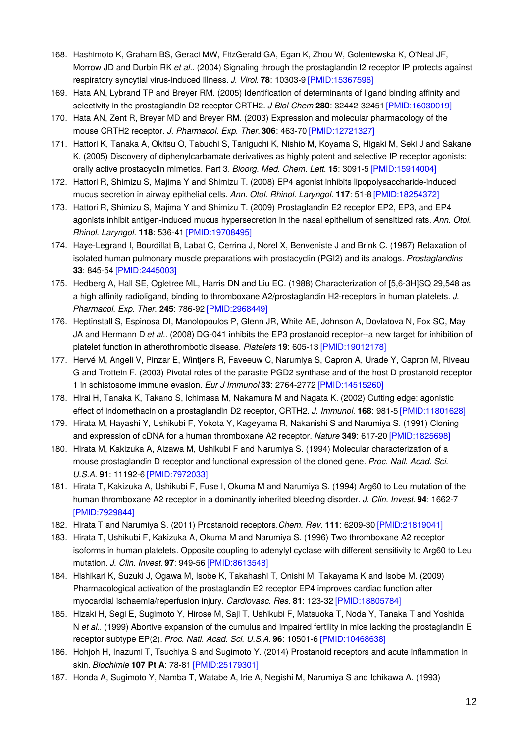168. Hashimoto K, Graham BS, Geraci MW, FitzGerald GA, Egan K, Zhou W, Goleniewska K, O'Neal JF, Morrow JD and Durbin RK *et al.*. (2004) Signaling through the prostaglandin I2 receptor IP protects against respiratory syncytial virus-induced illness. *J. Virol.* **78**: 10303-9 [PMID:15367596]
169. Hata AN, Lybrand TP and Breyer RM. (2005) Identification of determinants of ligand binding affinity and selectivity in the prostaglandin D2 receptor CRTH2. *J Biol Chem* **280**: 32442-32451 [PMID:16030019]
170. Hata AN, Zent R, Breyer MD and Breyer RM. (2003) Expression and molecular pharmacology of the mouse CRTH2 receptor. *J. Pharmacol. Exp. Ther.* **306**: 463-70 [PMID:12721327]
171. Hattori K, Tanaka A, Okitsu O, Tabuchi S, Taniguchi K, Nishio M, Koyama S, Higaki M, Seki J and Sakane K. (2005) Discovery of diphenylcarbamate derivatives as highly potent and selective IP receptor agonists: orally active prostacyclin mimetics. Part 3. *Bioorg. Med. Chem. Lett.* **15**: 3091-5 [PMID:15914004]
172. Hattori R, Shimizu S, Majima Y and Shimizu T. (2008) EP4 agonist inhibits lipopolysaccharide-induced mucus secretion in airway epithelial cells. *Ann. Otol. Rhinol. Laryngol.* **117**: 51-8 [PMID:18254372]
173. Hattori R, Shimizu S, Majima Y and Shimizu T. (2009) Prostaglandin E2 receptor EP2, EP3, and EP4 agonists inhibit antigen-induced mucus hypersecretion in the nasal epithelium of sensitized rats. *Ann. Otol. Rhinol. Laryngol.* **118**: 536-41 [PMID:19708495]
174. Haye-Legrand I, Bourdillat B, Labat C, Cerrina J, Norel X, Benveniste J and Brink C. (1987) Relaxation of isolated human pulmonary muscle preparations with prostacyclin (PGI2) and its analogs. *Prostaglandins* **33**: 845-54 [PMID:2445003]
175. Hedberg A, Hall SE, Ogletree ML, Harris DN and Liu EC. (1988) Characterization of [5,6-3H]SQ 29,548 as a high affinity radioligand, binding to thromboxane A2/prostaglandin H2-receptors in human platelets. *J. Pharmacol. Exp. Ther.* **245**: 786-92 [PMID:2968449]
176. Heptinstall S, Espinosa DI, Manolopoulos P, Glenn JR, White AE, Johnson A, Dovlatova N, Fox SC, May JA and Hermann D *et al.*. (2008) DG-041 inhibits the EP3 prostanoid receptor--a new target for inhibition of platelet function in atherothrombotic disease. *Platelets* **19**: 605-13 [PMID:19012178]
177. Hervé M, Angeli V, Pinzar E, Wintjens R, Faveeuw C, Narumiya S, Capron A, Urade Y, Capron M, Riveau G and Trottein F. (2003) Pivotal roles of the parasite PGD2 synthase and of the host D prostanoid receptor 1 in schistosome immune evasion. *Eur J Immunol* **33**: 2764-2772 [PMID:14515260]
178. Hirai H, Tanaka K, Takano S, Ichimasa M, Nakamura M and Nagata K. (2002) Cutting edge: agonistic effect of indomethacin on a prostaglandin D2 receptor, CRTH2. *J. Immunol.* **168**: 981-5 [PMID:11801628]
179. Hirata M, Hayashi Y, Ushikubi F, Yokota Y, Kageyama R, Nakanishi S and Narumiya S. (1991) Cloning and expression of cDNA for a human thromboxane A2 receptor. *Nature* **349**: 617-20 [PMID:1825698]
180. Hirata M, Kakizuka A, Aizawa M, Ushikubi F and Narumiya S. (1994) Molecular characterization of a mouse prostaglandin D receptor and functional expression of the cloned gene. *Proc. Natl. Acad. Sci. U.S.A.* **91**: 11192-6 [PMID:7972033]
181. Hirata T, Kakizuka A, Ushikubi F, Fuse I, Okuma M and Narumiya S. (1994) Arg60 to Leu mutation of the human thromboxane A2 receptor in a dominantly inherited bleeding disorder. *J. Clin. Invest.* **94**: 1662-7 [PMID:7929844]
182. Hirata T and Narumiya S. (2011) Prostanoid receptors.*Chem. Rev.* **111**: 6209-30 [PMID:21819041]
183. Hirata T, Ushikubi F, Kakizuka A, Okuma M and Narumiya S. (1996) Two thromboxane A2 receptor isoforms in human platelets. Opposite coupling to adenylyl cyclase with different sensitivity to Arg60 to Leu mutation. *J. Clin. Invest.* **97**: 949-56 [PMID:8613548]
184. Hishikari K, Suzuki J, Ogawa M, Isobe K, Takahashi T, Onishi M, Takayama K and Isobe M. (2009) Pharmacological activation of the prostaglandin E2 receptor EP4 improves cardiac function after myocardial ischaemia/reperfusion injury. *Cardiovasc. Res.* **81**: 123-32 [PMID:18805784]
185. Hizaki H, Segi E, Sugimoto Y, Hirose M, Saji T, Ushikubi F, Matsuoka T, Noda Y, Tanaka T and Yoshida N *et al.*. (1999) Abortive expansion of the cumulus and impaired fertility in mice lacking the prostaglandin E receptor subtype EP(2). *Proc. Natl. Acad. Sci. U.S.A.* **96**: 10501-6 [PMID:10468638]
186. Hohjoh H, Inazumi T, Tsuchiya S and Sugimoto Y. (2014) Prostanoid receptors and acute inflammation in skin. *Biochimie* **107 Pt A**: 78-81 [PMID:25179301]
187. Honda A, Sugimoto Y, Namba T, Watabe A, Irie A, Negishi M, Narumiya S and Ichikawa A. (1993)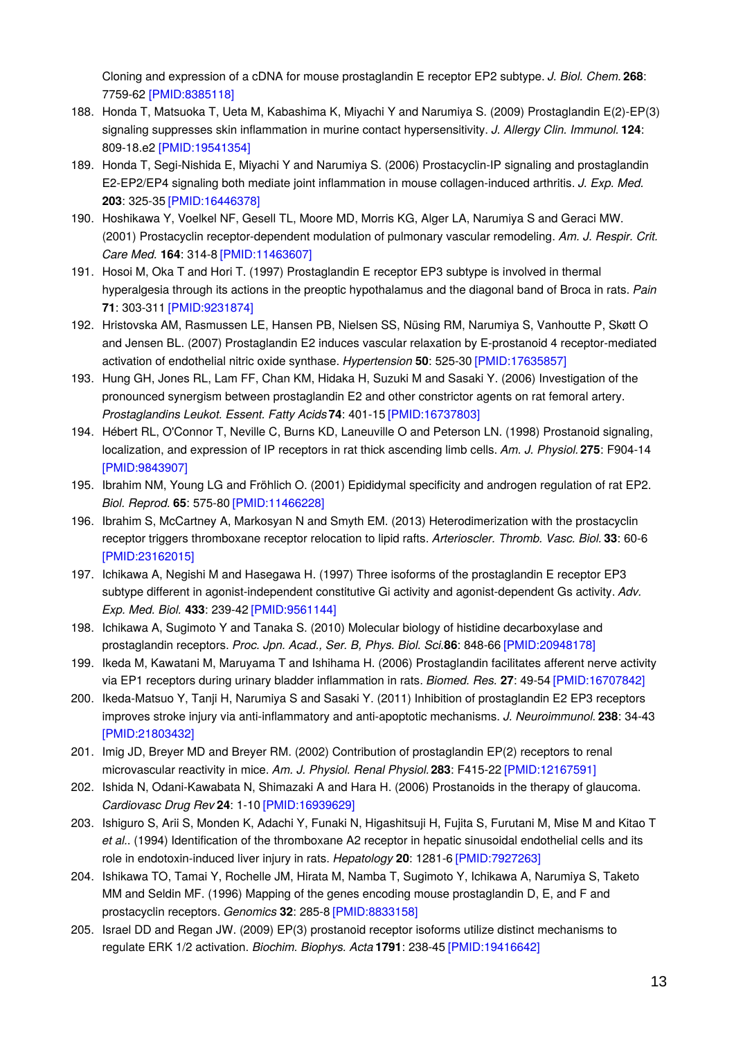Cloning and expression of a cDNA for mouse prostaglandin E receptor EP2 subtype. *J. Biol. Chem.* **268**: 7759-62 [PMID:8385118]

188. Honda T, Matsuoka T, Ueta M, Kabashima K, Miyachi Y and Narumiya S. (2009) Prostaglandin E(2)-EP(3) signaling suppresses skin inflammation in murine contact hypersensitivity. *J. Allergy Clin. Immunol.* **124**: 809-18.e2 [PMID:19541354]
189. Honda T, Segi-Nishida E, Miyachi Y and Narumiya S. (2006) Prostacyclin-IP signaling and prostaglandin E2-EP2/EP4 signaling both mediate joint inflammation in mouse collagen-induced arthritis. *J. Exp. Med.* **203**: 325-35 [PMID:16446378]
190. Hoshikawa Y, Voelkel NF, Gesell TL, Moore MD, Morris KG, Alger LA, Narumiya S and Geraci MW. (2001) Prostacyclin receptor-dependent modulation of pulmonary vascular remodeling. *Am. J. Respir. Crit. Care Med.* **164**: 314-8 [PMID:11463607]
191. Hosoi M, Oka T and Hori T. (1997) Prostaglandin E receptor EP3 subtype is involved in thermal hyperalgesia through its actions in the preoptic hypothalamus and the diagonal band of Broca in rats. *Pain* **71**: 303-311 [PMID:9231874]
192. Hristovska AM, Rasmussen LE, Hansen PB, Nielsen SS, Nüsing RM, Narumiya S, Vanhoutte P, Skøtt O and Jensen BL. (2007) Prostaglandin E2 induces vascular relaxation by E-prostanoid 4 receptor-mediated activation of endothelial nitric oxide synthase. *Hypertension* **50**: 525-30 [PMID:17635857]
193. Hung GH, Jones RL, Lam FF, Chan KM, Hidaka H, Suzuki M and Sasaki Y. (2006) Investigation of the pronounced synergism between prostaglandin E2 and other constrictor agents on rat femoral artery. *Prostaglandins Leukot. Essent. Fatty Acids* **74**: 401-15 [PMID:16737803]
194. Hébert RL, O'Connor T, Neville C, Burns KD, Laneuville O and Peterson LN. (1998) Prostanoid signaling, localization, and expression of IP receptors in rat thick ascending limb cells. *Am. J. Physiol.* **275**: F904-14 [PMID:9843907]
195. Ibrahim NM, Young LG and Fröhlich O. (2001) Epididymal specificity and androgen regulation of rat EP2. *Biol. Reprod.* **65**: 575-80 [PMID:11466228]
196. Ibrahim S, McCartney A, Markosyan N and Smyth EM. (2013) Heterodimerization with the prostacyclin receptor triggers thromboxane receptor relocation to lipid rafts. *Arterioscler. Thromb. Vasc. Biol.* **33**: 60-6 [PMID:23162015]
197. Ichikawa A, Negishi M and Hasegawa H. (1997) Three isoforms of the prostaglandin E receptor EP3 subtype different in agonist-independent constitutive Gi activity and agonist-dependent Gs activity. *Adv. Exp. Med. Biol.* **433**: 239-42 [PMID:9561144]
198. Ichikawa A, Sugimoto Y and Tanaka S. (2010) Molecular biology of histidine decarboxylase and prostaglandin receptors. *Proc. Jpn. Acad., Ser. B, Phys. Biol. Sci.* **86**: 848-66 [PMID:20948178]
199. Ikeda M, Kawatani M, Maruyama T and Ishihama H. (2006) Prostaglandin facilitates afferent nerve activity via EP1 receptors during urinary bladder inflammation in rats. *Biomed. Res.* **27**: 49-54 [PMID:16707842]
200. Ikeda-Matsuo Y, Tanji H, Narumiya S and Sasaki Y. (2011) Inhibition of prostaglandin E2 EP3 receptors improves stroke injury via anti-inflammatory and anti-apoptotic mechanisms. *J. Neuroimmunol.* **238**: 34-43 [PMID:21803432]
201. Imig JD, Breyer MD and Breyer RM. (2002) Contribution of prostaglandin EP(2) receptors to renal microvascular reactivity in mice. *Am. J. Physiol. Renal Physiol.* **283**: F415-22 [PMID:12167591]
202. Ishida N, Odani-Kawabata N, Shimazaki A and Hara H. (2006) Prostanoids in the therapy of glaucoma. *Cardiovasc Drug Rev* **24**: 1-10 [PMID:16939629]
203. Ishiguro S, Arii S, Monden K, Adachi Y, Funaki N, Higashitsuji H, Fujita S, Furutani M, Mise M and Kitao T *et al.*. (1994) Identification of the thromboxane A2 receptor in hepatic sinusoidal endothelial cells and its role in endotoxin-induced liver injury in rats. *Hepatology* **20**: 1281-6 [PMID:7927263]
204. Ishikawa TO, Tamai Y, Rochelle JM, Hirata M, Namba T, Sugimoto Y, Ichikawa A, Narumiya S, Taketo MM and Seldin MF. (1996) Mapping of the genes encoding mouse prostaglandin D, E, and F and prostacyclin receptors. *Genomics* **32**: 285-8 [PMID:8833158]
205. Israel DD and Regan JW. (2009) EP(3) prostanoid receptor isoforms utilize distinct mechanisms to regulate ERK 1/2 activation. *Biochim. Biophys. Acta* **1791**: 238-45 [PMID:19416642]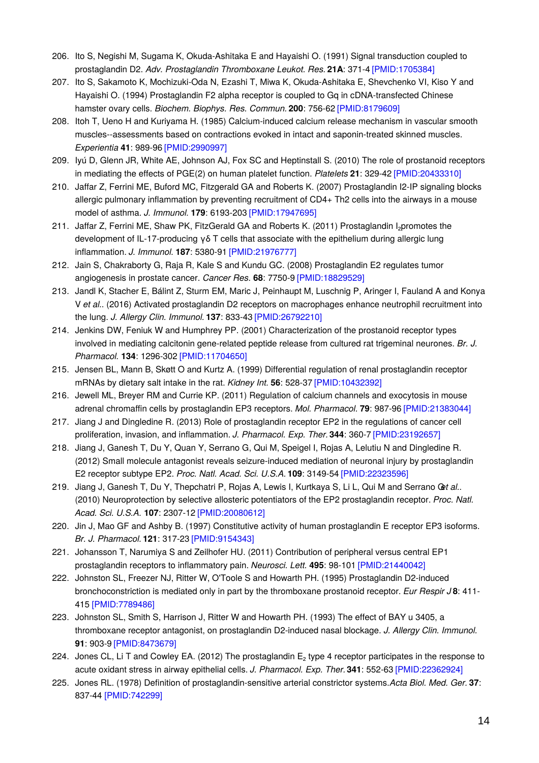206. Ito S, Negishi M, Sugama K, Okuda-Ashitaka E and Hayaishi O. (1991) Signal transduction coupled to prostaglandin D2. *Adv. Prostaglandin Thromboxane Leukot. Res.* **21A**: 371-4 [PMID:1705384]
207. Ito S, Sakamoto K, Mochizuki-Oda N, Ezashi T, Miwa K, Okuda-Ashitaka E, Shevchenko VI, Kiso Y and Hayaishi O. (1994) Prostaglandin F2 alpha receptor is coupled to Gq in cDNA-transfected Chinese hamster ovary cells. *Biochem. Biophys. Res. Commun.* **200**: 756-62 [PMID:8179609]
208. Itoh T, Ueno H and Kuriyama H. (1985) Calcium-induced calcium release mechanism in vascular smooth muscles--assessments based on contractions evoked in intact and saponin-treated skinned muscles. *Experientia* **41**: 989-96 [PMID:2990997]
209. Iyú D, Glenn JR, White AE, Johnson AJ, Fox SC and Heptinstall S. (2010) The role of prostanoid receptors in mediating the effects of PGE(2) on human platelet function. *Platelets* **21**: 329-42 [PMID:20433310]
210. Jaffar Z, Ferrini ME, Buford MC, Fitzgerald GA and Roberts K. (2007) Prostaglandin I2-IP signaling blocks allergic pulmonary inflammation by preventing recruitment of CD4+ Th2 cells into the airways in a mouse model of asthma. *J. Immunol.* **179**: 6193-203 [PMID:17947695]
211. Jaffar Z, Ferrini ME, Shaw PK, FitzGerald GA and Roberts K. (2011) Prostaglandin $I_2$promotes the development of IL-17-producing γδ T cells that associate with the epithelium during allergic lung inflammation. *J. Immunol.* **187**: 5380-91 [PMID:21976777]
212. Jain S, Chakraborty G, Raja R, Kale S and Kundu GC. (2008) Prostaglandin E2 regulates tumor angiogenesis in prostate cancer. *Cancer Res.* **68**: 7750-9 [PMID:18829529]
213. Jandl K, Stacher E, Bálint Z, Sturm EM, Maric J, Peinhaupt M, Luschnig P, Aringer I, Fauland A and Konya V *et al.*. (2016) Activated prostaglandin D2 receptors on macrophages enhance neutrophil recruitment into the lung. *J. Allergy Clin. Immunol.* **137**: 833-43 [PMID:26792210]
214. Jenkins DW, Feniuk W and Humphrey PP. (2001) Characterization of the prostanoid receptor types involved in mediating calcitonin gene-related peptide release from cultured rat trigeminal neurones. *Br. J. Pharmacol.* **134**: 1296-302 [PMID:11704650]
215. Jensen BL, Mann B, Skøtt O and Kurtz A. (1999) Differential regulation of renal prostaglandin receptor mRNAs by dietary salt intake in the rat. *Kidney Int.* **56**: 528-37 [PMID:10432392]
216. Jewell ML, Breyer RM and Currie KP. (2011) Regulation of calcium channels and exocytosis in mouse adrenal chromaffin cells by prostaglandin EP3 receptors. *Mol. Pharmacol.* **79**: 987-96 [PMID:21383044]
217. Jiang J and Dingledine R. (2013) Role of prostaglandin receptor EP2 in the regulations of cancer cell proliferation, invasion, and inflammation. *J. Pharmacol. Exp. Ther.* **344**: 360-7 [PMID:23192657]
218. Jiang J, Ganesh T, Du Y, Quan Y, Serrano G, Qui M, Speigel I, Rojas A, Lelutiu N and Dingledine R. (2012) Small molecule antagonist reveals seizure-induced mediation of neuronal injury by prostaglandin E2 receptor subtype EP2. *Proc. Natl. Acad. Sci. U.S.A.* **109**: 3149-54 [PMID:22323596]
219. Jiang J, Ganesh T, Du Y, Thepchatri P, Rojas A, Lewis I, Kurtkaya S, Li L, Qui M and Serrano G *et al.*. (2010) Neuroprotection by selective allosteric potentiators of the EP2 prostaglandin receptor. *Proc. Natl. Acad. Sci. U.S.A.* **107**: 2307-12 [PMID:20080612]
220. Jin J, Mao GF and Ashby B. (1997) Constitutive activity of human prostaglandin E receptor EP3 isoforms. *Br. J. Pharmacol.* **121**: 317-23 [PMID:9154343]
221. Johansson T, Narumiya S and Zeilhofer HU. (2011) Contribution of peripheral versus central EP1 prostaglandin receptors to inflammatory pain. *Neurosci. Lett.* **495**: 98-101 [PMID:21440042]
222. Johnston SL, Freezer NJ, Ritter W, O'Toole S and Howarth PH. (1995) Prostaglandin D2-induced bronchoconstriction is mediated only in part by the thromboxane prostanoid receptor. *Eur Respir J* **8**: 411-415 [PMID:7789486]
223. Johnston SL, Smith S, Harrison J, Ritter W and Howarth PH. (1993) The effect of BAY u 3405, a thromboxane receptor antagonist, on prostaglandin D2-induced nasal blockage. *J. Allergy Clin. Immunol.* **91**: 903-9 [PMID:8473679]
224. Jones CL, Li T and Cowley EA. (2012) The prostaglandin $E_2$ type 4 receptor participates in the response to acute oxidant stress in airway epithelial cells. *J. Pharmacol. Exp. Ther.* **341**: 552-63 [PMID:22362924]
225. Jones RL. (1978) Definition of prostaglandin-sensitive arterial constrictor systems. *Acta Biol. Med. Ger.* **37**: 837-44 [PMID:742299]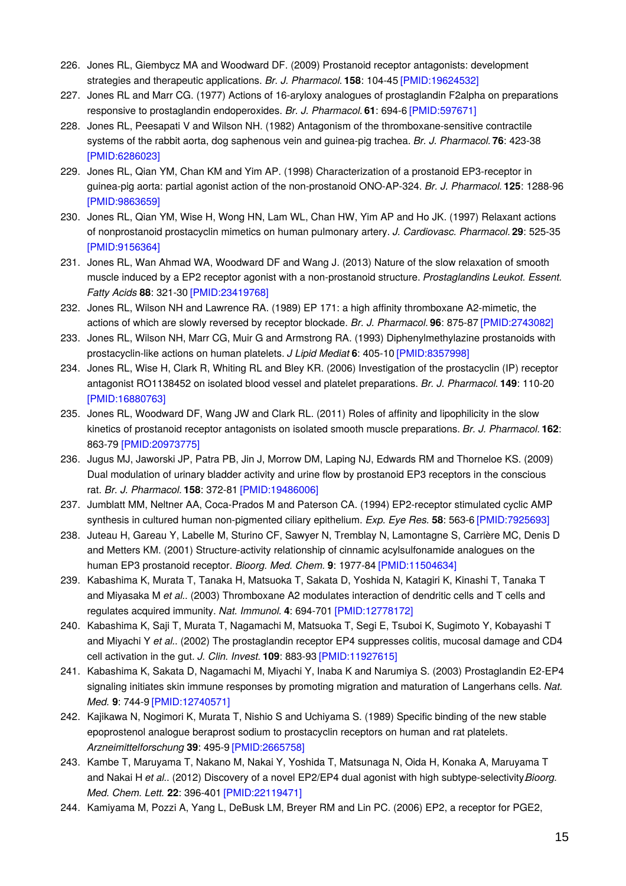226. Jones RL, Giembycz MA and Woodward DF. (2009) Prostanoid receptor antagonists: development strategies and therapeutic applications. *Br. J. Pharmacol.* **158**: 104-45 [PMID:19624532]
227. Jones RL and Marr CG. (1977) Actions of 16-aryloxy analogues of prostaglandin F2alpha on preparations responsive to prostaglandin endoperoxides. *Br. J. Pharmacol.* **61**: 694-6 [PMID:597671]
228. Jones RL, Peesapati V and Wilson NH. (1982) Antagonism of the thromboxane-sensitive contractile systems of the rabbit aorta, dog saphenous vein and guinea-pig trachea. *Br. J. Pharmacol.* **76**: 423-38 [PMID:6286023]
229. Jones RL, Qian YM, Chan KM and Yim AP. (1998) Characterization of a prostanoid EP3-receptor in guinea-pig aorta: partial agonist action of the non-prostanoid ONO-AP-324. *Br. J. Pharmacol.* **125**: 1288-96 [PMID:9863659]
230. Jones RL, Qian YM, Wise H, Wong HN, Lam WL, Chan HW, Yim AP and Ho JK. (1997) Relaxant actions of nonprostanoid prostacyclin mimetics on human pulmonary artery. *J. Cardiovasc. Pharmacol.* **29**: 525-35 [PMID:9156364]
231. Jones RL, Wan Ahmad WA, Woodward DF and Wang J. (2013) Nature of the slow relaxation of smooth muscle induced by a EP2 receptor agonist with a non-prostanoid structure. *Prostaglandins Leukot. Essent. Fatty Acids* **88**: 321-30 [PMID:23419768]
232. Jones RL, Wilson NH and Lawrence RA. (1989) EP 171: a high affinity thromboxane A2-mimetic, the actions of which are slowly reversed by receptor blockade. *Br. J. Pharmacol.* **96**: 875-87 [PMID:2743082]
233. Jones RL, Wilson NH, Marr CG, Muir G and Armstrong RA. (1993) Diphenylmethylazine prostanoids with prostacyclin-like actions on human platelets. *J Lipid Mediat* **6**: 405-10 [PMID:8357998]
234. Jones RL, Wise H, Clark R, Whiting RL and Bley KR. (2006) Investigation of the prostacyclin (IP) receptor antagonist RO1138452 on isolated blood vessel and platelet preparations. *Br. J. Pharmacol.* **149**: 110-20 [PMID:16880763]
235. Jones RL, Woodward DF, Wang JW and Clark RL. (2011) Roles of affinity and lipophilicity in the slow kinetics of prostanoid receptor antagonists on isolated smooth muscle preparations. *Br. J. Pharmacol.* **162**: 863-79 [PMID:20973775]
236. Jugus MJ, Jaworski JP, Patra PB, Jin J, Morrow DM, Laping NJ, Edwards RM and Thorneloe KS. (2009) Dual modulation of urinary bladder activity and urine flow by prostanoid EP3 receptors in the conscious rat. *Br. J. Pharmacol.* **158**: 372-81 [PMID:19486006]
237. Jumblatt MM, Neltner AA, Coca-Prados M and Paterson CA. (1994) EP2-receptor stimulated cyclic AMP synthesis in cultured human non-pigmented ciliary epithelium. *Exp. Eye Res.* **58**: 563-6 [PMID:7925693]
238. Juteau H, Gareau Y, Labelle M, Sturino CF, Sawyer N, Tremblay N, Lamontagne S, Carrière MC, Denis D and Metters KM. (2001) Structure-activity relationship of cinnamic acylsulfonamide analogues on the human EP3 prostanoid receptor. *Bioorg. Med. Chem.* **9**: 1977-84 [PMID:11504634]
239. Kabashima K, Murata T, Tanaka H, Matsuoka T, Sakata D, Yoshida N, Katagiri K, Kinashi T, Tanaka T and Miyasaka M *et al.*. (2003) Thromboxane A2 modulates interaction of dendritic cells and T cells and regulates acquired immunity. *Nat. Immunol.* **4**: 694-701 [PMID:12778172]
240. Kabashima K, Saji T, Murata T, Nagamachi M, Matsuoka T, Segi E, Tsuboi K, Sugimoto Y, Kobayashi T and Miyachi Y *et al.*. (2002) The prostaglandin receptor EP4 suppresses colitis, mucosal damage and CD4 cell activation in the gut. *J. Clin. Invest.* **109**: 883-93 [PMID:11927615]
241. Kabashima K, Sakata D, Nagamachi M, Miyachi Y, Inaba K and Narumiya S. (2003) Prostaglandin E2-EP4 signaling initiates skin immune responses by promoting migration and maturation of Langerhans cells. *Nat. Med.* **9**: 744-9 [PMID:12740571]
242. Kajikawa N, Nogimori K, Murata T, Nishio S and Uchiyama S. (1989) Specific binding of the new stable epoprostenol analogue beraprost sodium to prostacyclin receptors on human and rat platelets. *Arzneimittelforschung* **39**: 495-9 [PMID:2665758]
243. Kambe T, Maruyama T, Nakano M, Nakai Y, Yoshida T, Matsunaga N, Oida H, Konaka A, Maruyama T and Nakai H *et al.*. (2012) Discovery of a novel EP2/EP4 dual agonist with high subtype-selectivity *Bioorg. Med. Chem. Lett.* **22**: 396-401 [PMID:22119471]
244. Kamiyama M, Pozzi A, Yang L, DeBusk LM, Breyer RM and Lin PC. (2006) EP2, a receptor for PGE2,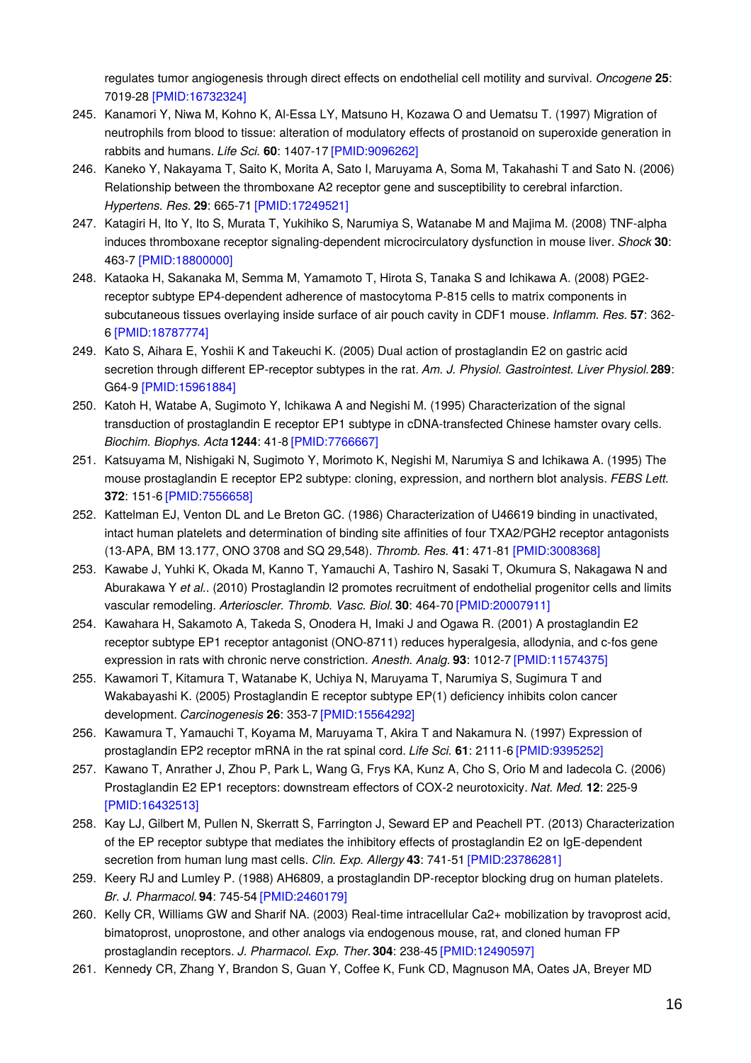regulates tumor angiogenesis through direct effects on endothelial cell motility and survival. *Oncogene* **25**: 7019-28 [PMID:16732324]

245. Kanamori Y, Niwa M, Kohno K, Al-Essa LY, Matsuno H, Kozawa O and Uematsu T. (1997) Migration of neutrophils from blood to tissue: alteration of modulatory effects of prostanoid on superoxide generation in rabbits and humans. *Life Sci.* **60**: 1407-17 [PMID:9096262]
246. Kaneko Y, Nakayama T, Saito K, Morita A, Sato I, Maruyama A, Soma M, Takahashi T and Sato N. (2006) Relationship between the thromboxane A2 receptor gene and susceptibility to cerebral infarction. *Hypertens. Res.* **29**: 665-71 [PMID:17249521]
247. Katagiri H, Ito Y, Ito S, Murata T, Yukihiko S, Narumiya S, Watanabe M and Majima M. (2008) TNF-alpha induces thromboxane receptor signaling-dependent microcirculatory dysfunction in mouse liver. *Shock* **30**: 463-7 [PMID:18800000]
248. Kataoka H, Sakanaka M, Semma M, Yamamoto T, Hirota S, Tanaka S and Ichikawa A. (2008) PGE2-receptor subtype EP4-dependent adherence of mastocytoma P-815 cells to matrix components in subcutaneous tissues overlaying inside surface of air pouch cavity in CDF1 mouse. *Inflamm. Res.* **57**: 362-6 [PMID:18787774]
249. Kato S, Aihara E, Yoshii K and Takeuchi K. (2005) Dual action of prostaglandin E2 on gastric acid secretion through different EP-receptor subtypes in the rat. *Am. J. Physiol. Gastrointest. Liver Physiol.* **289**: G64-9 [PMID:15961884]
250. Katoh H, Watabe A, Sugimoto Y, Ichikawa A and Negishi M. (1995) Characterization of the signal transduction of prostaglandin E receptor EP1 subtype in cDNA-transfected Chinese hamster ovary cells. *Biochim. Biophys. Acta* **1244**: 41-8 [PMID:7766667]
251. Katsuyama M, Nishigaki N, Sugimoto Y, Morimoto K, Negishi M, Narumiya S and Ichikawa A. (1995) The mouse prostaglandin E receptor EP2 subtype: cloning, expression, and northern blot analysis. *FEBS Lett.* **372**: 151-6 [PMID:7556658]
252. Kattelman EJ, Venton DL and Le Breton GC. (1986) Characterization of U46619 binding in unactivated, intact human platelets and determination of binding site affinities of four TXA2/PGH2 receptor antagonists (13-APA, BM 13.177, ONO 3708 and SQ 29,548). *Thromb. Res.* **41**: 471-81 [PMID:3008368]
253. Kawabe J, Yuhki K, Okada M, Kanno T, Yamauchi A, Tashiro N, Sasaki T, Okumura S, Nakagawa N and Aburakawa Y *et al.*. (2010) Prostaglandin I2 promotes recruitment of endothelial progenitor cells and limits vascular remodeling. *Arterioscler. Thromb. Vasc. Biol.* **30**: 464-70 [PMID:20007911]
254. Kawahara H, Sakamoto A, Takeda S, Onodera H, Imaki J and Ogawa R. (2001) A prostaglandin E2 receptor subtype EP1 receptor antagonist (ONO-8711) reduces hyperalgesia, allodynia, and c-fos gene expression in rats with chronic nerve constriction. *Anesth. Analg.* **93**: 1012-7 [PMID:11574375]
255. Kawamori T, Kitamura T, Watanabe K, Uchiya N, Maruyama T, Narumiya S, Sugimura T and Wakabayashi K. (2005) Prostaglandin E receptor subtype EP(1) deficiency inhibits colon cancer development. *Carcinogenesis* **26**: 353-7 [PMID:15564292]
256. Kawamura T, Yamauchi T, Koyama M, Maruyama T, Akira T and Nakamura N. (1997) Expression of prostaglandin EP2 receptor mRNA in the rat spinal cord. *Life Sci.* **61**: 2111-6 [PMID:9395252]
257. Kawano T, Anrather J, Zhou P, Park L, Wang G, Frys KA, Kunz A, Cho S, Orio M and Iadecola C. (2006) Prostaglandin E2 EP1 receptors: downstream effectors of COX-2 neurotoxicity. *Nat. Med.* **12**: 225-9 [PMID:16432513]
258. Kay LJ, Gilbert M, Pullen N, Skerratt S, Farrington J, Seward EP and Peachell PT. (2013) Characterization of the EP receptor subtype that mediates the inhibitory effects of prostaglandin E2 on IgE-dependent secretion from human lung mast cells. *Clin. Exp. Allergy* **43**: 741-51 [PMID:23786281]
259. Keery RJ and Lumley P. (1988) AH6809, a prostaglandin DP-receptor blocking drug on human platelets. *Br. J. Pharmacol.* **94**: 745-54 [PMID:2460179]
260. Kelly CR, Williams GW and Sharif NA. (2003) Real-time intracellular Ca2+ mobilization by travoprost acid, bimatoprost, unoprostone, and other analogs via endogenous mouse, rat, and cloned human FP prostaglandin receptors. *J. Pharmacol. Exp. Ther.* **304**: 238-45 [PMID:12490597]
261. Kennedy CR, Zhang Y, Brandon S, Guan Y, Coffee K, Funk CD, Magnuson MA, Oates JA, Breyer MD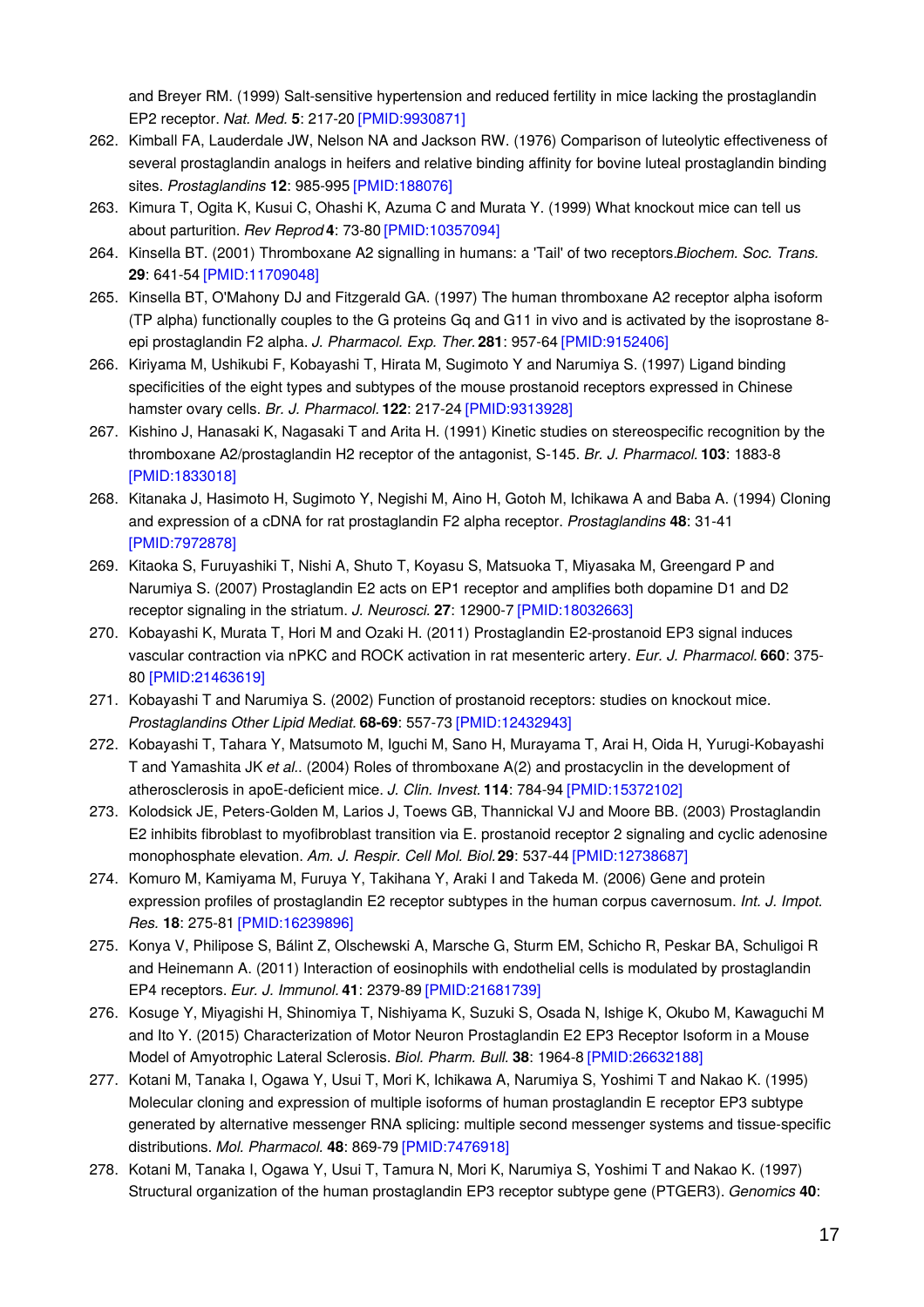and Breyer RM. (1999) Salt-sensitive hypertension and reduced fertility in mice lacking the prostaglandin EP2 receptor. *Nat. Med.* **5**: 217-20 [PMID:9930871]

262. Kimball FA, Lauderdale JW, Nelson NA and Jackson RW. (1976) Comparison of luteolytic effectiveness of several prostaglandin analogs in heifers and relative binding affinity for bovine luteal prostaglandin binding sites. *Prostaglandins* **12**: 985-995 [PMID:188076]
263. Kimura T, Ogita K, Kusui C, Ohashi K, Azuma C and Murata Y. (1999) What knockout mice can tell us about parturition. *Rev Reprod* **4**: 73-80 [PMID:10357094]
264. Kinsella BT. (2001) Thromboxane A2 signalling in humans: a 'Tail' of two receptors. *Biochem. Soc. Trans.* **29**: 641-54 [PMID:11709048]
265. Kinsella BT, O'Mahony DJ and Fitzgerald GA. (1997) The human thromboxane A2 receptor alpha isoform (TP alpha) functionally couples to the G proteins Gq and G11 in vivo and is activated by the isoprostane 8-epi prostaglandin F2 alpha. *J. Pharmacol. Exp. Ther.* **281**: 957-64 [PMID:9152406]
266. Kiriyama M, Ushikubi F, Kobayashi T, Hirata M, Sugimoto Y and Narumiya S. (1997) Ligand binding specificities of the eight types and subtypes of the mouse prostanoid receptors expressed in Chinese hamster ovary cells. *Br. J. Pharmacol.* **122**: 217-24 [PMID:9313928]
267. Kishino J, Hanasaki K, Nagasaki T and Arita H. (1991) Kinetic studies on stereospecific recognition by the thromboxane A2/prostaglandin H2 receptor of the antagonist, S-145. *Br. J. Pharmacol.* **103**: 1883-8 [PMID:1833018]
268. Kitanaka J, Hasimoto H, Sugimoto Y, Negishi M, Aino H, Gotoh M, Ichikawa A and Baba A. (1994) Cloning and expression of a cDNA for rat prostaglandin F2 alpha receptor. *Prostaglandins* **48**: 31-41 [PMID:7972878]
269. Kitaoka S, Furuyashiki T, Nishi A, Shuto T, Koyasu S, Matsuoka T, Miyasaka M, Greengard P and Narumiya S. (2007) Prostaglandin E2 acts on EP1 receptor and amplifies both dopamine D1 and D2 receptor signaling in the striatum. *J. Neurosci.* **27**: 12900-7 [PMID:18032663]
270. Kobayashi K, Murata T, Hori M and Ozaki H. (2011) Prostaglandin E2-prostanoid EP3 signal induces vascular contraction via nPKC and ROCK activation in rat mesenteric artery. *Eur. J. Pharmacol.* **660**: 375-80 [PMID:21463619]
271. Kobayashi T and Narumiya S. (2002) Function of prostanoid receptors: studies on knockout mice. *Prostaglandins Other Lipid Mediat.* **68-69**: 557-73 [PMID:12432943]
272. Kobayashi T, Tahara Y, Matsumoto M, Iguchi M, Sano H, Murayama T, Arai H, Oida H, Yurugi-Kobayashi T and Yamashita JK *et al.*. (2004) Roles of thromboxane A(2) and prostacyclin in the development of atherosclerosis in apoE-deficient mice. *J. Clin. Invest.* **114**: 784-94 [PMID:15372102]
273. Kolodsick JE, Peters-Golden M, Larios J, Toews GB, Thannickal VJ and Moore BB. (2003) Prostaglandin E2 inhibits fibroblast to myofibroblast transition via E. prostanoid receptor 2 signaling and cyclic adenosine monophosphate elevation. *Am. J. Respir. Cell Mol. Biol.* **29**: 537-44 [PMID:12738687]
274. Komuro M, Kamiyama M, Furuya Y, Takihana Y, Araki I and Takeda M. (2006) Gene and protein expression profiles of prostaglandin E2 receptor subtypes in the human corpus cavernosum. *Int. J. Impot. Res.* **18**: 275-81 [PMID:16239896]
275. Konya V, Philipose S, Bálint Z, Olschewski A, Marsche G, Sturm EM, Schicho R, Peskar BA, Schuligoi R and Heinemann A. (2011) Interaction of eosinophils with endothelial cells is modulated by prostaglandin EP4 receptors. *Eur. J. Immunol.* **41**: 2379-89 [PMID:21681739]
276. Kosuge Y, Miyagishi H, Shinomiya T, Nishiyama K, Suzuki S, Osada N, Ishige K, Okubo M, Kawaguchi M and Ito Y. (2015) Characterization of Motor Neuron Prostaglandin E2 EP3 Receptor Isoform in a Mouse Model of Amyotrophic Lateral Sclerosis. *Biol. Pharm. Bull.* **38**: 1964-8 [PMID:26632188]
277. Kotani M, Tanaka I, Ogawa Y, Usui T, Mori K, Ichikawa A, Narumiya S, Yoshimi T and Nakao K. (1995) Molecular cloning and expression of multiple isoforms of human prostaglandin E receptor EP3 subtype generated by alternative messenger RNA splicing: multiple second messenger systems and tissue-specific distributions. *Mol. Pharmacol.* **48**: 869-79 [PMID:7476918]
278. Kotani M, Tanaka I, Ogawa Y, Usui T, Tamura N, Mori K, Narumiya S, Yoshimi T and Nakao K. (1997) Structural organization of the human prostaglandin EP3 receptor subtype gene (PTGER3). *Genomics* **40**: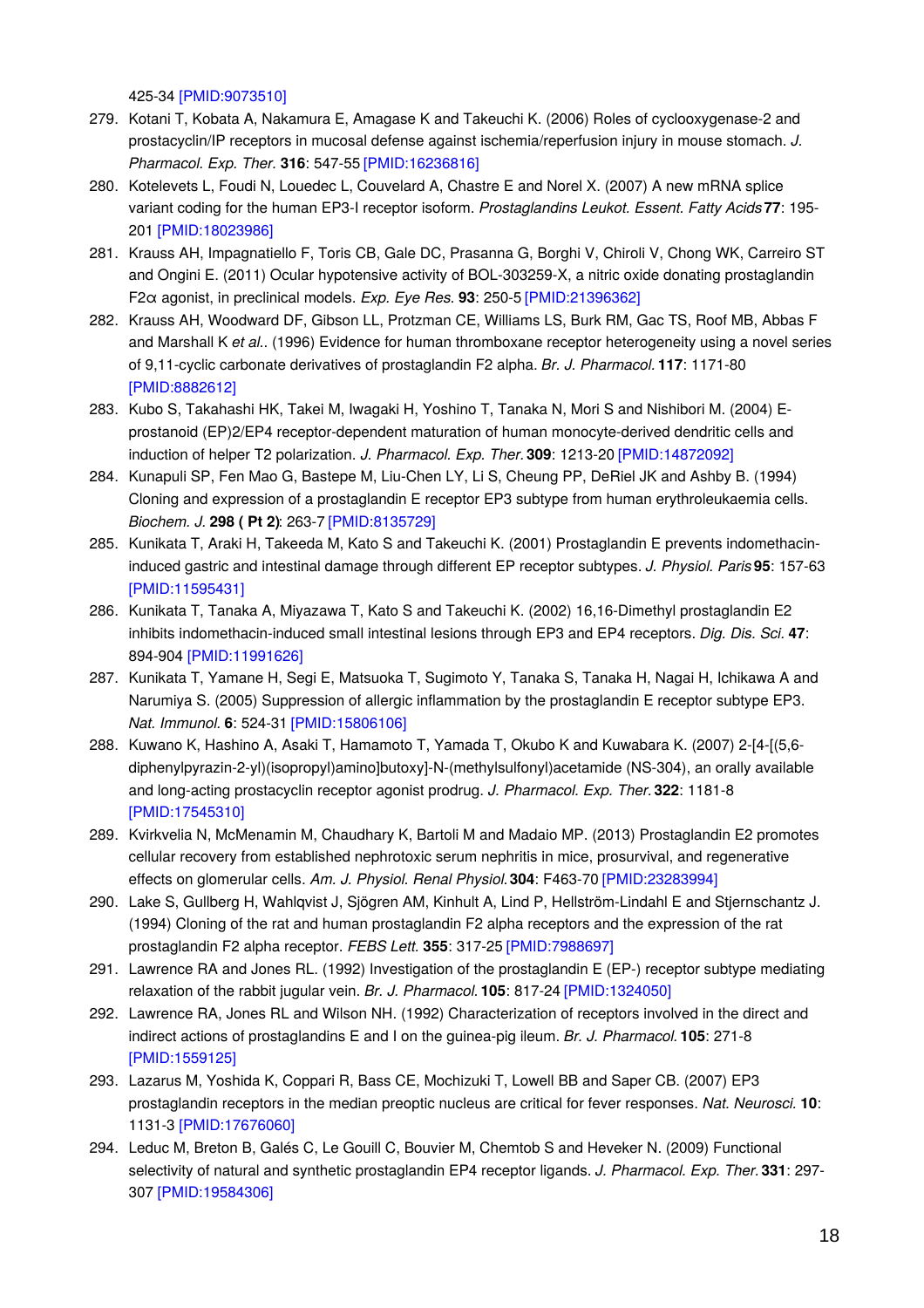425-34 [PMID:9073510]

279. Kotani T, Kobata A, Nakamura E, Amagase K and Takeuchi K. (2006) Roles of cyclooxygenase-2 and prostacyclin/IP receptors in mucosal defense against ischemia/reperfusion injury in mouse stomach. *J. Pharmacol. Exp. Ther.* **316**: 547-55 [PMID:16236816]
280. Kotelevets L, Foudi N, Louedec L, Couvelard A, Chastre E and Norel X. (2007) A new mRNA splice variant coding for the human EP3-I receptor isoform. *Prostaglandins Leukot. Essent. Fatty Acids* **77**: 195-201 [PMID:18023986]
281. Krauss AH, Impagnatiello F, Toris CB, Gale DC, Prasanna G, Borghi V, Chiroli V, Chong WK, Carreiro ST and Ongini E. (2011) Ocular hypotensive activity of BOL-303259-X, a nitric oxide donating prostaglandin F2α agonist, in preclinical models. *Exp. Eye Res.* **93**: 250-5 [PMID:21396362]
282. Krauss AH, Woodward DF, Gibson LL, Protzman CE, Williams LS, Burk RM, Gac TS, Roof MB, Abbas F and Marshall K *et al.*. (1996) Evidence for human thromboxane receptor heterogeneity using a novel series of 9,11-cyclic carbonate derivatives of prostaglandin F2 alpha. *Br. J. Pharmacol.* **117**: 1171-80 [PMID:8882612]
283. Kubo S, Takahashi HK, Takei M, Iwagaki H, Yoshino T, Tanaka N, Mori S and Nishibori M. (2004) E-prostanoid (EP)2/EP4 receptor-dependent maturation of human monocyte-derived dendritic cells and induction of helper T2 polarization. *J. Pharmacol. Exp. Ther.* **309**: 1213-20 [PMID:14872092]
284. Kunapuli SP, Fen Mao G, Bastepe M, Liu-Chen LY, Li S, Cheung PP, DeRiel JK and Ashby B. (1994) Cloning and expression of a prostaglandin E receptor EP3 subtype from human erythroleukaemia cells. *Biochem. J.* **298 ( Pt 2)**: 263-7 [PMID:8135729]
285. Kunikata T, Araki H, Takeeda M, Kato S and Takeuchi K. (2001) Prostaglandin E prevents indomethacin-induced gastric and intestinal damage through different EP receptor subtypes. *J. Physiol. Paris* **95**: 157-63 [PMID:11595431]
286. Kunikata T, Tanaka A, Miyazawa T, Kato S and Takeuchi K. (2002) 16,16-Dimethyl prostaglandin E2 inhibits indomethacin-induced small intestinal lesions through EP3 and EP4 receptors. *Dig. Dis. Sci.* **47**: 894-904 [PMID:11991626]
287. Kunikata T, Yamane H, Segi E, Matsuoka T, Sugimoto Y, Tanaka S, Tanaka H, Nagai H, Ichikawa A and Narumiya S. (2005) Suppression of allergic inflammation by the prostaglandin E receptor subtype EP3. *Nat. Immunol.* **6**: 524-31 [PMID:15806106]
288. Kuwano K, Hashino A, Asaki T, Hamamoto T, Yamada T, Okubo K and Kuwabara K. (2007) 2-[4-[(5,6-diphenylpyrazin-2-yl)(isopropyl)amino]butoxy]-N-(methylsulfonyl)acetamide (NS-304), an orally available and long-acting prostacyclin receptor agonist prodrug. *J. Pharmacol. Exp. Ther.* **322**: 1181-8 [PMID:17545310]
289. Kvirkvelia N, McMenamin M, Chaudhary K, Bartoli M and Madaio MP. (2013) Prostaglandin E2 promotes cellular recovery from established nephrotoxic serum nephritis in mice, prosurvival, and regenerative effects on glomerular cells. *Am. J. Physiol. Renal Physiol.* **304**: F463-70 [PMID:23283994]
290. Lake S, Gullberg H, Wahlqvist J, Sjögren AM, Kinhult A, Lind P, Hellström-Lindahl E and Stjernschantz J. (1994) Cloning of the rat and human prostaglandin F2 alpha receptors and the expression of the rat prostaglandin F2 alpha receptor. *FEBS Lett.* **355**: 317-25 [PMID:7988697]
291. Lawrence RA and Jones RL. (1992) Investigation of the prostaglandin E (EP-) receptor subtype mediating relaxation of the rabbit jugular vein. *Br. J. Pharmacol.* **105**: 817-24 [PMID:1324050]
292. Lawrence RA, Jones RL and Wilson NH. (1992) Characterization of receptors involved in the direct and indirect actions of prostaglandins E and I on the guinea-pig ileum. *Br. J. Pharmacol.* **105**: 271-8 [PMID:1559125]
293. Lazarus M, Yoshida K, Coppari R, Bass CE, Mochizuki T, Lowell BB and Saper CB. (2007) EP3 prostaglandin receptors in the median preoptic nucleus are critical for fever responses. *Nat. Neurosci.* **10**: 1131-3 [PMID:17676060]
294. Leduc M, Breton B, Galés C, Le Gouill C, Bouvier M, Chemtob S and Heveker N. (2009) Functional selectivity of natural and synthetic prostaglandin EP4 receptor ligands. *J. Pharmacol. Exp. Ther.* **331**: 297-307 [PMID:19584306]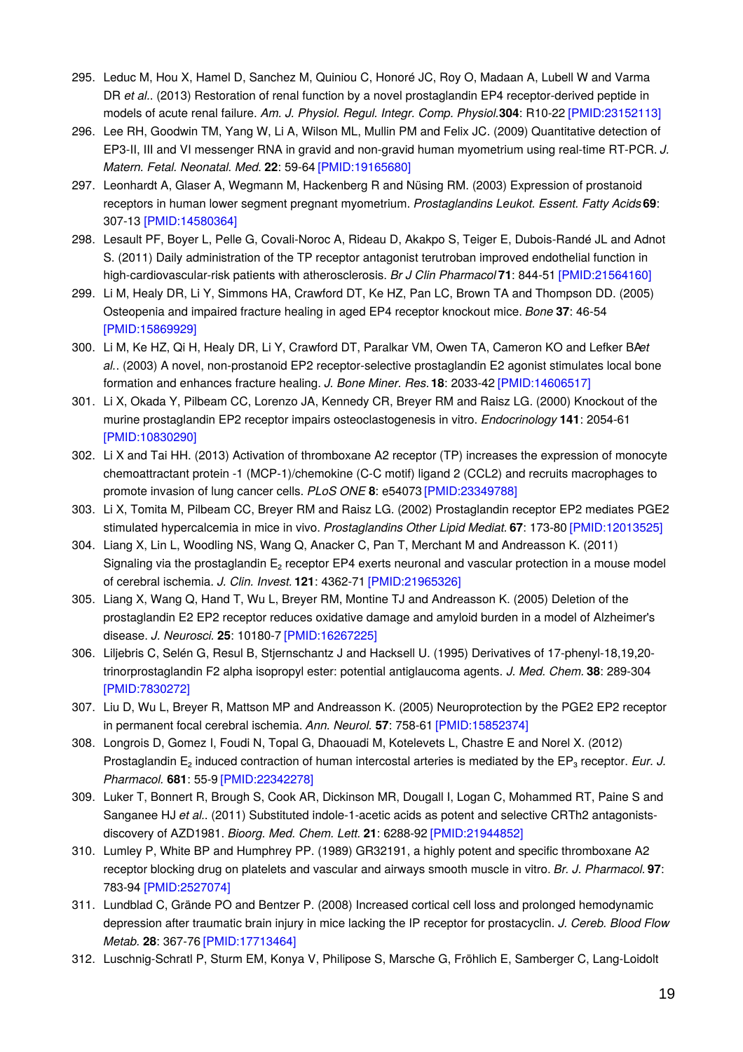295. Leduc M, Hou X, Hamel D, Sanchez M, Quiniou C, Honoré JC, Roy O, Madaan A, Lubell W and Varma DR *et al.*. (2013) Restoration of renal function by a novel prostaglandin EP4 receptor-derived peptide in models of acute renal failure. *Am. J. Physiol. Regul. Integr. Comp. Physiol.* **304**: R10-22 [PMID:23152113]
296. Lee RH, Goodwin TM, Yang W, Li A, Wilson ML, Mullin PM and Felix JC. (2009) Quantitative detection of EP3-II, III and VI messenger RNA in gravid and non-gravid human myometrium using real-time RT-PCR. *J. Matern. Fetal. Neonatal. Med.* **22**: 59-64 [PMID:19165680]
297. Leonhardt A, Glaser A, Wegmann M, Hackenberg R and Nüsing RM. (2003) Expression of prostanoid receptors in human lower segment pregnant myometrium. *Prostaglandins Leukot. Essent. Fatty Acids* **69**: 307-13 [PMID:14580364]
298. Lesault PF, Boyer L, Pelle G, Covali-Noroc A, Rideau D, Akakpo S, Teiger E, Dubois-Randé JL and Adnot S. (2011) Daily administration of the TP receptor antagonist terutroban improved endothelial function in high-cardiovascular-risk patients with atherosclerosis. *Br J Clin Pharmacol* **71**: 844-51 [PMID:21564160]
299. Li M, Healy DR, Li Y, Simmons HA, Crawford DT, Ke HZ, Pan LC, Brown TA and Thompson DD. (2005) Osteopenia and impaired fracture healing in aged EP4 receptor knockout mice. *Bone* **37**: 46-54 [PMID:15869929]
300. Li M, Ke HZ, Qi H, Healy DR, Li Y, Crawford DT, Paralkar VM, Owen TA, Cameron KO and Lefker BA *et al.*. (2003) A novel, non-prostanoid EP2 receptor-selective prostaglandin E2 agonist stimulates local bone formation and enhances fracture healing. *J. Bone Miner. Res.* **18**: 2033-42 [PMID:14606517]
301. Li X, Okada Y, Pilbeam CC, Lorenzo JA, Kennedy CR, Breyer RM and Raisz LG. (2000) Knockout of the murine prostaglandin EP2 receptor impairs osteoclastogenesis in vitro. *Endocrinology* **141**: 2054-61 [PMID:10830290]
302. Li X and Tai HH. (2013) Activation of thromboxane A2 receptor (TP) increases the expression of monocyte chemoattractant protein -1 (MCP-1)/chemokine (C-C motif) ligand 2 (CCL2) and recruits macrophages to promote invasion of lung cancer cells. *PLoS ONE* **8**: e54073 [PMID:23349788]
303. Li X, Tomita M, Pilbeam CC, Breyer RM and Raisz LG. (2002) Prostaglandin receptor EP2 mediates PGE2 stimulated hypercalcemia in mice in vivo. *Prostaglandins Other Lipid Mediat.* **67**: 173-80 [PMID:12013525]
304. Liang X, Lin L, Woodling NS, Wang Q, Anacker C, Pan T, Merchant M and Andreasson K. (2011) Signaling via the prostaglandin $E_2$ receptor EP4 exerts neuronal and vascular protection in a mouse model of cerebral ischemia. *J. Clin. Invest.* **121**: 4362-71 [PMID:21965326]
305. Liang X, Wang Q, Hand T, Wu L, Breyer RM, Montine TJ and Andreasson K. (2005) Deletion of the prostaglandin E2 EP2 receptor reduces oxidative damage and amyloid burden in a model of Alzheimer's disease. *J. Neurosci.* **25**: 10180-7 [PMID:16267225]
306. Liljebris C, Selén G, Resul B, Stjernschantz J and Hacksell U. (1995) Derivatives of 17-phenyl-18,19,20-trinorprostaglandin F2 alpha isopropyl ester: potential antiglaucoma agents. *J. Med. Chem.* **38**: 289-304 [PMID:7830272]
307. Liu D, Wu L, Breyer R, Mattson MP and Andreasson K. (2005) Neuroprotection by the PGE2 EP2 receptor in permanent focal cerebral ischemia. *Ann. Neurol.* **57**: 758-61 [PMID:15852374]
308. Longrois D, Gomez I, Foudi N, Topal G, Dhaouadi M, Kotelevets L, Chastre E and Norel X. (2012) Prostaglandin $E_2$ induced contraction of human intercostal arteries is mediated by the $EP_3$ receptor. *Eur. J. Pharmacol.* **681**: 55-9 [PMID:22342278]
309. Luker T, Bonnert R, Brough S, Cook AR, Dickinson MR, Dougall I, Logan C, Mohammed RT, Paine S and Sanganee HJ *et al.*. (2011) Substituted indole-1-acetic acids as potent and selective CRTh2 antagonists-discovery of AZD1981. *Bioorg. Med. Chem. Lett.* **21**: 6288-92 [PMID:21944852]
310. Lumley P, White BP and Humphrey PP. (1989) GR32191, a highly potent and specific thromboxane A2 receptor blocking drug on platelets and vascular and airways smooth muscle in vitro. *Br. J. Pharmacol.* **97**: 783-94 [PMID:2527074]
311. Lundblad C, Grände PO and Bentzer P. (2008) Increased cortical cell loss and prolonged hemodynamic depression after traumatic brain injury in mice lacking the IP receptor for prostacyclin. *J. Cereb. Blood Flow Metab.* **28**: 367-76 [PMID:17713464]
312. Luschnig-Schratl P, Sturm EM, Konya V, Philipose S, Marsche G, Fröhlich E, Samberger C, Lang-Loidolt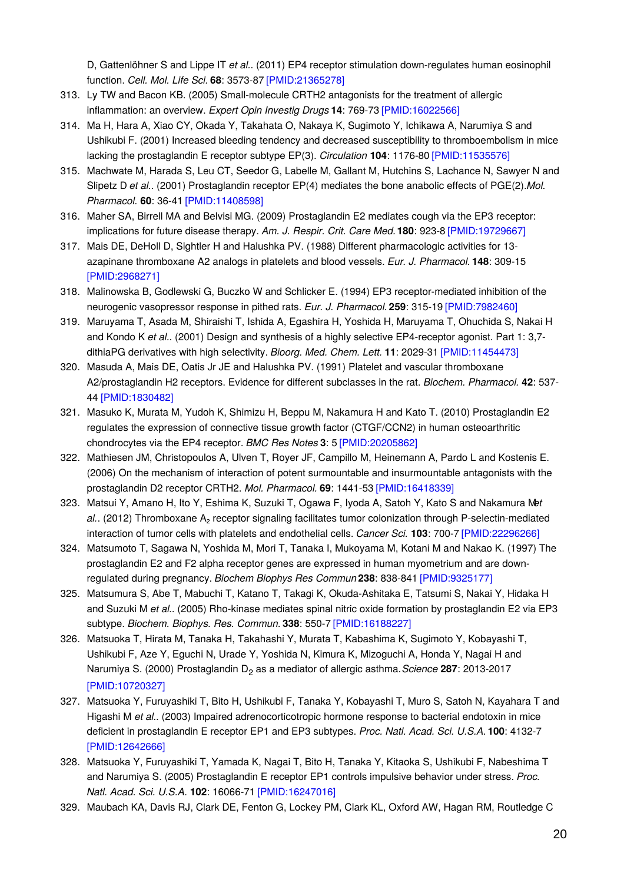D, Gattenlöhner S and Lippe IT *et al.*. (2011) EP4 receptor stimulation down-regulates human eosinophil function. *Cell. Mol. Life Sci.* **68**: 3573-87 [PMID:21365278]

313. Ly TW and Bacon KB. (2005) Small-molecule CRTH2 antagonists for the treatment of allergic inflammation: an overview. *Expert Opin Investig Drugs* **14**: 769-73 [PMID:16022566]
314. Ma H, Hara A, Xiao CY, Okada Y, Takahata O, Nakaya K, Sugimoto Y, Ichikawa A, Narumiya S and Ushikubi F. (2001) Increased bleeding tendency and decreased susceptibility to thromboembolism in mice lacking the prostaglandin E receptor subtype EP(3). *Circulation* **104**: 1176-80 [PMID:11535576]
315. Machwate M, Harada S, Leu CT, Seedor G, Labelle M, Gallant M, Hutchins S, Lachance N, Sawyer N and Slipetz D *et al.*. (2001) Prostaglandin receptor EP(4) mediates the bone anabolic effects of PGE(2). *Mol. Pharmacol.* **60**: 36-41 [PMID:11408598]
316. Maher SA, Birrell MA and Belvisi MG. (2009) Prostaglandin E2 mediates cough via the EP3 receptor: implications for future disease therapy. *Am. J. Respir. Crit. Care Med.* **180**: 923-8 [PMID:19729667]
317. Mais DE, DeHoll D, Sightler H and Halushka PV. (1988) Different pharmacologic activities for 13-azapinane thromboxane A2 analogs in platelets and blood vessels. *Eur. J. Pharmacol.* **148**: 309-15 [PMID:2968271]
318. Malinowska B, Godlewski G, Buczko W and Schlicker E. (1994) EP3 receptor-mediated inhibition of the neurogenic vasopressor response in pithed rats. *Eur. J. Pharmacol.* **259**: 315-19 [PMID:7982460]
319. Maruyama T, Asada M, Shiraishi T, Ishida A, Egashira H, Yoshida H, Maruyama T, Ohuchida S, Nakai H and Kondo K *et al.*. (2001) Design and synthesis of a highly selective EP4-receptor agonist. Part 1: 3,7-dithiaPG derivatives with high selectivity. *Bioorg. Med. Chem. Lett.* **11**: 2029-31 [PMID:11454473]
320. Masuda A, Mais DE, Oatis Jr JE and Halushka PV. (1991) Platelet and vascular thromboxane A2/prostaglandin H2 receptors. Evidence for different subclasses in the rat. *Biochem. Pharmacol.* **42**: 537-44 [PMID:1830482]
321. Masuko K, Murata M, Yudoh K, Shimizu H, Beppu M, Nakamura H and Kato T. (2010) Prostaglandin E2 regulates the expression of connective tissue growth factor (CTGF/CCN2) in human osteoarthritic chondrocytes via the EP4 receptor. *BMC Res Notes* **3**: 5 [PMID:20205862]
322. Mathiesen JM, Christopoulos A, Ulven T, Royer JF, Campillo M, Heinemann A, Pardo L and Kostenis E. (2006) On the mechanism of interaction of potent surmountable and insurmountable antagonists with the prostaglandin D2 receptor CRTH2. *Mol. Pharmacol.* **69**: 1441-53 [PMID:16418339]
323. Matsui Y, Amano H, Ito Y, Eshima K, Suzuki T, Ogawa F, Iyoda A, Satoh Y, Kato S and Nakamura M *et al.*. (2012) Thromboxane $A_2$ receptor signaling facilitates tumor colonization through P-selectin-mediated interaction of tumor cells with platelets and endothelial cells. *Cancer Sci.* **103**: 700-7 [PMID:22296266]
324. Matsumoto T, Sagawa N, Yoshida M, Mori T, Tanaka I, Mukoyama M, Kotani M and Nakao K. (1997) The prostaglandin E2 and F2 alpha receptor genes are expressed in human myometrium and are down-regulated during pregnancy. *Biochem Biophys Res Commun* **238**: 838-841 [PMID:9325177]
325. Matsumura S, Abe T, Mabuchi T, Katano T, Takagi K, Okuda-Ashitaka E, Tatsumi S, Nakai Y, Hidaka H and Suzuki M *et al.*. (2005) Rho-kinase mediates spinal nitric oxide formation by prostaglandin E2 via EP3 subtype. *Biochem. Biophys. Res. Commun.* **338**: 550-7 [PMID:16188227]
326. Matsuoka T, Hirata M, Tanaka H, Takahashi Y, Murata T, Kabashima K, Sugimoto Y, Kobayashi T, Ushikubi F, Aze Y, Eguchi N, Urade Y, Yoshida N, Kimura K, Mizoguchi A, Honda Y, Nagai H and Narumiya S. (2000) Prostaglandin $D_2$ as a mediator of allergic asthma. *Science* **287**: 2013-2017 [PMID:10720327]
327. Matsuoka Y, Furuyashiki T, Bito H, Ushikubi F, Tanaka Y, Kobayashi T, Muro S, Satoh N, Kayahara T and Higashi M *et al.*. (2003) Impaired adrenocorticotropic hormone response to bacterial endotoxin in mice deficient in prostaglandin E receptor EP1 and EP3 subtypes. *Proc. Natl. Acad. Sci. U.S.A.* **100**: 4132-7 [PMID:12642666]
328. Matsuoka Y, Furuyashiki T, Yamada K, Nagai T, Bito H, Tanaka Y, Kitaoka S, Ushikubi F, Nabeshima T and Narumiya S. (2005) Prostaglandin E receptor EP1 controls impulsive behavior under stress. *Proc. Natl. Acad. Sci. U.S.A.* **102**: 16066-71 [PMID:16247016]
329. Maubach KA, Davis RJ, Clark DE, Fenton G, Lockey PM, Clark KL, Oxford AW, Hagan RM, Routledge C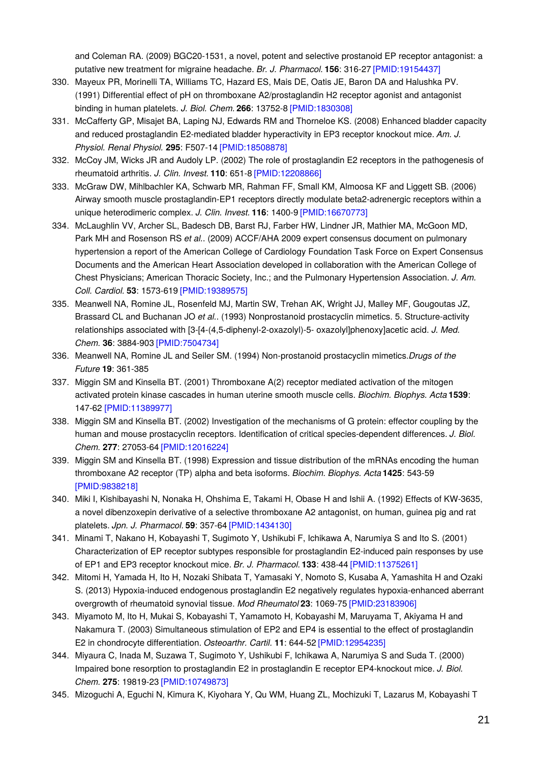and Coleman RA. (2009) BGC20-1531, a novel, potent and selective prostanoid EP receptor antagonist: a putative new treatment for migraine headache. *Br. J. Pharmacol.* **156**: 316-27 [PMID:19154437]

330. Mayeux PR, Morinelli TA, Williams TC, Hazard ES, Mais DE, Oatis JE, Baron DA and Halushka PV. (1991) Differential effect of pH on thromboxane A2/prostaglandin H2 receptor agonist and antagonist binding in human platelets. *J. Biol. Chem.* **266**: 13752-8 [PMID:1830308]
331. McCafferty GP, Misajet BA, Laping NJ, Edwards RM and Thorneloe KS. (2008) Enhanced bladder capacity and reduced prostaglandin E2-mediated bladder hyperactivity in EP3 receptor knockout mice. *Am. J. Physiol. Renal Physiol.* **295**: F507-14 [PMID:18508878]
332. McCoy JM, Wicks JR and Audoly LP. (2002) The role of prostaglandin E2 receptors in the pathogenesis of rheumatoid arthritis. *J. Clin. Invest.* **110**: 651-8 [PMID:12208866]
333. McGraw DW, Mihlbachler KA, Schwarb MR, Rahman FF, Small KM, Almoosa KF and Liggett SB. (2006) Airway smooth muscle prostaglandin-EP1 receptors directly modulate beta2-adrenergic receptors within a unique heterodimeric complex. *J. Clin. Invest.* **116**: 1400-9 [PMID:16670773]
334. McLaughlin VV, Archer SL, Badesch DB, Barst RJ, Farber HW, Lindner JR, Mathier MA, McGoon MD, Park MH and Rosenson RS *et al.*. (2009) ACCF/AHA 2009 expert consensus document on pulmonary hypertension a report of the American College of Cardiology Foundation Task Force on Expert Consensus Documents and the American Heart Association developed in collaboration with the American College of Chest Physicians; American Thoracic Society, Inc.; and the Pulmonary Hypertension Association. *J. Am. Coll. Cardiol.* **53**: 1573-619 [PMID:19389575]
335. Meanwell NA, Romine JL, Rosenfeld MJ, Martin SW, Trehan AK, Wright JJ, Malley MF, Gougoutas JZ, Brassard CL and Buchanan JO *et al.*. (1993) Nonprostanoid prostacyclin mimetics. 5. Structure-activity relationships associated with [3-[4-(4,5-diphenyl-2-oxazolyl)-5- oxazolyl]phenoxy]acetic acid. *J. Med. Chem.* **36**: 3884-903 [PMID:7504734]
336. Meanwell NA, Romine JL and Seiler SM. (1994) Non-prostanoid prostacyclin mimetics. *Drugs of the Future* **19**: 361-385
337. Miggin SM and Kinsella BT. (2001) Thromboxane A(2) receptor mediated activation of the mitogen activated protein kinase cascades in human uterine smooth muscle cells. *Biochim. Biophys. Acta* **1539**: 147-62 [PMID:11389977]
338. Miggin SM and Kinsella BT. (2002) Investigation of the mechanisms of G protein: effector coupling by the human and mouse prostacyclin receptors. Identification of critical species-dependent differences. *J. Biol. Chem.* **277**: 27053-64 [PMID:12016224]
339. Miggin SM and Kinsella BT. (1998) Expression and tissue distribution of the mRNAs encoding the human thromboxane A2 receptor (TP) alpha and beta isoforms. *Biochim. Biophys. Acta* **1425**: 543-59 [PMID:9838218]
340. Miki I, Kishibayashi N, Nonaka H, Ohshima E, Takami H, Obase H and Ishii A. (1992) Effects of KW-3635, a novel dibenzoxepin derivative of a selective thromboxane A2 antagonist, on human, guinea pig and rat platelets. *Jpn. J. Pharmacol.* **59**: 357-64 [PMID:1434130]
341. Minami T, Nakano H, Kobayashi T, Sugimoto Y, Ushikubi F, Ichikawa A, Narumiya S and Ito S. (2001) Characterization of EP receptor subtypes responsible for prostaglandin E2-induced pain responses by use of EP1 and EP3 receptor knockout mice. *Br. J. Pharmacol.* **133**: 438-44 [PMID:11375261]
342. Mitomi H, Yamada H, Ito H, Nozaki Shibata T, Yamasaki Y, Nomoto S, Kusaba A, Yamashita H and Ozaki S. (2013) Hypoxia-induced endogenous prostaglandin E2 negatively regulates hypoxia-enhanced aberrant overgrowth of rheumatoid synovial tissue. *Mod Rheumatol* **23**: 1069-75 [PMID:23183906]
343. Miyamoto M, Ito H, Mukai S, Kobayashi T, Yamamoto H, Kobayashi M, Maruyama T, Akiyama H and Nakamura T. (2003) Simultaneous stimulation of EP2 and EP4 is essential to the effect of prostaglandin E2 in chondrocyte differentiation. *Osteoarthr. Cartil.* **11**: 644-52 [PMID:12954235]
344. Miyaura C, Inada M, Suzawa T, Sugimoto Y, Ushikubi F, Ichikawa A, Narumiya S and Suda T. (2000) Impaired bone resorption to prostaglandin E2 in prostaglandin E receptor EP4-knockout mice. *J. Biol. Chem.* **275**: 19819-23 [PMID:10749873]
345. Mizoguchi A, Eguchi N, Kimura K, Kiyohara Y, Qu WM, Huang ZL, Mochizuki T, Lazarus M, Kobayashi T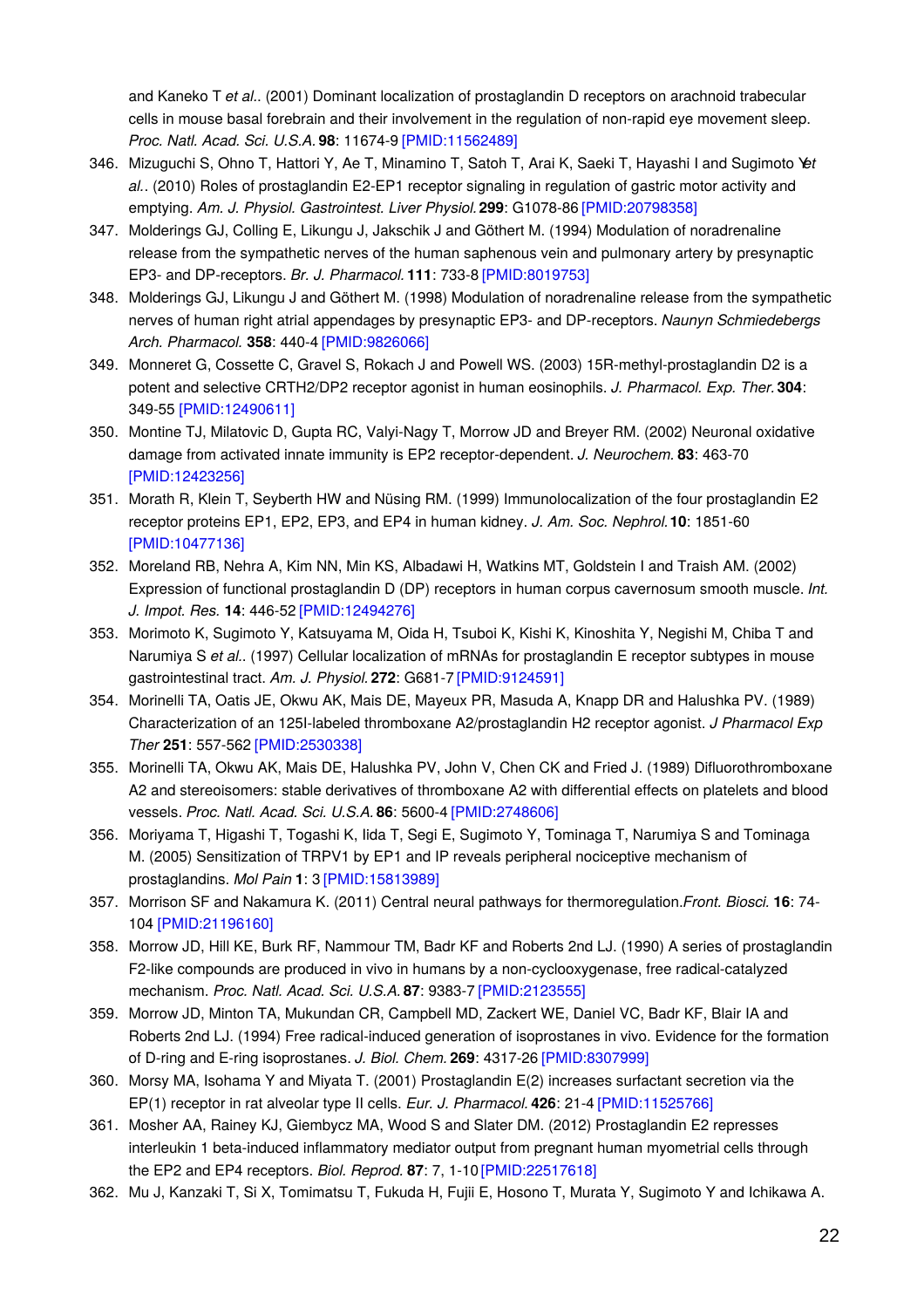and Kaneko T *et al.*. (2001) Dominant localization of prostaglandin D receptors on arachnoid trabecular cells in mouse basal forebrain and their involvement in the regulation of non-rapid eye movement sleep. *Proc. Natl. Acad. Sci. U.S.A.* **98**: 11674-9 [PMID:11562489]

346. Mizuguchi S, Ohno T, Hattori Y, Ae T, Minamino T, Satoh T, Arai K, Saeki T, Hayashi I and Sugimoto Y *et al.*. (2010) Roles of prostaglandin E2-EP1 receptor signaling in regulation of gastric motor activity and emptying. *Am. J. Physiol. Gastrointest. Liver Physiol.* **299**: G1078-86 [PMID:20798358]
347. Molderings GJ, Colling E, Likungu J, Jakschik J and Göthert M. (1994) Modulation of noradrenaline release from the sympathetic nerves of the human saphenous vein and pulmonary artery by presynaptic EP3- and DP-receptors. *Br. J. Pharmacol.* **111**: 733-8 [PMID:8019753]
348. Molderings GJ, Likungu J and Göthert M. (1998) Modulation of noradrenaline release from the sympathetic nerves of human right atrial appendages by presynaptic EP3- and DP-receptors. *Naunyn Schmiedebergs Arch. Pharmacol.* **358**: 440-4 [PMID:9826066]
349. Monneret G, Cossette C, Gravel S, Rokach J and Powell WS. (2003) 15R-methyl-prostaglandin D2 is a potent and selective CRTH2/DP2 receptor agonist in human eosinophils. *J. Pharmacol. Exp. Ther.* **304**: 349-55 [PMID:12490611]
350. Montine TJ, Milatovic D, Gupta RC, Valyi-Nagy T, Morrow JD and Breyer RM. (2002) Neuronal oxidative damage from activated innate immunity is EP2 receptor-dependent. *J. Neurochem.* **83**: 463-70 [PMID:12423256]
351. Morath R, Klein T, Seyberth HW and Nüsing RM. (1999) Immunolocalization of the four prostaglandin E2 receptor proteins EP1, EP2, EP3, and EP4 in human kidney. *J. Am. Soc. Nephrol.* **10**: 1851-60 [PMID:10477136]
352. Moreland RB, Nehra A, Kim NN, Min KS, Albadawi H, Watkins MT, Goldstein I and Traish AM. (2002) Expression of functional prostaglandin D (DP) receptors in human corpus cavernosum smooth muscle. *Int. J. Impot. Res.* **14**: 446-52 [PMID:12494276]
353. Morimoto K, Sugimoto Y, Katsuyama M, Oida H, Tsuboi K, Kishi K, Kinoshita Y, Negishi M, Chiba T and Narumiya S *et al.*. (1997) Cellular localization of mRNAs for prostaglandin E receptor subtypes in mouse gastrointestinal tract. *Am. J. Physiol.* **272**: G681-7 [PMID:9124591]
354. Morinelli TA, Oatis JE, Okwu AK, Mais DE, Mayeux PR, Masuda A, Knapp DR and Halushka PV. (1989) Characterization of an 125I-labeled thromboxane A2/prostaglandin H2 receptor agonist. *J Pharmacol Exp Ther* **251**: 557-562 [PMID:2530338]
355. Morinelli TA, Okwu AK, Mais DE, Halushka PV, John V, Chen CK and Fried J. (1989) Difluorothromboxane A2 and stereoisomers: stable derivatives of thromboxane A2 with differential effects on platelets and blood vessels. *Proc. Natl. Acad. Sci. U.S.A.* **86**: 5600-4 [PMID:2748606]
356. Moriyama T, Higashi T, Togashi K, Iida T, Segi E, Sugimoto Y, Tominaga T, Narumiya S and Tominaga M. (2005) Sensitization of TRPV1 by EP1 and IP reveals peripheral nociceptive mechanism of prostaglandins. *Mol Pain* **1**: 3 [PMID:15813989]
357. Morrison SF and Nakamura K. (2011) Central neural pathways for thermoregulation. *Front. Biosci.* **16**: 74-104 [PMID:21196160]
358. Morrow JD, Hill KE, Burk RF, Nammour TM, Badr KF and Roberts 2nd LJ. (1990) A series of prostaglandin F2-like compounds are produced in vivo in humans by a non-cyclooxygenase, free radical-catalyzed mechanism. *Proc. Natl. Acad. Sci. U.S.A.* **87**: 9383-7 [PMID:2123555]
359. Morrow JD, Minton TA, Mukundan CR, Campbell MD, Zackert WE, Daniel VC, Badr KF, Blair IA and Roberts 2nd LJ. (1994) Free radical-induced generation of isoprostanes in vivo. Evidence for the formation of D-ring and E-ring isoprostanes. *J. Biol. Chem.* **269**: 4317-26 [PMID:8307999]
360. Morsy MA, Isohama Y and Miyata T. (2001) Prostaglandin E(2) increases surfactant secretion via the EP(1) receptor in rat alveolar type II cells. *Eur. J. Pharmacol.* **426**: 21-4 [PMID:11525766]
361. Mosher AA, Rainey KJ, Giembycz MA, Wood S and Slater DM. (2012) Prostaglandin E2 represses interleukin 1 beta-induced inflammatory mediator output from pregnant human myometrial cells through the EP2 and EP4 receptors. *Biol. Reprod.* **87**: 7, 1-10 [PMID:22517618]
362. Mu J, Kanzaki T, Si X, Tomimatsu T, Fukuda H, Fujii E, Hosono T, Murata Y, Sugimoto Y and Ichikawa A.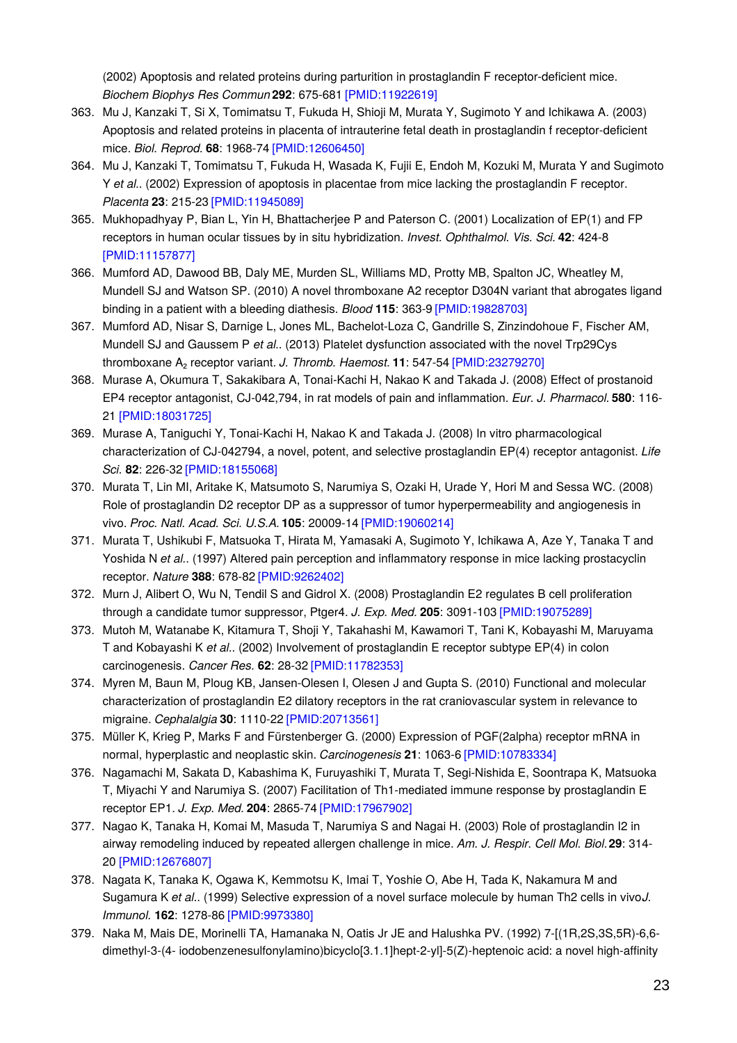(2002) Apoptosis and related proteins during parturition in prostaglandin F receptor-deficient mice. *Biochem Biophys Res Commun* **292**: 675-681 [PMID:11922619]

363. Mu J, Kanzaki T, Si X, Tomimatsu T, Fukuda H, Shioji M, Murata Y, Sugimoto Y and Ichikawa A. (2003) Apoptosis and related proteins in placenta of intrauterine fetal death in prostaglandin f receptor-deficient mice. *Biol. Reprod.* **68**: 1968-74 [PMID:12606450]
364. Mu J, Kanzaki T, Tomimatsu T, Fukuda H, Wasada K, Fujii E, Endoh M, Kozuki M, Murata Y and Sugimoto Y *et al.*. (2002) Expression of apoptosis in placentae from mice lacking the prostaglandin F receptor. *Placenta* **23**: 215-23 [PMID:11945089]
365. Mukhopadhyay P, Bian L, Yin H, Bhattacherjee P and Paterson C. (2001) Localization of EP(1) and FP receptors in human ocular tissues by in situ hybridization. *Invest. Ophthalmol. Vis. Sci.* **42**: 424-8 [PMID:11157877]
366. Mumford AD, Dawood BB, Daly ME, Murden SL, Williams MD, Protty MB, Spalton JC, Wheatley M, Mundell SJ and Watson SP. (2010) A novel thromboxane A2 receptor D304N variant that abrogates ligand binding in a patient with a bleeding diathesis. *Blood* **115**: 363-9 [PMID:19828703]
367. Mumford AD, Nisar S, Darnige L, Jones ML, Bachelot-Loza C, Gandrille S, Zinzindohoue F, Fischer AM, Mundell SJ and Gaussem P *et al.*. (2013) Platelet dysfunction associated with the novel Trp29Cys thromboxane $A_2$ receptor variant. *J. Thromb. Haemost.* **11**: 547-54 [PMID:23279270]
368. Murase A, Okumura T, Sakakibara A, Tonai-Kachi H, Nakao K and Takada J. (2008) Effect of prostanoid EP4 receptor antagonist, CJ-042,794, in rat models of pain and inflammation. *Eur. J. Pharmacol.* **580**: 116-21 [PMID:18031725]
369. Murase A, Taniguchi Y, Tonai-Kachi H, Nakao K and Takada J. (2008) In vitro pharmacological characterization of CJ-042794, a novel, potent, and selective prostaglandin EP(4) receptor antagonist. *Life Sci.* **82**: 226-32 [PMID:18155068]
370. Murata T, Lin MI, Aritake K, Matsumoto S, Narumiya S, Ozaki H, Urade Y, Hori M and Sessa WC. (2008) Role of prostaglandin D2 receptor DP as a suppressor of tumor hyperpermeability and angiogenesis in vivo. *Proc. Natl. Acad. Sci. U.S.A.* **105**: 20009-14 [PMID:19060214]
371. Murata T, Ushikubi F, Matsuoka T, Hirata M, Yamasaki A, Sugimoto Y, Ichikawa A, Aze Y, Tanaka T and Yoshida N *et al.*. (1997) Altered pain perception and inflammatory response in mice lacking prostacyclin receptor. *Nature* **388**: 678-82 [PMID:9262402]
372. Murn J, Alibert O, Wu N, Tendil S and Gidrol X. (2008) Prostaglandin E2 regulates B cell proliferation through a candidate tumor suppressor, Ptger4. *J. Exp. Med.* **205**: 3091-103 [PMID:19075289]
373. Mutoh M, Watanabe K, Kitamura T, Shoji Y, Takahashi M, Kawamori T, Tani K, Kobayashi M, Maruyama T and Kobayashi K *et al.*. (2002) Involvement of prostaglandin E receptor subtype EP(4) in colon carcinogenesis. *Cancer Res.* **62**: 28-32 [PMID:11782353]
374. Myren M, Baun M, Ploug KB, Jansen-Olesen I, Olesen J and Gupta S. (2010) Functional and molecular characterization of prostaglandin E2 dilatory receptors in the rat craniovascular system in relevance to migraine. *Cephalalgia* **30**: 1110-22 [PMID:20713561]
375. Müller K, Krieg P, Marks F and Fürstenberger G. (2000) Expression of PGF(2alpha) receptor mRNA in normal, hyperplastic and neoplastic skin. *Carcinogenesis* **21**: 1063-6 [PMID:10783334]
376. Nagamachi M, Sakata D, Kabashima K, Furuyashiki T, Murata T, Segi-Nishida E, Soontrapa K, Matsuoka T, Miyachi Y and Narumiya S. (2007) Facilitation of Th1-mediated immune response by prostaglandin E receptor EP1. *J. Exp. Med.* **204**: 2865-74 [PMID:17967902]
377. Nagao K, Tanaka H, Komai M, Masuda T, Narumiya S and Nagai H. (2003) Role of prostaglandin I2 in airway remodeling induced by repeated allergen challenge in mice. *Am. J. Respir. Cell Mol. Biol.* **29**: 314-20 [PMID:12676807]
378. Nagata K, Tanaka K, Ogawa K, Kemmotsu K, Imai T, Yoshie O, Abe H, Tada K, Nakamura M and Sugamura K *et al.*. (1999) Selective expression of a novel surface molecule by human Th2 cells in vivo*J. Immunol.* **162**: 1278-86 [PMID:9973380]
379. Naka M, Mais DE, Morinelli TA, Hamanaka N, Oatis Jr JE and Halushka PV. (1992) 7-[(1R,2S,3S,5R)-6,6-dimethyl-3-(4- iodobenzenesulfonylamino)bicyclo[3.1.1]hept-2-yl]-5(Z)-heptenoic acid: a novel high-affinity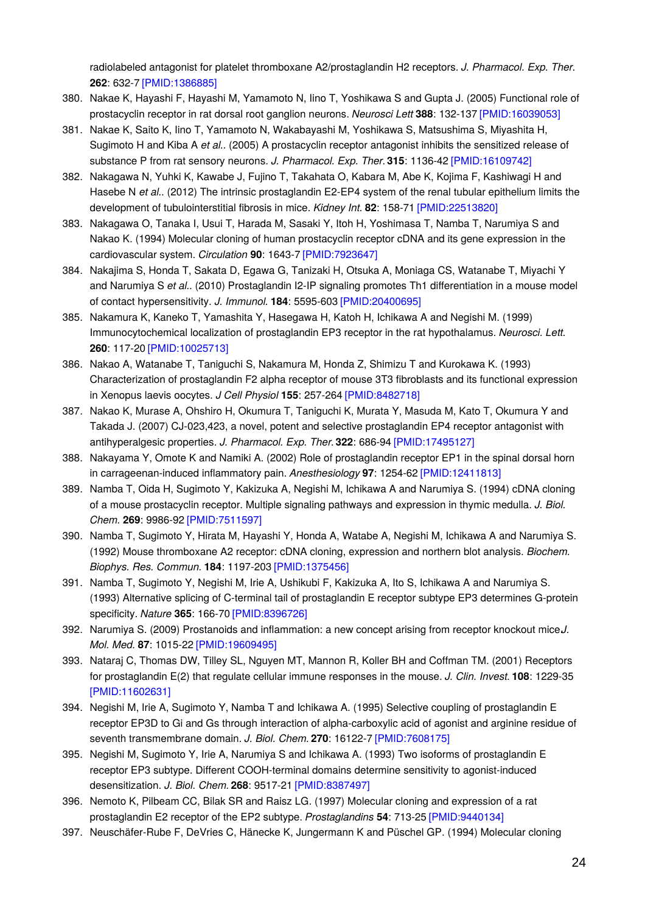radiolabeled antagonist for platelet thromboxane A2/prostaglandin H2 receptors. *J. Pharmacol. Exp. Ther.* **262**: 632-7 [PMID:1386885]

380. Nakae K, Hayashi F, Hayashi M, Yamamoto N, Iino T, Yoshikawa S and Gupta J. (2005) Functional role of prostacyclin receptor in rat dorsal root ganglion neurons. *Neurosci Lett* **388**: 132-137 [PMID:16039053]
381. Nakae K, Saito K, Iino T, Yamamoto N, Wakabayashi M, Yoshikawa S, Matsushima S, Miyashita H, Sugimoto H and Kiba A *et al.*. (2005) A prostacyclin receptor antagonist inhibits the sensitized release of substance P from rat sensory neurons. *J. Pharmacol. Exp. Ther.* **315**: 1136-42 [PMID:16109742]
382. Nakagawa N, Yuhki K, Kawabe J, Fujino T, Takahata O, Kabara M, Abe K, Kojima F, Kashiwagi H and Hasebe N *et al.*. (2012) The intrinsic prostaglandin E2-EP4 system of the renal tubular epithelium limits the development of tubulointerstitial fibrosis in mice. *Kidney Int.* **82**: 158-71 [PMID:22513820]
383. Nakagawa O, Tanaka I, Usui T, Harada M, Sasaki Y, Itoh H, Yoshimasa T, Namba T, Narumiya S and Nakao K. (1994) Molecular cloning of human prostacyclin receptor cDNA and its gene expression in the cardiovascular system. *Circulation* **90**: 1643-7 [PMID:7923647]
384. Nakajima S, Honda T, Sakata D, Egawa G, Tanizaki H, Otsuka A, Moniaga CS, Watanabe T, Miyachi Y and Narumiya S *et al.*. (2010) Prostaglandin I2-IP signaling promotes Th1 differentiation in a mouse model of contact hypersensitivity. *J. Immunol.* **184**: 5595-603 [PMID:20400695]
385. Nakamura K, Kaneko T, Yamashita Y, Hasegawa H, Katoh H, Ichikawa A and Negishi M. (1999) Immunocytochemical localization of prostaglandin EP3 receptor in the rat hypothalamus. *Neurosci. Lett.* **260**: 117-20 [PMID:10025713]
386. Nakao A, Watanabe T, Taniguchi S, Nakamura M, Honda Z, Shimizu T and Kurokawa K. (1993) Characterization of prostaglandin F2 alpha receptor of mouse 3T3 fibroblasts and its functional expression in Xenopus laevis oocytes. *J Cell Physiol* **155**: 257-264 [PMID:8482718]
387. Nakao K, Murase A, Ohshiro H, Okumura T, Taniguchi K, Murata Y, Masuda M, Kato T, Okumura Y and Takada J. (2007) CJ-023,423, a novel, potent and selective prostaglandin EP4 receptor antagonist with antihyperalgesic properties. *J. Pharmacol. Exp. Ther.* **322**: 686-94 [PMID:17495127]
388. Nakayama Y, Omote K and Namiki A. (2002) Role of prostaglandin receptor EP1 in the spinal dorsal horn in carrageenan-induced inflammatory pain. *Anesthesiology* **97**: 1254-62 [PMID:12411813]
389. Namba T, Oida H, Sugimoto Y, Kakizuka A, Negishi M, Ichikawa A and Narumiya S. (1994) cDNA cloning of a mouse prostacyclin receptor. Multiple signaling pathways and expression in thymic medulla. *J. Biol. Chem.* **269**: 9986-92 [PMID:7511597]
390. Namba T, Sugimoto Y, Hirata M, Hayashi Y, Honda A, Watabe A, Negishi M, Ichikawa A and Narumiya S. (1992) Mouse thromboxane A2 receptor: cDNA cloning, expression and northern blot analysis. *Biochem. Biophys. Res. Commun.* **184**: 1197-203 [PMID:1375456]
391. Namba T, Sugimoto Y, Negishi M, Irie A, Ushikubi F, Kakizuka A, Ito S, Ichikawa A and Narumiya S. (1993) Alternative splicing of C-terminal tail of prostaglandin E receptor subtype EP3 determines G-protein specificity. *Nature* **365**: 166-70 [PMID:8396726]
392. Narumiya S. (2009) Prostanoids and inflammation: a new concept arising from receptor knockout mice*J. Mol. Med.* **87**: 1015-22 [PMID:19609495]
393. Nataraj C, Thomas DW, Tilley SL, Nguyen MT, Mannon R, Koller BH and Coffman TM. (2001) Receptors for prostaglandin E(2) that regulate cellular immune responses in the mouse. *J. Clin. Invest.* **108**: 1229-35 [PMID:11602631]
394. Negishi M, Irie A, Sugimoto Y, Namba T and Ichikawa A. (1995) Selective coupling of prostaglandin E receptor EP3D to Gi and Gs through interaction of alpha-carboxylic acid of agonist and arginine residue of seventh transmembrane domain. *J. Biol. Chem.* **270**: 16122-7 [PMID:7608175]
395. Negishi M, Sugimoto Y, Irie A, Narumiya S and Ichikawa A. (1993) Two isoforms of prostaglandin E receptor EP3 subtype. Different COOH-terminal domains determine sensitivity to agonist-induced desensitization. *J. Biol. Chem.* **268**: 9517-21 [PMID:8387497]
396. Nemoto K, Pilbeam CC, Bilak SR and Raisz LG. (1997) Molecular cloning and expression of a rat prostaglandin E2 receptor of the EP2 subtype. *Prostaglandins* **54**: 713-25 [PMID:9440134]
397. Neuschäfer-Rube F, DeVries C, Hänecke K, Jungermann K and Püschel GP. (1994) Molecular cloning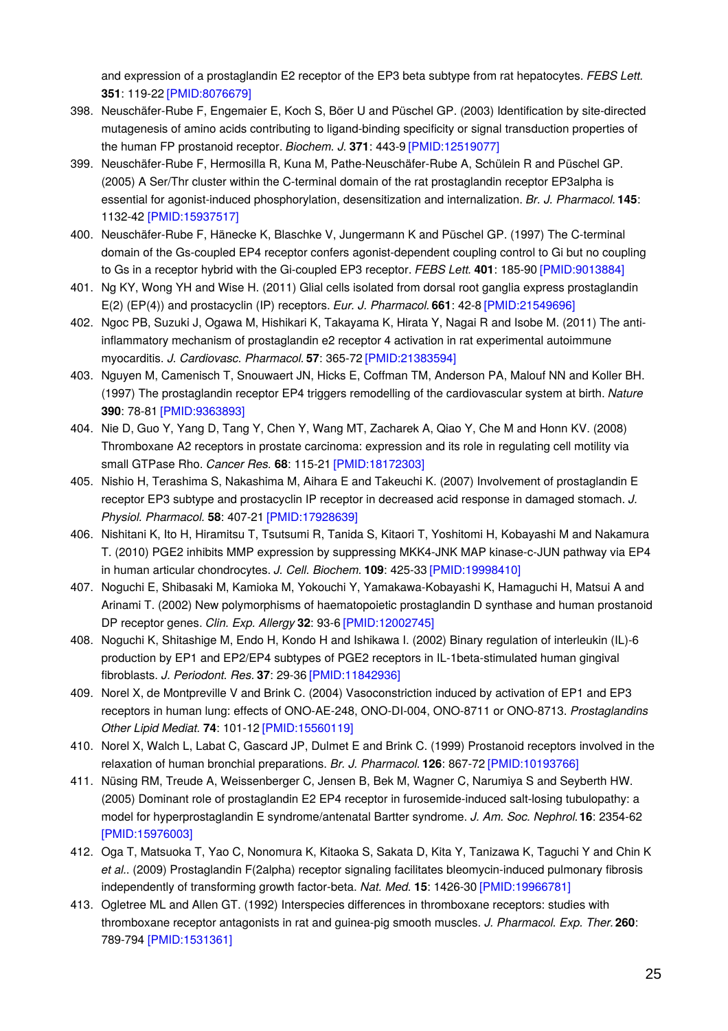and expression of a prostaglandin E2 receptor of the EP3 beta subtype from rat hepatocytes. *FEBS Lett.* **351**: 119-22 [PMID:8076679]

398. Neuschäfer-Rube F, Engemaier E, Koch S, Böer U and Püschel GP. (2003) Identification by site-directed mutagenesis of amino acids contributing to ligand-binding specificity or signal transduction properties of the human FP prostanoid receptor. *Biochem. J.* **371**: 443-9 [PMID:12519077]
399. Neuschäfer-Rube F, Hermosilla R, Kuna M, Pathe-Neuschäfer-Rube A, Schülein R and Püschel GP. (2005) A Ser/Thr cluster within the C-terminal domain of the rat prostaglandin receptor EP3alpha is essential for agonist-induced phosphorylation, desensitization and internalization. *Br. J. Pharmacol.* **145**: 1132-42 [PMID:15937517]
400. Neuschäfer-Rube F, Hänecke K, Blaschke V, Jungermann K and Püschel GP. (1997) The C-terminal domain of the Gs-coupled EP4 receptor confers agonist-dependent coupling control to Gi but no coupling to Gs in a receptor hybrid with the Gi-coupled EP3 receptor. *FEBS Lett.* **401**: 185-90 [PMID:9013884]
401. Ng KY, Wong YH and Wise H. (2011) Glial cells isolated from dorsal root ganglia express prostaglandin E(2) (EP(4)) and prostacyclin (IP) receptors. *Eur. J. Pharmacol.* **661**: 42-8 [PMID:21549696]
402. Ngoc PB, Suzuki J, Ogawa M, Hishikari K, Takayama K, Hirata Y, Nagai R and Isobe M. (2011) The anti-inflammatory mechanism of prostaglandin e2 receptor 4 activation in rat experimental autoimmune myocarditis. *J. Cardiovasc. Pharmacol.* **57**: 365-72 [PMID:21383594]
403. Nguyen M, Camenisch T, Snouwaert JN, Hicks E, Coffman TM, Anderson PA, Malouf NN and Koller BH. (1997) The prostaglandin receptor EP4 triggers remodelling of the cardiovascular system at birth. *Nature* **390**: 78-81 [PMID:9363893]
404. Nie D, Guo Y, Yang D, Tang Y, Chen Y, Wang MT, Zacharek A, Qiao Y, Che M and Honn KV. (2008) Thromboxane A2 receptors in prostate carcinoma: expression and its role in regulating cell motility via small GTPase Rho. *Cancer Res.* **68**: 115-21 [PMID:18172303]
405. Nishio H, Terashima S, Nakashima M, Aihara E and Takeuchi K. (2007) Involvement of prostaglandin E receptor EP3 subtype and prostacyclin IP receptor in decreased acid response in damaged stomach. *J. Physiol. Pharmacol.* **58**: 407-21 [PMID:17928639]
406. Nishitani K, Ito H, Hiramitsu T, Tsutsumi R, Tanida S, Kitaori T, Yoshitomi H, Kobayashi M and Nakamura T. (2010) PGE2 inhibits MMP expression by suppressing MKK4-JNK MAP kinase-c-JUN pathway via EP4 in human articular chondrocytes. *J. Cell. Biochem.* **109**: 425-33 [PMID:19998410]
407. Noguchi E, Shibasaki M, Kamioka M, Yokouchi Y, Yamakawa-Kobayashi K, Hamaguchi H, Matsui A and Arinami T. (2002) New polymorphisms of haematopoietic prostaglandin D synthase and human prostanoid DP receptor genes. *Clin. Exp. Allergy* **32**: 93-6 [PMID:12002745]
408. Noguchi K, Shitashige M, Endo H, Kondo H and Ishikawa I. (2002) Binary regulation of interleukin (IL)-6 production by EP1 and EP2/EP4 subtypes of PGE2 receptors in IL-1beta-stimulated human gingival fibroblasts. *J. Periodont. Res.* **37**: 29-36 [PMID:11842936]
409. Norel X, de Montpreville V and Brink C. (2004) Vasoconstriction induced by activation of EP1 and EP3 receptors in human lung: effects of ONO-AE-248, ONO-DI-004, ONO-8711 or ONO-8713. *Prostaglandins Other Lipid Mediat.* **74**: 101-12 [PMID:15560119]
410. Norel X, Walch L, Labat C, Gascard JP, Dulmet E and Brink C. (1999) Prostanoid receptors involved in the relaxation of human bronchial preparations. *Br. J. Pharmacol.* **126**: 867-72 [PMID:10193766]
411. Nüsing RM, Treude A, Weissenberger C, Jensen B, Bek M, Wagner C, Narumiya S and Seyberth HW. (2005) Dominant role of prostaglandin E2 EP4 receptor in furosemide-induced salt-losing tubulopathy: a model for hyperprostaglandin E syndrome/antenatal Bartter syndrome. *J. Am. Soc. Nephrol.* **16**: 2354-62 [PMID:15976003]
412. Oga T, Matsuoka T, Yao C, Nonomura K, Kitaoka S, Sakata D, Kita Y, Tanizawa K, Taguchi Y and Chin K *et al.*. (2009) Prostaglandin F(2alpha) receptor signaling facilitates bleomycin-induced pulmonary fibrosis independently of transforming growth factor-beta. *Nat. Med.* **15**: 1426-30 [PMID:19966781]
413. Ogletree ML and Allen GT. (1992) Interspecies differences in thromboxane receptors: studies with thromboxane receptor antagonists in rat and guinea-pig smooth muscles. *J. Pharmacol. Exp. Ther.* **260**: 789-794 [PMID:1531361]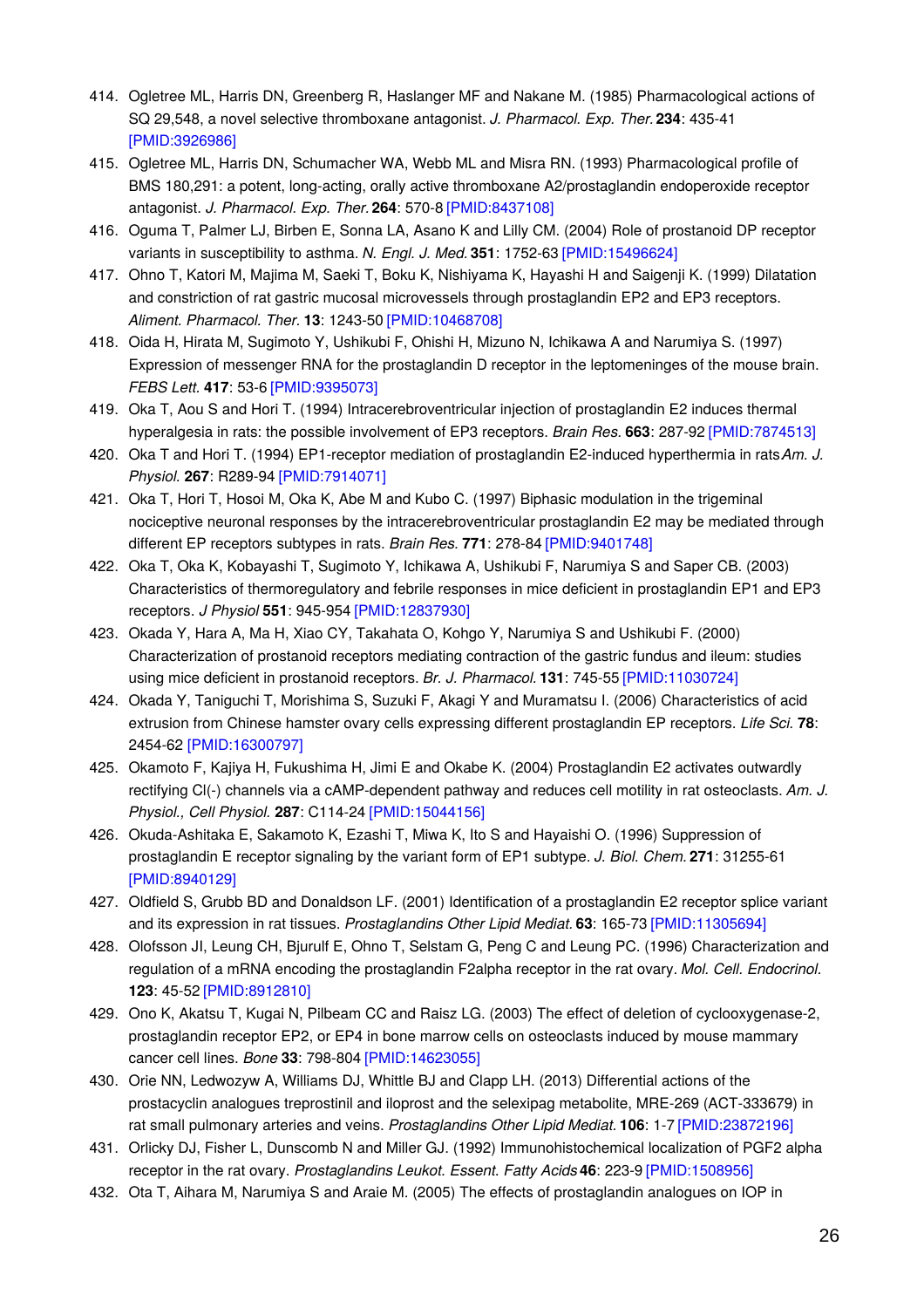414. Ogletree ML, Harris DN, Greenberg R, Haslanger MF and Nakane M. (1985) Pharmacological actions of SQ 29,548, a novel selective thromboxane antagonist. *J. Pharmacol. Exp. Ther.* **234**: 435-41 [PMID:3926986]
415. Ogletree ML, Harris DN, Schumacher WA, Webb ML and Misra RN. (1993) Pharmacological profile of BMS 180,291: a potent, long-acting, orally active thromboxane A2/prostaglandin endoperoxide receptor antagonist. *J. Pharmacol. Exp. Ther.* **264**: 570-8 [PMID:8437108]
416. Oguma T, Palmer LJ, Birben E, Sonna LA, Asano K and Lilly CM. (2004) Role of prostanoid DP receptor variants in susceptibility to asthma. *N. Engl. J. Med.* **351**: 1752-63 [PMID:15496624]
417. Ohno T, Katori M, Majima M, Saeki T, Boku K, Nishiyama K, Hayashi H and Saigenji K. (1999) Dilatation and constriction of rat gastric mucosal microvessels through prostaglandin EP2 and EP3 receptors. *Aliment. Pharmacol. Ther.* **13**: 1243-50 [PMID:10468708]
418. Oida H, Hirata M, Sugimoto Y, Ushikubi F, Ohishi H, Mizuno N, Ichikawa A and Narumiya S. (1997) Expression of messenger RNA for the prostaglandin D receptor in the leptomeninges of the mouse brain. *FEBS Lett.* **417**: 53-6 [PMID:9395073]
419. Oka T, Aou S and Hori T. (1994) Intracerebroventricular injection of prostaglandin E2 induces thermal hyperalgesia in rats: the possible involvement of EP3 receptors. *Brain Res.* **663**: 287-92 [PMID:7874513]
420. Oka T and Hori T. (1994) EP1-receptor mediation of prostaglandin E2-induced hyperthermia in rats *Am. J. Physiol.* **267**: R289-94 [PMID:7914071]
421. Oka T, Hori T, Hosoi M, Oka K, Abe M and Kubo C. (1997) Biphasic modulation in the trigeminal nociceptive neuronal responses by the intracerebroventricular prostaglandin E2 may be mediated through different EP receptors subtypes in rats. *Brain Res.* **771**: 278-84 [PMID:9401748]
422. Oka T, Oka K, Kobayashi T, Sugimoto Y, Ichikawa A, Ushikubi F, Narumiya S and Saper CB. (2003) Characteristics of thermoregulatory and febrile responses in mice deficient in prostaglandin EP1 and EP3 receptors. *J Physiol* **551**: 945-954 [PMID:12837930]
423. Okada Y, Hara A, Ma H, Xiao CY, Takahata O, Kohgo Y, Narumiya S and Ushikubi F. (2000) Characterization of prostanoid receptors mediating contraction of the gastric fundus and ileum: studies using mice deficient in prostanoid receptors. *Br. J. Pharmacol.* **131**: 745-55 [PMID:11030724]
424. Okada Y, Taniguchi T, Morishima S, Suzuki F, Akagi Y and Muramatsu I. (2006) Characteristics of acid extrusion from Chinese hamster ovary cells expressing different prostaglandin EP receptors. *Life Sci.* **78**: 2454-62 [PMID:16300797]
425. Okamoto F, Kajiya H, Fukushima H, Jimi E and Okabe K. (2004) Prostaglandin E2 activates outwardly rectifying Cl(-) channels via a cAMP-dependent pathway and reduces cell motility in rat osteoclasts. *Am. J. Physiol., Cell Physiol.* **287**: C114-24 [PMID:15044156]
426. Okuda-Ashitaka E, Sakamoto K, Ezashi T, Miwa K, Ito S and Hayaishi O. (1996) Suppression of prostaglandin E receptor signaling by the variant form of EP1 subtype. *J. Biol. Chem.* **271**: 31255-61 [PMID:8940129]
427. Oldfield S, Grubb BD and Donaldson LF. (2001) Identification of a prostaglandin E2 receptor splice variant and its expression in rat tissues. *Prostaglandins Other Lipid Mediat.* **63**: 165-73 [PMID:11305694]
428. Olofsson JI, Leung CH, Bjurulf E, Ohno T, Selstam G, Peng C and Leung PC. (1996) Characterization and regulation of a mRNA encoding the prostaglandin F2alpha receptor in the rat ovary. *Mol. Cell. Endocrinol.* **123**: 45-52 [PMID:8912810]
429. Ono K, Akatsu T, Kugai N, Pilbeam CC and Raisz LG. (2003) The effect of deletion of cyclooxygenase-2, prostaglandin receptor EP2, or EP4 in bone marrow cells on osteoclasts induced by mouse mammary cancer cell lines. *Bone* **33**: 798-804 [PMID:14623055]
430. Orie NN, Ledwozyw A, Williams DJ, Whittle BJ and Clapp LH. (2013) Differential actions of the prostacyclin analogues treprostinil and iloprost and the selexipag metabolite, MRE-269 (ACT-333679) in rat small pulmonary arteries and veins. *Prostaglandins Other Lipid Mediat.* **106**: 1-7 [PMID:23872196]
431. Orlicky DJ, Fisher L, Dunscomb N and Miller GJ. (1992) Immunohistochemical localization of PGF2 alpha receptor in the rat ovary. *Prostaglandins Leukot. Essent. Fatty Acids* **46**: 223-9 [PMID:1508956]
432. Ota T, Aihara M, Narumiya S and Araie M. (2005) The effects of prostaglandin analogues on IOP in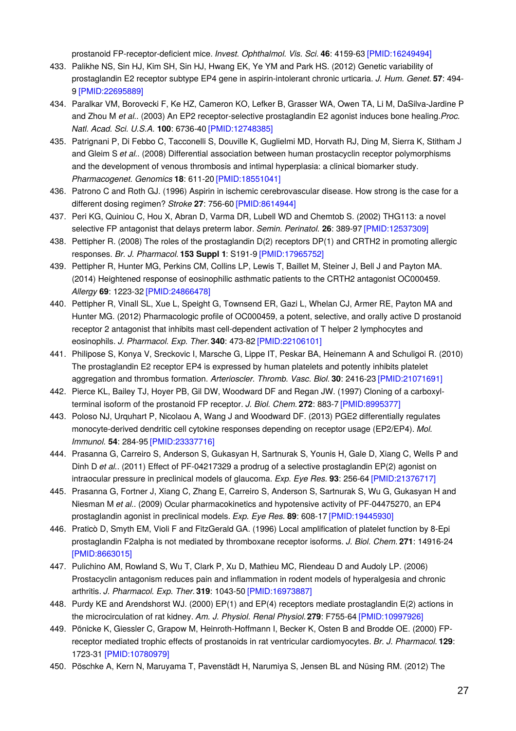prostanoid FP-receptor-deficient mice. *Invest. Ophthalmol. Vis. Sci.* **46**: 4159-63 [PMID:16249494]

433. Palikhe NS, Sin HJ, Kim SH, Sin HJ, Hwang EK, Ye YM and Park HS. (2012) Genetic variability of prostaglandin E2 receptor subtype EP4 gene in aspirin-intolerant chronic urticaria. *J. Hum. Genet.* **57**: 494-9 [PMID:22695889]
434. Paralkar VM, Borovecki F, Ke HZ, Cameron KO, Lefker B, Grasser WA, Owen TA, Li M, DaSilva-Jardine P and Zhou M *et al.*. (2003) An EP2 receptor-selective prostaglandin E2 agonist induces bone healing.*Proc. Natl. Acad. Sci. U.S.A.* **100**: 6736-40 [PMID:12748385]
435. Patrignani P, Di Febbo C, Tacconelli S, Douville K, Guglielmi MD, Horvath RJ, Ding M, Sierra K, Stitham J and Gleim S *et al.*. (2008) Differential association between human prostacyclin receptor polymorphisms and the development of venous thrombosis and intimal hyperplasia: a clinical biomarker study. *Pharmacogenet. Genomics* **18**: 611-20 [PMID:18551041]
436. Patrono C and Roth GJ. (1996) Aspirin in ischemic cerebrovascular disease. How strong is the case for a different dosing regimen? *Stroke* **27**: 756-60 [PMID:8614944]
437. Peri KG, Quiniou C, Hou X, Abran D, Varma DR, Lubell WD and Chemtob S. (2002) THG113: a novel selective FP antagonist that delays preterm labor. *Semin. Perinatol.* **26**: 389-97 [PMID:12537309]
438. Pettipher R. (2008) The roles of the prostaglandin D(2) receptors DP(1) and CRTH2 in promoting allergic responses. *Br. J. Pharmacol.* **153 Suppl 1**: S191-9 [PMID:17965752]
439. Pettipher R, Hunter MG, Perkins CM, Collins LP, Lewis T, Baillet M, Steiner J, Bell J and Payton MA. (2014) Heightened response of eosinophilic asthmatic patients to the CRTH2 antagonist OC000459. *Allergy* **69**: 1223-32 [PMID:24866478]
440. Pettipher R, Vinall SL, Xue L, Speight G, Townsend ER, Gazi L, Whelan CJ, Armer RE, Payton MA and Hunter MG. (2012) Pharmacologic profile of OC000459, a potent, selective, and orally active D prostanoid receptor 2 antagonist that inhibits mast cell-dependent activation of T helper 2 lymphocytes and eosinophils. *J. Pharmacol. Exp. Ther.* **340**: 473-82 [PMID:22106101]
441. Philipose S, Konya V, Sreckovic I, Marsche G, Lippe IT, Peskar BA, Heinemann A and Schuligoi R. (2010) The prostaglandin E2 receptor EP4 is expressed by human platelets and potently inhibits platelet aggregation and thrombus formation. *Arterioscler. Thromb. Vasc. Biol.* **30**: 2416-23 [PMID:21071691]
442. Pierce KL, Bailey TJ, Hoyer PB, Gil DW, Woodward DF and Regan JW. (1997) Cloning of a carboxyl-terminal isoform of the prostanoid FP receptor. *J. Biol. Chem.* **272**: 883-7 [PMID:8995377]
443. Poloso NJ, Urquhart P, Nicolaou A, Wang J and Woodward DF. (2013) PGE2 differentially regulates monocyte-derived dendritic cell cytokine responses depending on receptor usage (EP2/EP4). *Mol. Immunol.* **54**: 284-95 [PMID:23337716]
444. Prasanna G, Carreiro S, Anderson S, Gukasyan H, Sartnurak S, Younis H, Gale D, Xiang C, Wells P and Dinh D *et al.*. (2011) Effect of PF-04217329 a prodrug of a selective prostaglandin EP(2) agonist on intraocular pressure in preclinical models of glaucoma. *Exp. Eye Res.* **93**: 256-64 [PMID:21376717]
445. Prasanna G, Fortner J, Xiang C, Zhang E, Carreiro S, Anderson S, Sartnurak S, Wu G, Gukasyan H and Niesman M *et al.*. (2009) Ocular pharmacokinetics and hypotensive activity of PF-04475270, an EP4 prostaglandin agonist in preclinical models. *Exp. Eye Res.* **89**: 608-17 [PMID:19445930]
446. Praticò D, Smyth EM, Violi F and FitzGerald GA. (1996) Local amplification of platelet function by 8-Epi prostaglandin F2alpha is not mediated by thromboxane receptor isoforms. *J. Biol. Chem.* **271**: 14916-24 [PMID:8663015]
447. Pulichino AM, Rowland S, Wu T, Clark P, Xu D, Mathieu MC, Riendeau D and Audoly LP. (2006) Prostacyclin antagonism reduces pain and inflammation in rodent models of hyperalgesia and chronic arthritis. *J. Pharmacol. Exp. Ther.* **319**: 1043-50 [PMID:16973887]
448. Purdy KE and Arendshorst WJ. (2000) EP(1) and EP(4) receptors mediate prostaglandin E(2) actions in the microcirculation of rat kidney. *Am. J. Physiol. Renal Physiol.* **279**: F755-64 [PMID:10997926]
449. Pönicke K, Giessler C, Grapow M, Heinroth-Hoffmann I, Becker K, Osten B and Brodde OE. (2000) FP-receptor mediated trophic effects of prostanoids in rat ventricular cardiomyocytes. *Br. J. Pharmacol.* **129**: 1723-31 [PMID:10780979]
450. Pöschke A, Kern N, Maruyama T, Pavenstädt H, Narumiya S, Jensen BL and Nüsing RM. (2012) The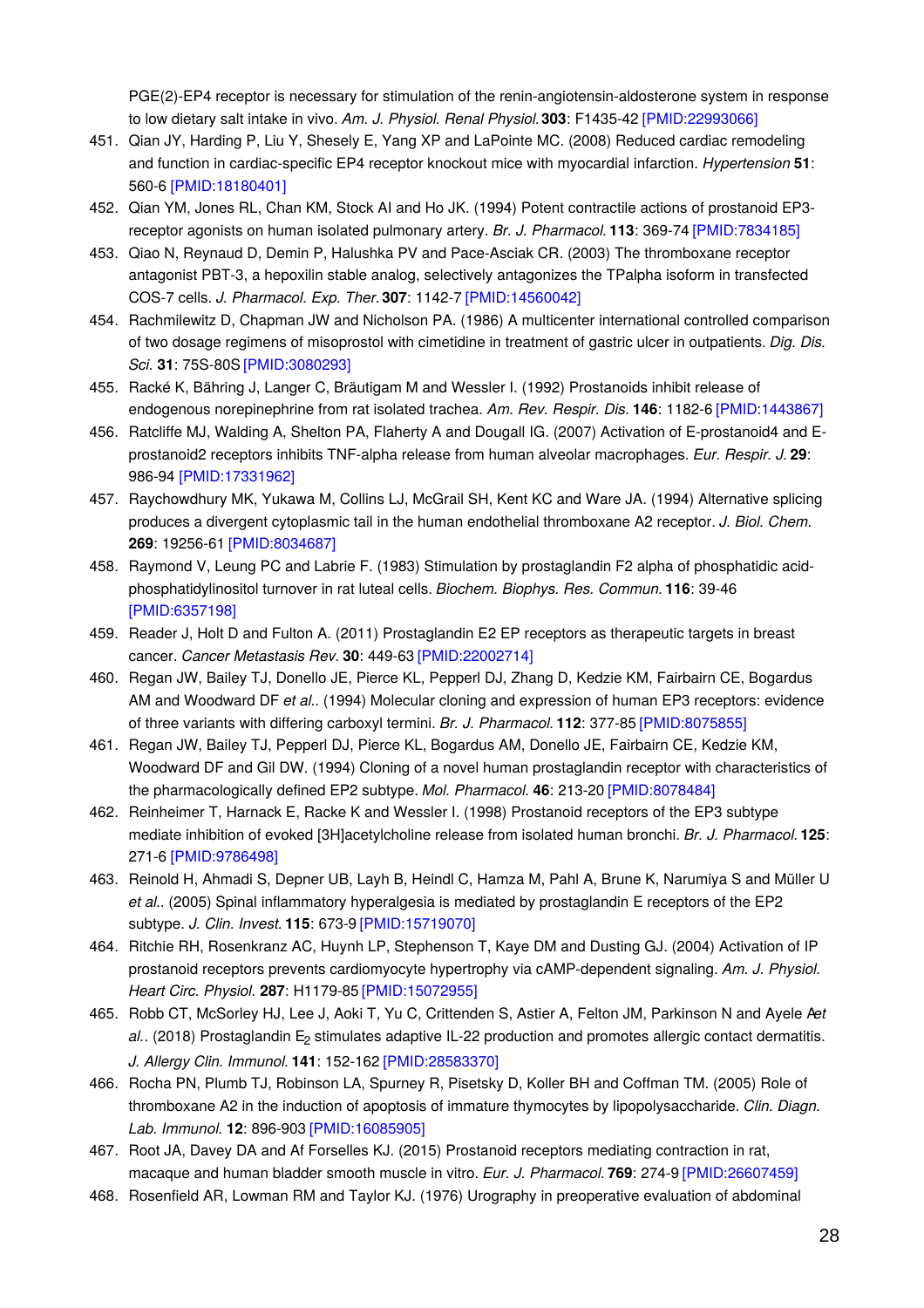PGE(2)-EP4 receptor is necessary for stimulation of the renin-angiotensin-aldosterone system in response to low dietary salt intake in vivo. *Am. J. Physiol. Renal Physiol.* **303**: F1435-42 [PMID:22993066]

451. Qian JY, Harding P, Liu Y, Shesely E, Yang XP and LaPointe MC. (2008) Reduced cardiac remodeling and function in cardiac-specific EP4 receptor knockout mice with myocardial infarction. *Hypertension* **51**: 560-6 [PMID:18180401]
452. Qian YM, Jones RL, Chan KM, Stock AI and Ho JK. (1994) Potent contractile actions of prostanoid EP3-receptor agonists on human isolated pulmonary artery. *Br. J. Pharmacol.* **113**: 369-74 [PMID:7834185]
453. Qiao N, Reynaud D, Demin P, Halushka PV and Pace-Asciak CR. (2003) The thromboxane receptor antagonist PBT-3, a hepoxilin stable analog, selectively antagonizes the TPalpha isoform in transfected COS-7 cells. *J. Pharmacol. Exp. Ther.* **307**: 1142-7 [PMID:14560042]
454. Rachmilewitz D, Chapman JW and Nicholson PA. (1986) A multicenter international controlled comparison of two dosage regimens of misoprostol with cimetidine in treatment of gastric ulcer in outpatients. *Dig. Dis. Sci.* **31**: 75S-80S [PMID:3080293]
455. Racké K, Bähring J, Langer C, Bräutigam M and Wessler I. (1992) Prostanoids inhibit release of endogenous norepinephrine from rat isolated trachea. *Am. Rev. Respir. Dis.* **146**: 1182-6 [PMID:1443867]
456. Ratcliffe MJ, Walding A, Shelton PA, Flaherty A and Dougall IG. (2007) Activation of E-prostanoid4 and E-prostanoid2 receptors inhibits TNF-alpha release from human alveolar macrophages. *Eur. Respir. J.* **29**: 986-94 [PMID:17331962]
457. Raychowdhury MK, Yukawa M, Collins LJ, McGrail SH, Kent KC and Ware JA. (1994) Alternative splicing produces a divergent cytoplasmic tail in the human endothelial thromboxane A2 receptor. *J. Biol. Chem.* **269**: 19256-61 [PMID:8034687]
458. Raymond V, Leung PC and Labrie F. (1983) Stimulation by prostaglandin F2 alpha of phosphatidic acid-phosphatidylinositol turnover in rat luteal cells. *Biochem. Biophys. Res. Commun.* **116**: 39-46 [PMID:6357198]
459. Reader J, Holt D and Fulton A. (2011) Prostaglandin E2 EP receptors as therapeutic targets in breast cancer. *Cancer Metastasis Rev.* **30**: 449-63 [PMID:22002714]
460. Regan JW, Bailey TJ, Donello JE, Pierce KL, Pepperl DJ, Zhang D, Kedzie KM, Fairbairn CE, Bogardus AM and Woodward DF *et al.*. (1994) Molecular cloning and expression of human EP3 receptors: evidence of three variants with differing carboxyl termini. *Br. J. Pharmacol.* **112**: 377-85 [PMID:8075855]
461. Regan JW, Bailey TJ, Pepperl DJ, Pierce KL, Bogardus AM, Donello JE, Fairbairn CE, Kedzie KM, Woodward DF and Gil DW. (1994) Cloning of a novel human prostaglandin receptor with characteristics of the pharmacologically defined EP2 subtype. *Mol. Pharmacol.* **46**: 213-20 [PMID:8078484]
462. Reinheimer T, Harnack E, Racke K and Wessler I. (1998) Prostanoid receptors of the EP3 subtype mediate inhibition of evoked [3H]acetylcholine release from isolated human bronchi. *Br. J. Pharmacol.* **125**: 271-6 [PMID:9786498]
463. Reinold H, Ahmadi S, Depner UB, Layh B, Heindl C, Hamza M, Pahl A, Brune K, Narumiya S and Müller U *et al.*. (2005) Spinal inflammatory hyperalgesia is mediated by prostaglandin E receptors of the EP2 subtype. *J. Clin. Invest.* **115**: 673-9 [PMID:15719070]
464. Ritchie RH, Rosenkranz AC, Huynh LP, Stephenson T, Kaye DM and Dusting GJ. (2004) Activation of IP prostanoid receptors prevents cardiomyocyte hypertrophy via cAMP-dependent signaling. *Am. J. Physiol. Heart Circ. Physiol.* **287**: H1179-85 [PMID:15072955]
465. Robb CT, McSorley HJ, Lee J, Aoki T, Yu C, Crittenden S, Astier A, Felton JM, Parkinson N and Ayele A *et al.*. (2018) Prostaglandin $E_2$ stimulates adaptive IL-22 production and promotes allergic contact dermatitis. *J. Allergy Clin. Immunol.* **141**: 152-162 [PMID:28583370]
466. Rocha PN, Plumb TJ, Robinson LA, Spurney R, Pisetsky D, Koller BH and Coffman TM. (2005) Role of thromboxane A2 in the induction of apoptosis of immature thymocytes by lipopolysaccharide. *Clin. Diagn. Lab. Immunol.* **12**: 896-903 [PMID:16085905]
467. Root JA, Davey DA and Af Forselles KJ. (2015) Prostanoid receptors mediating contraction in rat, macaque and human bladder smooth muscle in vitro. *Eur. J. Pharmacol.* **769**: 274-9 [PMID:26607459]
468. Rosenfield AR, Lowman RM and Taylor KJ. (1976) Urography in preoperative evaluation of abdominal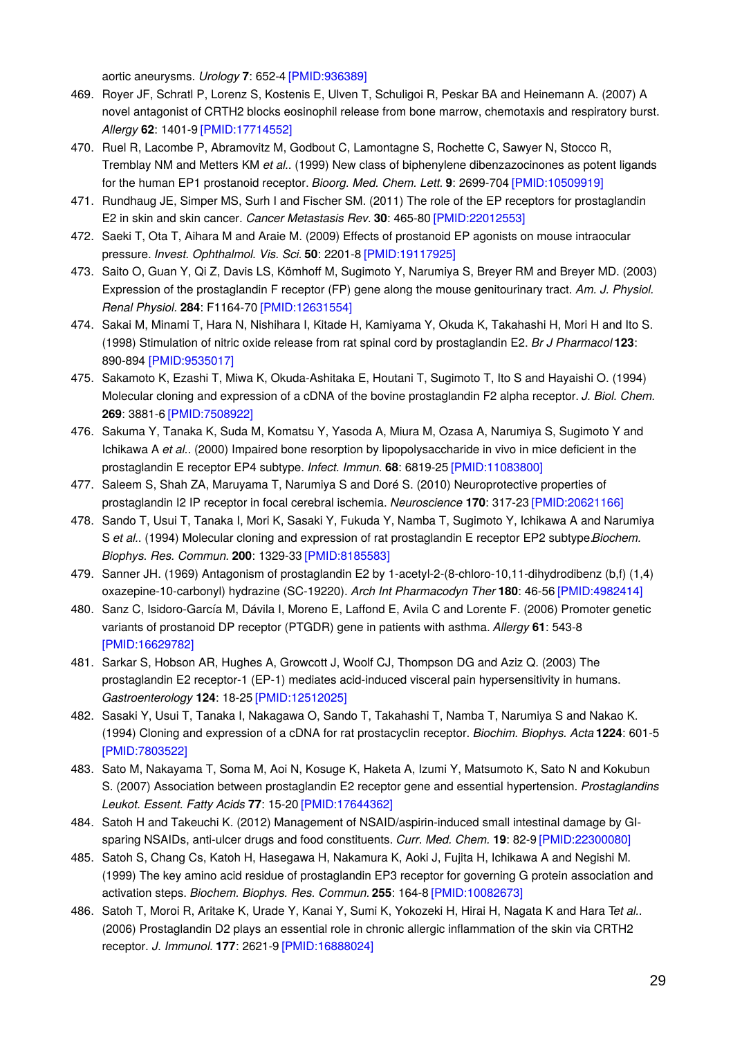aortic aneurysms. *Urology* **7**: 652-4 [PMID:936389]

469. Royer JF, Schratl P, Lorenz S, Kostenis E, Ulven T, Schuligoi R, Peskar BA and Heinemann A. (2007) A novel antagonist of CRTH2 blocks eosinophil release from bone marrow, chemotaxis and respiratory burst. *Allergy* **62**: 1401-9 [PMID:17714552]
470. Ruel R, Lacombe P, Abramovitz M, Godbout C, Lamontagne S, Rochette C, Sawyer N, Stocco R, Tremblay NM and Metters KM *et al.*. (1999) New class of biphenylene dibenzazocinones as potent ligands for the human EP1 prostanoid receptor. *Bioorg. Med. Chem. Lett.* **9**: 2699-704 [PMID:10509919]
471. Rundhaug JE, Simper MS, Surh I and Fischer SM. (2011) The role of the EP receptors for prostaglandin E2 in skin and skin cancer. *Cancer Metastasis Rev.* **30**: 465-80 [PMID:22012553]
472. Saeki T, Ota T, Aihara M and Araie M. (2009) Effects of prostanoid EP agonists on mouse intraocular pressure. *Invest. Ophthalmol. Vis. Sci.* **50**: 2201-8 [PMID:19117925]
473. Saito O, Guan Y, Qi Z, Davis LS, Kömhoff M, Sugimoto Y, Narumiya S, Breyer RM and Breyer MD. (2003) Expression of the prostaglandin F receptor (FP) gene along the mouse genitourinary tract. *Am. J. Physiol. Renal Physiol.* **284**: F1164-70 [PMID:12631554]
474. Sakai M, Minami T, Hara N, Nishihara I, Kitade H, Kamiyama Y, Okuda K, Takahashi H, Mori H and Ito S. (1998) Stimulation of nitric oxide release from rat spinal cord by prostaglandin E2. *Br J Pharmacol* **123**: 890-894 [PMID:9535017]
475. Sakamoto K, Ezashi T, Miwa K, Okuda-Ashitaka E, Houtani T, Sugimoto T, Ito S and Hayaishi O. (1994) Molecular cloning and expression of a cDNA of the bovine prostaglandin F2 alpha receptor. *J. Biol. Chem.* **269**: 3881-6 [PMID:7508922]
476. Sakuma Y, Tanaka K, Suda M, Komatsu Y, Yasoda A, Miura M, Ozasa A, Narumiya S, Sugimoto Y and Ichikawa A *et al.*. (2000) Impaired bone resorption by lipopolysaccharide in vivo in mice deficient in the prostaglandin E receptor EP4 subtype. *Infect. Immun.* **68**: 6819-25 [PMID:11083800]
477. Saleem S, Shah ZA, Maruyama T, Narumiya S and Doré S. (2010) Neuroprotective properties of prostaglandin I2 IP receptor in focal cerebral ischemia. *Neuroscience* **170**: 317-23 [PMID:20621166]
478. Sando T, Usui T, Tanaka I, Mori K, Sasaki Y, Fukuda Y, Namba T, Sugimoto Y, Ichikawa A and Narumiya S *et al.*. (1994) Molecular cloning and expression of rat prostaglandin E receptor EP2 subtype.*Biochem. Biophys. Res. Commun.* **200**: 1329-33 [PMID:8185583]
479. Sanner JH. (1969) Antagonism of prostaglandin E2 by 1-acetyl-2-(8-chloro-10,11-dihydrodibenz (b,f) (1,4) oxazepine-10-carbonyl) hydrazine (SC-19220). *Arch Int Pharmacodyn Ther* **180**: 46-56 [PMID:4982414]
480. Sanz C, Isidoro-García M, Dávila I, Moreno E, Laffond E, Avila C and Lorente F. (2006) Promoter genetic variants of prostanoid DP receptor (PTGDR) gene in patients with asthma. *Allergy* **61**: 543-8 [PMID:16629782]
481. Sarkar S, Hobson AR, Hughes A, Growcott J, Woolf CJ, Thompson DG and Aziz Q. (2003) The prostaglandin E2 receptor-1 (EP-1) mediates acid-induced visceral pain hypersensitivity in humans. *Gastroenterology* **124**: 18-25 [PMID:12512025]
482. Sasaki Y, Usui T, Tanaka I, Nakagawa O, Sando T, Takahashi T, Namba T, Narumiya S and Nakao K. (1994) Cloning and expression of a cDNA for rat prostacyclin receptor. *Biochim. Biophys. Acta* **1224**: 601-5 [PMID:7803522]
483. Sato M, Nakayama T, Soma M, Aoi N, Kosuge K, Haketa A, Izumi Y, Matsumoto K, Sato N and Kokubun S. (2007) Association between prostaglandin E2 receptor gene and essential hypertension. *Prostaglandins Leukot. Essent. Fatty Acids* **77**: 15-20 [PMID:17644362]
484. Satoh H and Takeuchi K. (2012) Management of NSAID/aspirin-induced small intestinal damage by GI-sparing NSAIDs, anti-ulcer drugs and food constituents. *Curr. Med. Chem.* **19**: 82-9 [PMID:22300080]
485. Satoh S, Chang Cs, Katoh H, Hasegawa H, Nakamura K, Aoki J, Fujita H, Ichikawa A and Negishi M. (1999) The key amino acid residue of prostaglandin EP3 receptor for governing G protein association and activation steps. *Biochem. Biophys. Res. Commun.* **255**: 164-8 [PMID:10082673]
486. Satoh T, Moroi R, Aritake K, Urade Y, Kanai Y, Sumi K, Yokozeki H, Hirai H, Nagata K and Hara T*et al.*. (2006) Prostaglandin D2 plays an essential role in chronic allergic inflammation of the skin via CRTH2 receptor. *J. Immunol.* **177**: 2621-9 [PMID:16888024]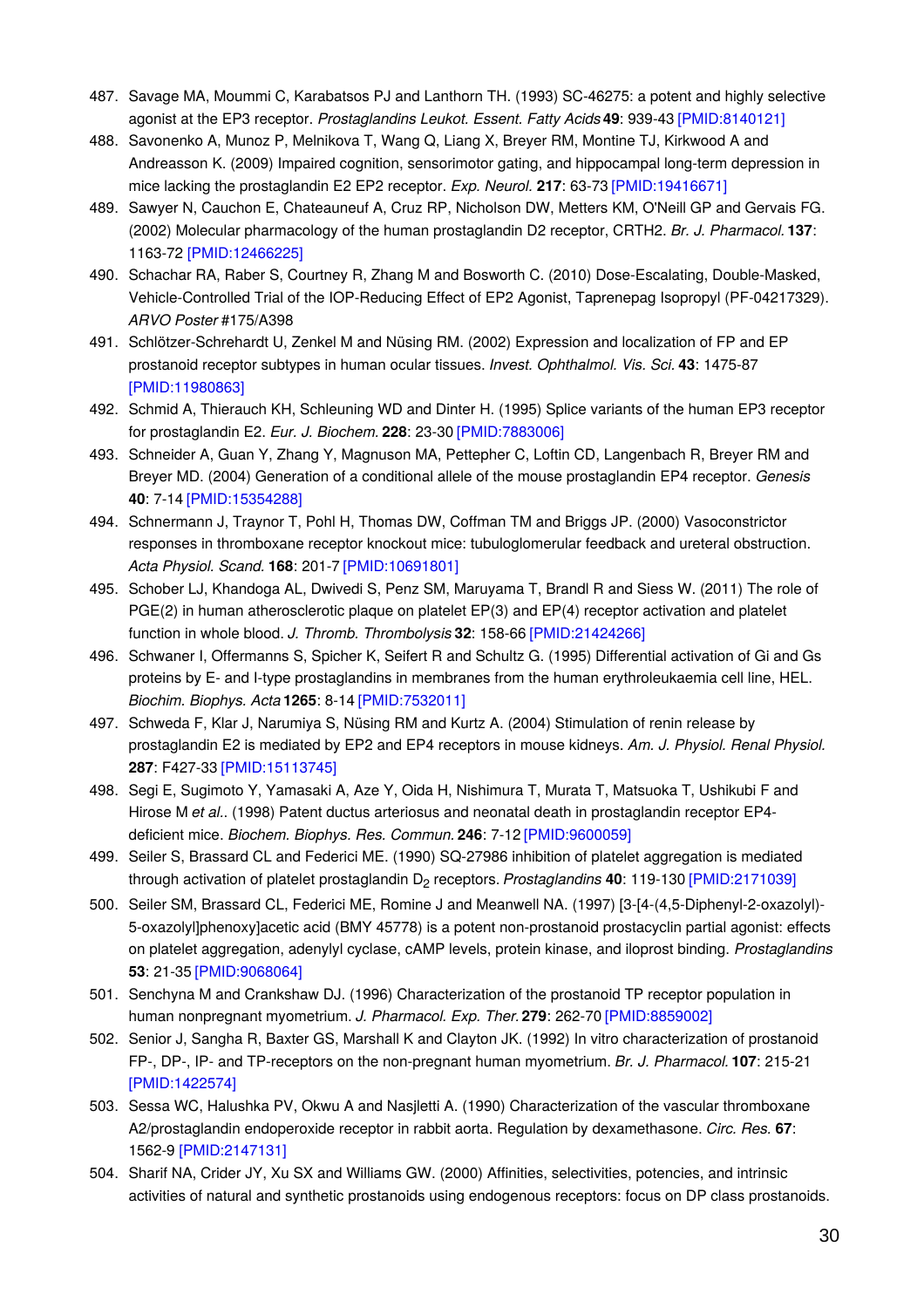487. Savage MA, Moummi C, Karabatsos PJ and Lanthorn TH. (1993) SC-46275: a potent and highly selective agonist at the EP3 receptor. *Prostaglandins Leukot. Essent. Fatty Acids* **49**: 939-43 [PMID:8140121]
488. Savonenko A, Munoz P, Melnikova T, Wang Q, Liang X, Breyer RM, Montine TJ, Kirkwood A and Andreasson K. (2009) Impaired cognition, sensorimotor gating, and hippocampal long-term depression in mice lacking the prostaglandin E2 EP2 receptor. *Exp. Neurol.* **217**: 63-73 [PMID:19416671]
489. Sawyer N, Cauchon E, Chateauneuf A, Cruz RP, Nicholson DW, Metters KM, O'Neill GP and Gervais FG. (2002) Molecular pharmacology of the human prostaglandin D2 receptor, CRTH2. *Br. J. Pharmacol.* **137**: 1163-72 [PMID:12466225]
490. Schachar RA, Raber S, Courtney R, Zhang M and Bosworth C. (2010) Dose-Escalating, Double-Masked, Vehicle-Controlled Trial of the IOP-Reducing Effect of EP2 Agonist, Taprenepag Isopropyl (PF-04217329). *ARVO Poster* #175/A398
491. Schlötzer-Schrehardt U, Zenkel M and Nüsing RM. (2002) Expression and localization of FP and EP prostanoid receptor subtypes in human ocular tissues. *Invest. Ophthalmol. Vis. Sci.* **43**: 1475-87 [PMID:11980863]
492. Schmid A, Thierauch KH, Schleuning WD and Dinter H. (1995) Splice variants of the human EP3 receptor for prostaglandin E2. *Eur. J. Biochem.* **228**: 23-30 [PMID:7883006]
493. Schneider A, Guan Y, Zhang Y, Magnuson MA, Pettepher C, Loftin CD, Langenbach R, Breyer RM and Breyer MD. (2004) Generation of a conditional allele of the mouse prostaglandin EP4 receptor. *Genesis* **40**: 7-14 [PMID:15354288]
494. Schnermann J, Traynor T, Pohl H, Thomas DW, Coffman TM and Briggs JP. (2000) Vasoconstrictor responses in thromboxane receptor knockout mice: tubuloglomerular feedback and ureteral obstruction. *Acta Physiol. Scand.* **168**: 201-7 [PMID:10691801]
495. Schober LJ, Khandoga AL, Dwivedi S, Penz SM, Maruyama T, Brandl R and Siess W. (2011) The role of PGE(2) in human atherosclerotic plaque on platelet EP(3) and EP(4) receptor activation and platelet function in whole blood. *J. Thromb. Thrombolysis* **32**: 158-66 [PMID:21424266]
496. Schwaner I, Offermanns S, Spicher K, Seifert R and Schultz G. (1995) Differential activation of Gi and Gs proteins by E- and I-type prostaglandins in membranes from the human erythroleukaemia cell line, HEL. *Biochim. Biophys. Acta* **1265**: 8-14 [PMID:7532011]
497. Schweda F, Klar J, Narumiya S, Nüsing RM and Kurtz A. (2004) Stimulation of renin release by prostaglandin E2 is mediated by EP2 and EP4 receptors in mouse kidneys. *Am. J. Physiol. Renal Physiol.* **287**: F427-33 [PMID:15113745]
498. Segi E, Sugimoto Y, Yamasaki A, Aze Y, Oida H, Nishimura T, Murata T, Matsuoka T, Ushikubi F and Hirose M *et al.*. (1998) Patent ductus arteriosus and neonatal death in prostaglandin receptor EP4-deficient mice. *Biochem. Biophys. Res. Commun.* **246**: 7-12 [PMID:9600059]
499. Seiler S, Brassard CL and Federici ME. (1990) SQ-27986 inhibition of platelet aggregation is mediated through activation of platelet prostaglandin $D_2$ receptors. *Prostaglandins* **40**: 119-130 [PMID:2171039]
500. Seiler SM, Brassard CL, Federici ME, Romine J and Meanwell NA. (1997) [3-[4-(4,5-Diphenyl-2-oxazolyl)-5-oxazolyl]phenoxy]acetic acid (BMY 45778) is a potent non-prostanoid prostacyclin partial agonist: effects on platelet aggregation, adenylyl cyclase, cAMP levels, protein kinase, and iloprost binding. *Prostaglandins* **53**: 21-35 [PMID:9068064]
501. Senchyna M and Crankshaw DJ. (1996) Characterization of the prostanoid TP receptor population in human nonpregnant myometrium. *J. Pharmacol. Exp. Ther.* **279**: 262-70 [PMID:8859002]
502. Senior J, Sangha R, Baxter GS, Marshall K and Clayton JK. (1992) In vitro characterization of prostanoid FP-, DP-, IP- and TP-receptors on the non-pregnant human myometrium. *Br. J. Pharmacol.* **107**: 215-21 [PMID:1422574]
503. Sessa WC, Halushka PV, Okwu A and Nasjletti A. (1990) Characterization of the vascular thromboxane A2/prostaglandin endoperoxide receptor in rabbit aorta. Regulation by dexamethasone. *Circ. Res.* **67**: 1562-9 [PMID:2147131]
504. Sharif NA, Crider JY, Xu SX and Williams GW. (2000) Affinities, selectivities, potencies, and intrinsic activities of natural and synthetic prostanoids using endogenous receptors: focus on DP class prostanoids.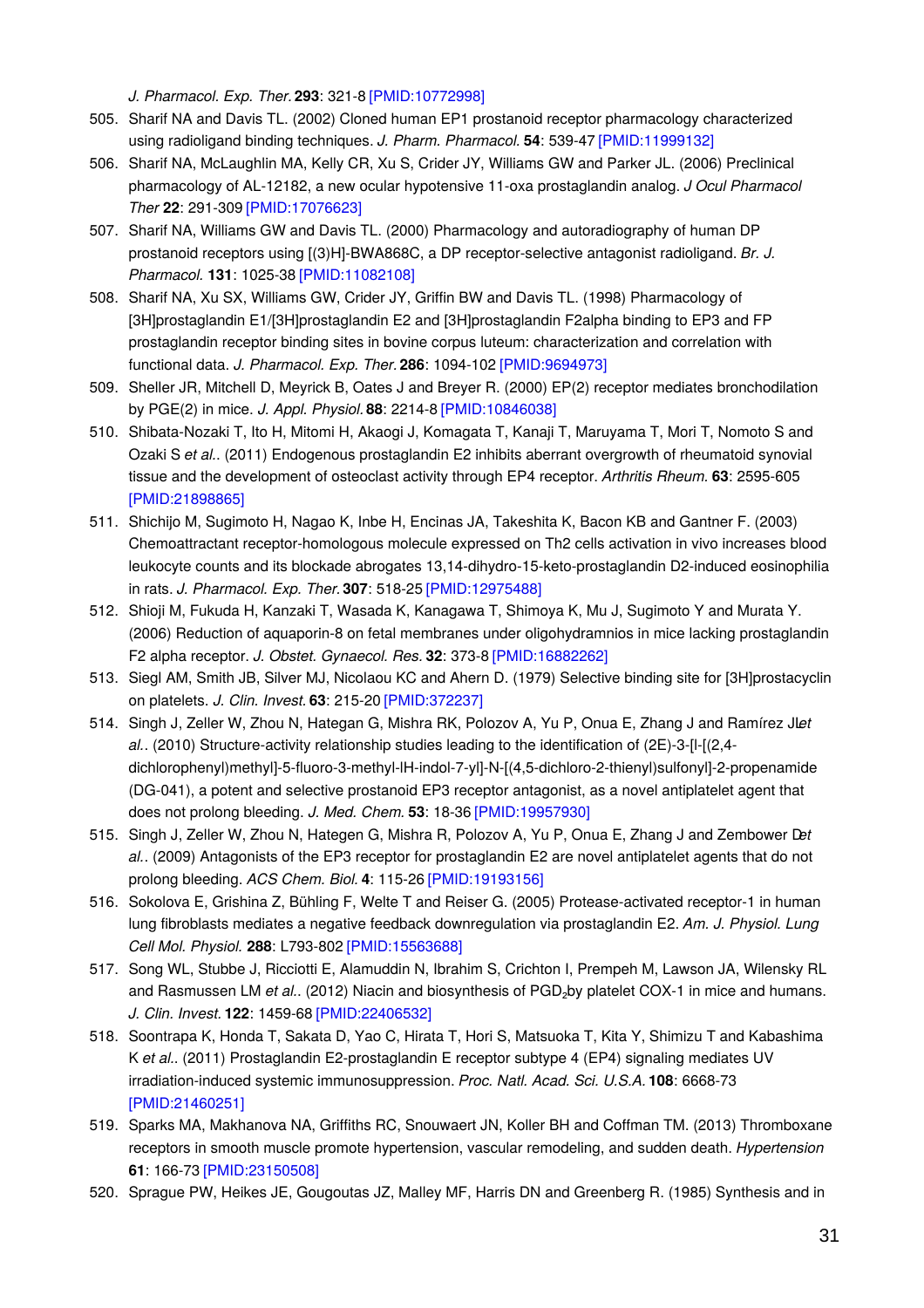*J. Pharmacol. Exp. Ther.* **293**: 321-8 [PMID:10772998]

505. Sharif NA and Davis TL. (2002) Cloned human EP1 prostanoid receptor pharmacology characterized using radioligand binding techniques. *J. Pharm. Pharmacol.* **54**: 539-47 [PMID:11999132]
506. Sharif NA, McLaughlin MA, Kelly CR, Xu S, Crider JY, Williams GW and Parker JL. (2006) Preclinical pharmacology of AL-12182, a new ocular hypotensive 11-oxa prostaglandin analog. *J Ocul Pharmacol Ther* **22**: 291-309 [PMID:17076623]
507. Sharif NA, Williams GW and Davis TL. (2000) Pharmacology and autoradiography of human DP prostanoid receptors using [(3)H]-BWA868C, a DP receptor-selective antagonist radioligand. *Br. J. Pharmacol.* **131**: 1025-38 [PMID:11082108]
508. Sharif NA, Xu SX, Williams GW, Crider JY, Griffin BW and Davis TL. (1998) Pharmacology of [3H]prostaglandin E1/[3H]prostaglandin E2 and [3H]prostaglandin F2alpha binding to EP3 and FP prostaglandin receptor binding sites in bovine corpus luteum: characterization and correlation with functional data. *J. Pharmacol. Exp. Ther.* **286**: 1094-102 [PMID:9694973]
509. Sheller JR, Mitchell D, Meyrick B, Oates J and Breyer R. (2000) EP(2) receptor mediates bronchodilation by PGE(2) in mice. *J. Appl. Physiol.* **88**: 2214-8 [PMID:10846038]
510. Shibata-Nozaki T, Ito H, Mitomi H, Akaogi J, Komagata T, Kanaji T, Maruyama T, Mori T, Nomoto S and Ozaki S *et al.*. (2011) Endogenous prostaglandin E2 inhibits aberrant overgrowth of rheumatoid synovial tissue and the development of osteoclast activity through EP4 receptor. *Arthritis Rheum.* **63**: 2595-605 [PMID:21898865]
511. Shichijo M, Sugimoto H, Nagao K, Inbe H, Encinas JA, Takeshita K, Bacon KB and Gantner F. (2003) Chemoattractant receptor-homologous molecule expressed on Th2 cells activation in vivo increases blood leukocyte counts and its blockade abrogates 13,14-dihydro-15-keto-prostaglandin D2-induced eosinophilia in rats. *J. Pharmacol. Exp. Ther.* **307**: 518-25 [PMID:12975488]
512. Shioji M, Fukuda H, Kanzaki T, Wasada K, Kanagawa T, Shimoya K, Mu J, Sugimoto Y and Murata Y. (2006) Reduction of aquaporin-8 on fetal membranes under oligohydramnios in mice lacking prostaglandin F2 alpha receptor. *J. Obstet. Gynaecol. Res.* **32**: 373-8 [PMID:16882262]
513. Siegl AM, Smith JB, Silver MJ, Nicolaou KC and Ahern D. (1979) Selective binding site for [3H]prostacyclin on platelets. *J. Clin. Invest.* **63**: 215-20 [PMID:372237]
514. Singh J, Zeller W, Zhou N, Hategan G, Mishra RK, Polozov A, Yu P, Onua E, Zhang J and Ramírez JL *et al.*. (2010) Structure-activity relationship studies leading to the identification of (2E)-3-[l-[(2,4-dichlorophenyl)methyl]-5-fluoro-3-methyl-lH-indol-7-yl]-N-[(4,5-dichloro-2-thienyl)sulfonyl]-2-propenamide (DG-041), a potent and selective prostanoid EP3 receptor antagonist, as a novel antiplatelet agent that does not prolong bleeding. *J. Med. Chem.* **53**: 18-36 [PMID:19957930]
515. Singh J, Zeller W, Zhou N, Hategen G, Mishra R, Polozov A, Yu P, Onua E, Zhang J and Zembower D *et al.*. (2009) Antagonists of the EP3 receptor for prostaglandin E2 are novel antiplatelet agents that do not prolong bleeding. *ACS Chem. Biol.* **4**: 115-26 [PMID:19193156]
516. Sokolova E, Grishina Z, Bühling F, Welte T and Reiser G. (2005) Protease-activated receptor-1 in human lung fibroblasts mediates a negative feedback downregulation via prostaglandin E2. *Am. J. Physiol. Lung Cell Mol. Physiol.* **288**: L793-802 [PMID:15563688]
517. Song WL, Stubbe J, Ricciotti E, Alamuddin N, Ibrahim S, Crichton I, Prempeh M, Lawson JA, Wilensky RL and Rasmussen LM *et al.*. (2012) Niacin and biosynthesis of $PGD_2$ by platelet COX-1 in mice and humans. *J. Clin. Invest.* **122**: 1459-68 [PMID:22406532]
518. Soontrapa K, Honda T, Sakata D, Yao C, Hirata T, Hori S, Matsuoka T, Kita Y, Shimizu T and Kabashima K *et al.*. (2011) Prostaglandin E2-prostaglandin E receptor subtype 4 (EP4) signaling mediates UV irradiation-induced systemic immunosuppression. *Proc. Natl. Acad. Sci. U.S.A.* **108**: 6668-73 [PMID:21460251]
519. Sparks MA, Makhanova NA, Griffiths RC, Snouwaert JN, Koller BH and Coffman TM. (2013) Thromboxane receptors in smooth muscle promote hypertension, vascular remodeling, and sudden death. *Hypertension* **61**: 166-73 [PMID:23150508]
520. Sprague PW, Heikes JE, Gougoutas JZ, Malley MF, Harris DN and Greenberg R. (1985) Synthesis and in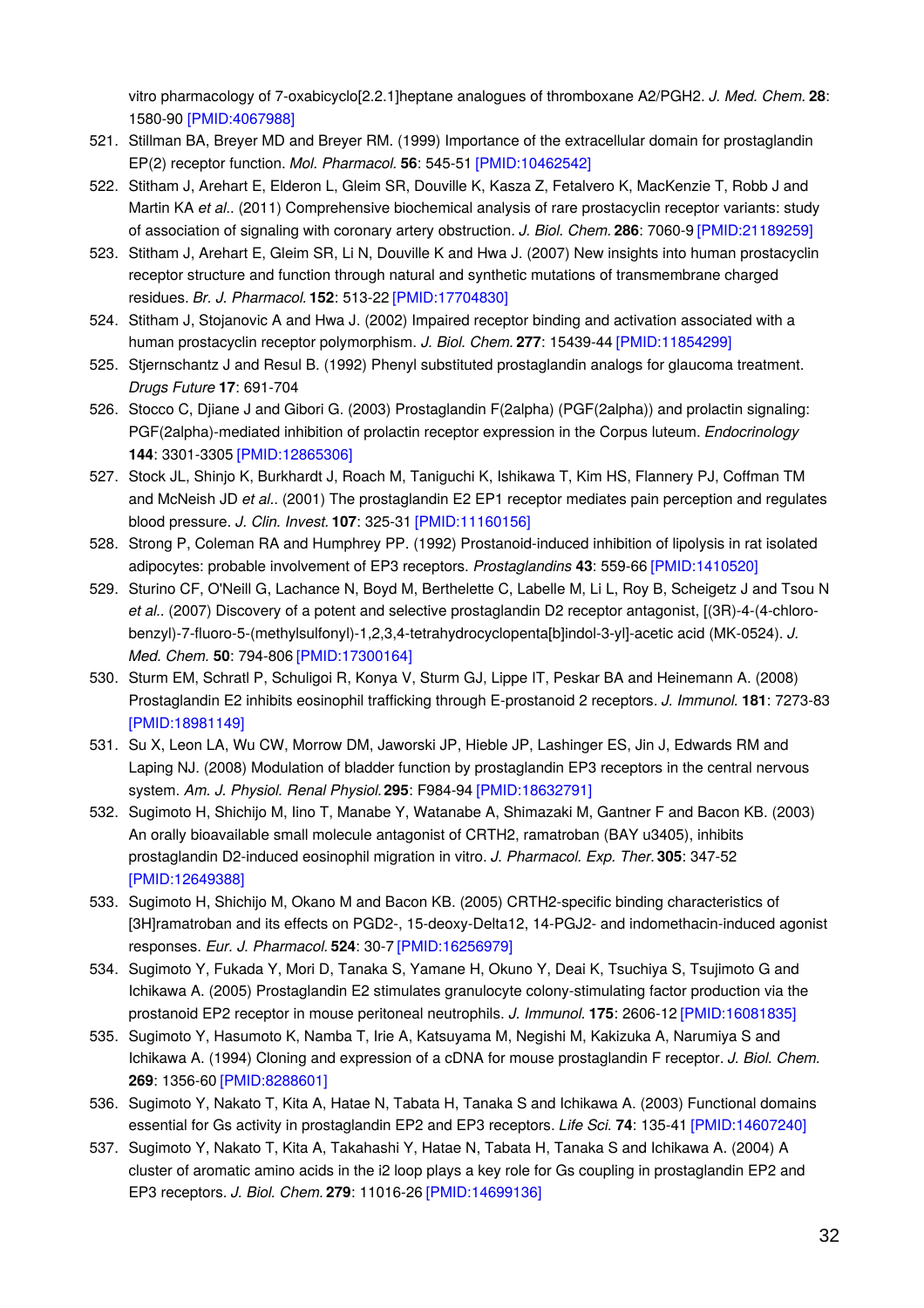vitro pharmacology of 7-oxabicyclo[2.2.1]heptane analogues of thromboxane A2/PGH2. *J. Med. Chem.* **28**: 1580-90 [PMID:4067988]

521. Stillman BA, Breyer MD and Breyer RM. (1999) Importance of the extracellular domain for prostaglandin EP(2) receptor function. *Mol. Pharmacol.* **56**: 545-51 [PMID:10462542]
522. Stitham J, Arehart E, Elderon L, Gleim SR, Douville K, Kasza Z, Fetalvero K, MacKenzie T, Robb J and Martin KA *et al.*. (2011) Comprehensive biochemical analysis of rare prostacyclin receptor variants: study of association of signaling with coronary artery obstruction. *J. Biol. Chem.* **286**: 7060-9 [PMID:21189259]
523. Stitham J, Arehart E, Gleim SR, Li N, Douville K and Hwa J. (2007) New insights into human prostacyclin receptor structure and function through natural and synthetic mutations of transmembrane charged residues. *Br. J. Pharmacol.* **152**: 513-22 [PMID:17704830]
524. Stitham J, Stojanovic A and Hwa J. (2002) Impaired receptor binding and activation associated with a human prostacyclin receptor polymorphism. *J. Biol. Chem.* **277**: 15439-44 [PMID:11854299]
525. Stjernschantz J and Resul B. (1992) Phenyl substituted prostaglandin analogs for glaucoma treatment. *Drugs Future* **17**: 691-704
526. Stocco C, Djiane J and Gibori G. (2003) Prostaglandin F(2alpha) (PGF(2alpha)) and prolactin signaling: PGF(2alpha)-mediated inhibition of prolactin receptor expression in the Corpus luteum. *Endocrinology* **144**: 3301-3305 [PMID:12865306]
527. Stock JL, Shinjo K, Burkhardt J, Roach M, Taniguchi K, Ishikawa T, Kim HS, Flannery PJ, Coffman TM and McNeish JD *et al.*. (2001) The prostaglandin E2 EP1 receptor mediates pain perception and regulates blood pressure. *J. Clin. Invest.* **107**: 325-31 [PMID:11160156]
528. Strong P, Coleman RA and Humphrey PP. (1992) Prostanoid-induced inhibition of lipolysis in rat isolated adipocytes: probable involvement of EP3 receptors. *Prostaglandins* **43**: 559-66 [PMID:1410520]
529. Sturino CF, O'Neill G, Lachance N, Boyd M, Berthelette C, Labelle M, Li L, Roy B, Scheigetz J and Tsou N *et al.*. (2007) Discovery of a potent and selective prostaglandin D2 receptor antagonist, [(3R)-4-(4-chloro-benzyl)-7-fluoro-5-(methylsulfonyl)-1,2,3,4-tetrahydrocyclopenta[b]indol-3-yl]-acetic acid (MK-0524). *J. Med. Chem.* **50**: 794-806 [PMID:17300164]
530. Sturm EM, Schratl P, Schuligoi R, Konya V, Sturm GJ, Lippe IT, Peskar BA and Heinemann A. (2008) Prostaglandin E2 inhibits eosinophil trafficking through E-prostanoid 2 receptors. *J. Immunol.* **181**: 7273-83 [PMID:18981149]
531. Su X, Leon LA, Wu CW, Morrow DM, Jaworski JP, Hieble JP, Lashinger ES, Jin J, Edwards RM and Laping NJ. (2008) Modulation of bladder function by prostaglandin EP3 receptors in the central nervous system. *Am. J. Physiol. Renal Physiol.* **295**: F984-94 [PMID:18632791]
532. Sugimoto H, Shichijo M, Iino T, Manabe Y, Watanabe A, Shimazaki M, Gantner F and Bacon KB. (2003) An orally bioavailable small molecule antagonist of CRTH2, ramatroban (BAY u3405), inhibits prostaglandin D2-induced eosinophil migration in vitro. *J. Pharmacol. Exp. Ther.* **305**: 347-52 [PMID:12649388]
533. Sugimoto H, Shichijo M, Okano M and Bacon KB. (2005) CRTH2-specific binding characteristics of [3H]ramatroban and its effects on PGD2-, 15-deoxy-Delta12, 14-PGJ2- and indomethacin-induced agonist responses. *Eur. J. Pharmacol.* **524**: 30-7 [PMID:16256979]
534. Sugimoto Y, Fukada Y, Mori D, Tanaka S, Yamane H, Okuno Y, Deai K, Tsuchiya S, Tsujimoto G and Ichikawa A. (2005) Prostaglandin E2 stimulates granulocyte colony-stimulating factor production via the prostanoid EP2 receptor in mouse peritoneal neutrophils. *J. Immunol.* **175**: 2606-12 [PMID:16081835]
535. Sugimoto Y, Hasumoto K, Namba T, Irie A, Katsuyama M, Negishi M, Kakizuka A, Narumiya S and Ichikawa A. (1994) Cloning and expression of a cDNA for mouse prostaglandin F receptor. *J. Biol. Chem.* **269**: 1356-60 [PMID:8288601]
536. Sugimoto Y, Nakato T, Kita A, Hatae N, Tabata H, Tanaka S and Ichikawa A. (2003) Functional domains essential for Gs activity in prostaglandin EP2 and EP3 receptors. *Life Sci.* **74**: 135-41 [PMID:14607240]
537. Sugimoto Y, Nakato T, Kita A, Takahashi Y, Hatae N, Tabata H, Tanaka S and Ichikawa A. (2004) A cluster of aromatic amino acids in the i2 loop plays a key role for Gs coupling in prostaglandin EP2 and EP3 receptors. *J. Biol. Chem.* **279**: 11016-26 [PMID:14699136]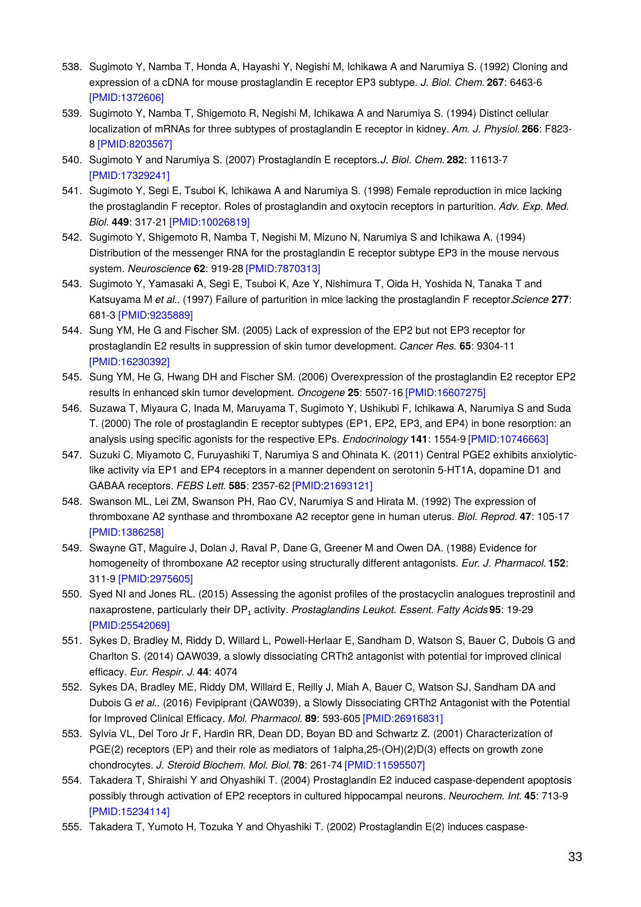538. Sugimoto Y, Namba T, Honda A, Hayashi Y, Negishi M, Ichikawa A and Narumiya S. (1992) Cloning and expression of a cDNA for mouse prostaglandin E receptor EP3 subtype. *J. Biol. Chem.* **267**: 6463-6 [PMID:1372606]
539. Sugimoto Y, Namba T, Shigemoto R, Negishi M, Ichikawa A and Narumiya S. (1994) Distinct cellular localization of mRNAs for three subtypes of prostaglandin E receptor in kidney. *Am. J. Physiol.* **266**: F823-8 [PMID:8203567]
540. Sugimoto Y and Narumiya S. (2007) Prostaglandin E receptors. *J. Biol. Chem.* **282**: 11613-7 [PMID:17329241]
541. Sugimoto Y, Segi E, Tsuboi K, Ichikawa A and Narumiya S. (1998) Female reproduction in mice lacking the prostaglandin F receptor. Roles of prostaglandin and oxytocin receptors in parturition. *Adv. Exp. Med. Biol.* **449**: 317-21 [PMID:10026819]
542. Sugimoto Y, Shigemoto R, Namba T, Negishi M, Mizuno N, Narumiya S and Ichikawa A. (1994) Distribution of the messenger RNA for the prostaglandin E receptor subtype EP3 in the mouse nervous system. *Neuroscience* **62**: 919-28 [PMID:7870313]
543. Sugimoto Y, Yamasaki A, Segi E, Tsuboi K, Aze Y, Nishimura T, Oida H, Yoshida N, Tanaka T and Katsuyama M *et al.*. (1997) Failure of parturition in mice lacking the prostaglandin F receptor. *Science* **277**: 681-3 [PMID:9235889]
544. Sung YM, He G and Fischer SM. (2005) Lack of expression of the EP2 but not EP3 receptor for prostaglandin E2 results in suppression of skin tumor development. *Cancer Res.* **65**: 9304-11 [PMID:16230392]
545. Sung YM, He G, Hwang DH and Fischer SM. (2006) Overexpression of the prostaglandin E2 receptor EP2 results in enhanced skin tumor development. *Oncogene* **25**: 5507-16 [PMID:16607275]
546. Suzawa T, Miyaura C, Inada M, Maruyama T, Sugimoto Y, Ushikubi F, Ichikawa A, Narumiya S and Suda T. (2000) The role of prostaglandin E receptor subtypes (EP1, EP2, EP3, and EP4) in bone resorption: an analysis using specific agonists for the respective EPs. *Endocrinology* **141**: 1554-9 [PMID:10746663]
547. Suzuki C, Miyamoto C, Furuyashiki T, Narumiya S and Ohinata K. (2011) Central PGE2 exhibits anxiolytic-like activity via EP1 and EP4 receptors in a manner dependent on serotonin 5-HT1A, dopamine D1 and GABAA receptors. *FEBS Lett.* **585**: 2357-62 [PMID:21693121]
548. Swanson ML, Lei ZM, Swanson PH, Rao CV, Narumiya S and Hirata M. (1992) The expression of thromboxane A2 synthase and thromboxane A2 receptor gene in human uterus. *Biol. Reprod.* **47**: 105-17 [PMID:1386258]
549. Swayne GT, Maguire J, Dolan J, Raval P, Dane G, Greener M and Owen DA. (1988) Evidence for homogeneity of thromboxane A2 receptor using structurally different antagonists. *Eur. J. Pharmacol.* **152**: 311-9 [PMID:2975605]
550. Syed NI and Jones RL. (2015) Assessing the agonist profiles of the prostacyclin analogues treprostinil and naxaprostene, particularly their $DP_1$ activity. *Prostaglandins Leukot. Essent. Fatty Acids* **95**: 19-29 [PMID:25542069]
551. Sykes D, Bradley M, Riddy D, Willard L, Powell-Herlaar E, Sandham D, Watson S, Bauer C, Dubois G and Charlton S. (2014) QAW039, a slowly dissociating CRTh2 antagonist with potential for improved clinical efficacy. *Eur. Respir. J.* **44**: 4074
552. Sykes DA, Bradley ME, Riddy DM, Willard E, Reilly J, Miah A, Bauer C, Watson SJ, Sandham DA and Dubois G *et al.*. (2016) Fevipiprant (QAW039), a Slowly Dissociating CRTh2 Antagonist with the Potential for Improved Clinical Efficacy. *Mol. Pharmacol.* **89**: 593-605 [PMID:26916831]
553. Sylvia VL, Del Toro Jr F, Hardin RR, Dean DD, Boyan BD and Schwartz Z. (2001) Characterization of PGE(2) receptors (EP) and their role as mediators of 1alpha,25-(OH)(2)D(3) effects on growth zone chondrocytes. *J. Steroid Biochem. Mol. Biol.* **78**: 261-74 [PMID:11595507]
554. Takadera T, Shiraishi Y and Ohyashiki T. (2004) Prostaglandin E2 induced caspase-dependent apoptosis possibly through activation of EP2 receptors in cultured hippocampal neurons. *Neurochem. Int.* **45**: 713-9 [PMID:15234114]
555. Takadera T, Yumoto H, Tozuka Y and Ohyashiki T. (2002) Prostaglandin E(2) induces caspase-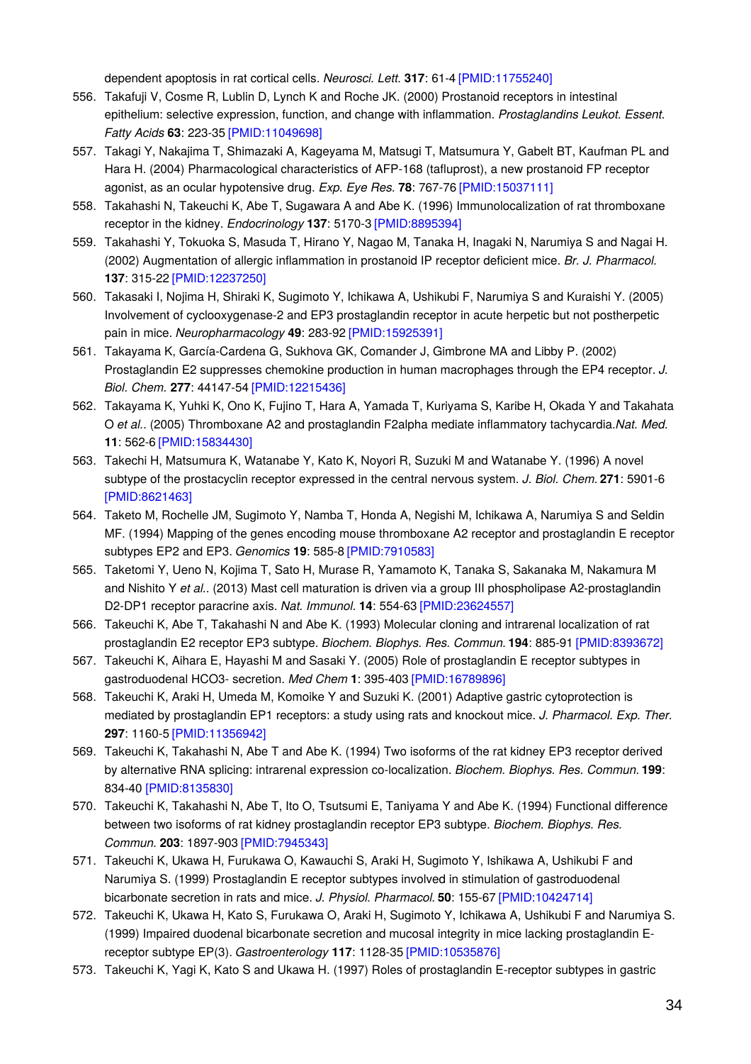dependent apoptosis in rat cortical cells. *Neurosci. Lett.* **317**: 61-4 [PMID:11755240]

556. Takafuji V, Cosme R, Lublin D, Lynch K and Roche JK. (2000) Prostanoid receptors in intestinal epithelium: selective expression, function, and change with inflammation. *Prostaglandins Leukot. Essent. Fatty Acids* **63**: 223-35 [PMID:11049698]
557. Takagi Y, Nakajima T, Shimazaki A, Kageyama M, Matsugi T, Matsumura Y, Gabelt BT, Kaufman PL and Hara H. (2004) Pharmacological characteristics of AFP-168 (tafluprost), a new prostanoid FP receptor agonist, as an ocular hypotensive drug. *Exp. Eye Res.* **78**: 767-76 [PMID:15037111]
558. Takahashi N, Takeuchi K, Abe T, Sugawara A and Abe K. (1996) Immunolocalization of rat thromboxane receptor in the kidney. *Endocrinology* **137**: 5170-3 [PMID:8895394]
559. Takahashi Y, Tokuoka S, Masuda T, Hirano Y, Nagao M, Tanaka H, Inagaki N, Narumiya S and Nagai H. (2002) Augmentation of allergic inflammation in prostanoid IP receptor deficient mice. *Br. J. Pharmacol.* **137**: 315-22 [PMID:12237250]
560. Takasaki I, Nojima H, Shiraki K, Sugimoto Y, Ichikawa A, Ushikubi F, Narumiya S and Kuraishi Y. (2005) Involvement of cyclooxygenase-2 and EP3 prostaglandin receptor in acute herpetic but not postherpetic pain in mice. *Neuropharmacology* **49**: 283-92 [PMID:15925391]
561. Takayama K, García-Cardena G, Sukhova GK, Comander J, Gimbrone MA and Libby P. (2002) Prostaglandin E2 suppresses chemokine production in human macrophages through the EP4 receptor. *J. Biol. Chem.* **277**: 44147-54 [PMID:12215436]
562. Takayama K, Yuhki K, Ono K, Fujino T, Hara A, Yamada T, Kuriyama S, Karibe H, Okada Y and Takahata O *et al.*. (2005) Thromboxane A2 and prostaglandin F2alpha mediate inflammatory tachycardia.*Nat. Med.* **11**: 562-6 [PMID:15834430]
563. Takechi H, Matsumura K, Watanabe Y, Kato K, Noyori R, Suzuki M and Watanabe Y. (1996) A novel subtype of the prostacyclin receptor expressed in the central nervous system. *J. Biol. Chem.* **271**: 5901-6 [PMID:8621463]
564. Taketo M, Rochelle JM, Sugimoto Y, Namba T, Honda A, Negishi M, Ichikawa A, Narumiya S and Seldin MF. (1994) Mapping of the genes encoding mouse thromboxane A2 receptor and prostaglandin E receptor subtypes EP2 and EP3. *Genomics* **19**: 585-8 [PMID:7910583]
565. Taketomi Y, Ueno N, Kojima T, Sato H, Murase R, Yamamoto K, Tanaka S, Sakanaka M, Nakamura M and Nishito Y *et al.*. (2013) Mast cell maturation is driven via a group III phospholipase A2-prostaglandin D2-DP1 receptor paracrine axis. *Nat. Immunol.* **14**: 554-63 [PMID:23624557]
566. Takeuchi K, Abe T, Takahashi N and Abe K. (1993) Molecular cloning and intrarenal localization of rat prostaglandin E2 receptor EP3 subtype. *Biochem. Biophys. Res. Commun.* **194**: 885-91 [PMID:8393672]
567. Takeuchi K, Aihara E, Hayashi M and Sasaki Y. (2005) Role of prostaglandin E receptor subtypes in gastroduodenal HCO3- secretion. *Med Chem* **1**: 395-403 [PMID:16789896]
568. Takeuchi K, Araki H, Umeda M, Komoike Y and Suzuki K. (2001) Adaptive gastric cytoprotection is mediated by prostaglandin EP1 receptors: a study using rats and knockout mice. *J. Pharmacol. Exp. Ther.* **297**: 1160-5 [PMID:11356942]
569. Takeuchi K, Takahashi N, Abe T and Abe K. (1994) Two isoforms of the rat kidney EP3 receptor derived by alternative RNA splicing: intrarenal expression co-localization. *Biochem. Biophys. Res. Commun.* **199**: 834-40 [PMID:8135830]
570. Takeuchi K, Takahashi N, Abe T, Ito O, Tsutsumi E, Taniyama Y and Abe K. (1994) Functional difference between two isoforms of rat kidney prostaglandin receptor EP3 subtype. *Biochem. Biophys. Res. Commun.* **203**: 1897-903 [PMID:7945343]
571. Takeuchi K, Ukawa H, Furukawa O, Kawauchi S, Araki H, Sugimoto Y, Ishikawa A, Ushikubi F and Narumiya S. (1999) Prostaglandin E receptor subtypes involved in stimulation of gastroduodenal bicarbonate secretion in rats and mice. *J. Physiol. Pharmacol.* **50**: 155-67 [PMID:10424714]
572. Takeuchi K, Ukawa H, Kato S, Furukawa O, Araki H, Sugimoto Y, Ichikawa A, Ushikubi F and Narumiya S. (1999) Impaired duodenal bicarbonate secretion and mucosal integrity in mice lacking prostaglandin E-receptor subtype EP(3). *Gastroenterology* **117**: 1128-35 [PMID:10535876]
573. Takeuchi K, Yagi K, Kato S and Ukawa H. (1997) Roles of prostaglandin E-receptor subtypes in gastric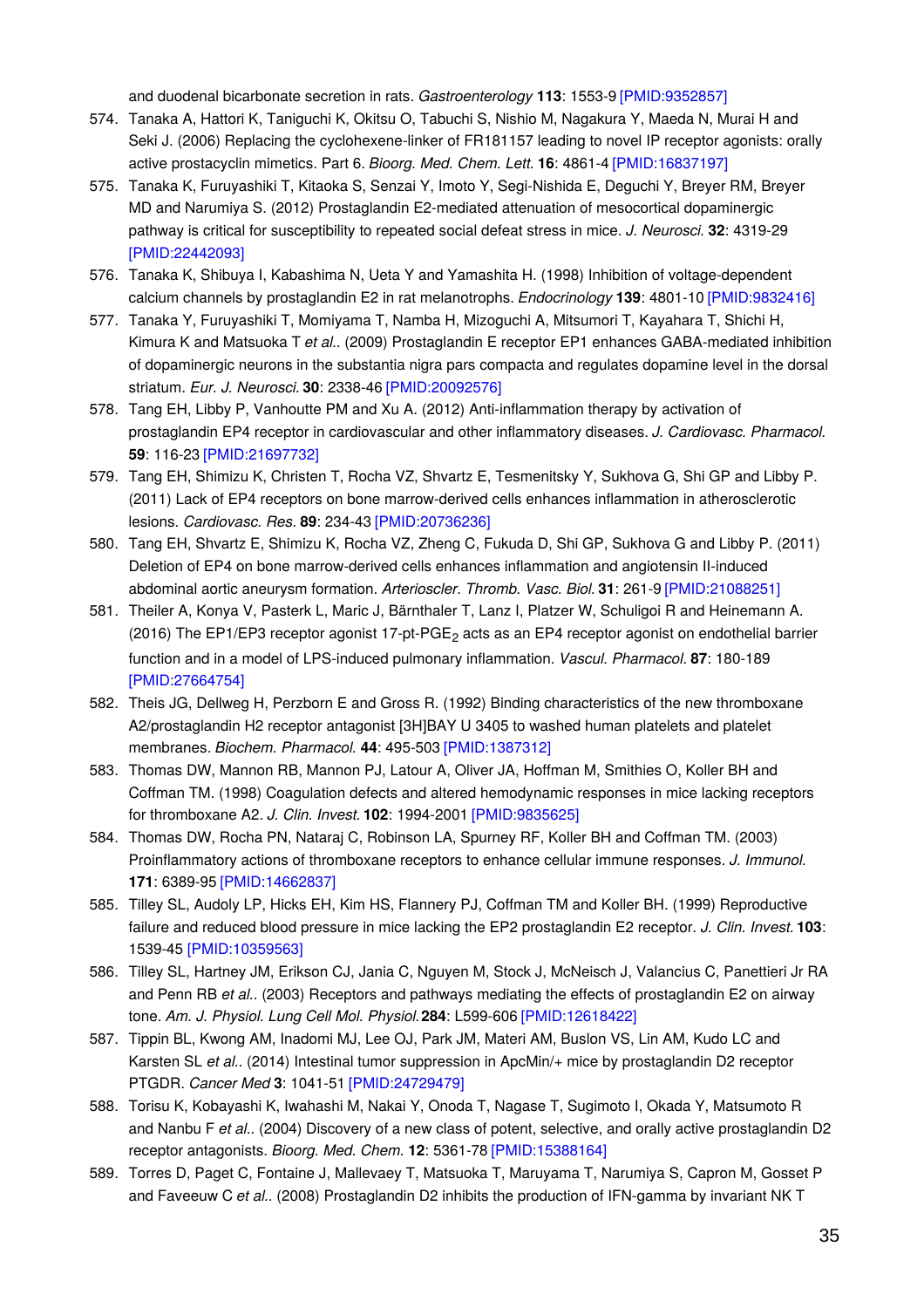and duodenal bicarbonate secretion in rats. *Gastroenterology* **113**: 1553-9 [PMID:9352857]

574. Tanaka A, Hattori K, Taniguchi K, Okitsu O, Tabuchi S, Nishio M, Nagakura Y, Maeda N, Murai H and Seki J. (2006) Replacing the cyclohexene-linker of FR181157 leading to novel IP receptor agonists: orally active prostacyclin mimetics. Part 6. *Bioorg. Med. Chem. Lett.* **16**: 4861-4 [PMID:16837197]
575. Tanaka K, Furuyashiki T, Kitaoka S, Senzai Y, Imoto Y, Segi-Nishida E, Deguchi Y, Breyer RM, Breyer MD and Narumiya S. (2012) Prostaglandin E2-mediated attenuation of mesocortical dopaminergic pathway is critical for susceptibility to repeated social defeat stress in mice. *J. Neurosci.* **32**: 4319-29 [PMID:22442093]
576. Tanaka K, Shibuya I, Kabashima N, Ueta Y and Yamashita H. (1998) Inhibition of voltage-dependent calcium channels by prostaglandin E2 in rat melanotrophs. *Endocrinology* **139**: 4801-10 [PMID:9832416]
577. Tanaka Y, Furuyashiki T, Momiyama T, Namba H, Mizoguchi A, Mitsumori T, Kayahara T, Shichi H, Kimura K and Matsuoka T *et al.*. (2009) Prostaglandin E receptor EP1 enhances GABA-mediated inhibition of dopaminergic neurons in the substantia nigra pars compacta and regulates dopamine level in the dorsal striatum. *Eur. J. Neurosci.* **30**: 2338-46 [PMID:20092576]
578. Tang EH, Libby P, Vanhoutte PM and Xu A. (2012) Anti-inflammation therapy by activation of prostaglandin EP4 receptor in cardiovascular and other inflammatory diseases. *J. Cardiovasc. Pharmacol.* **59**: 116-23 [PMID:21697732]
579. Tang EH, Shimizu K, Christen T, Rocha VZ, Shvartz E, Tesmenitsky Y, Sukhova G, Shi GP and Libby P. (2011) Lack of EP4 receptors on bone marrow-derived cells enhances inflammation in atherosclerotic lesions. *Cardiovasc. Res.* **89**: 234-43 [PMID:20736236]
580. Tang EH, Shvartz E, Shimizu K, Rocha VZ, Zheng C, Fukuda D, Shi GP, Sukhova G and Libby P. (2011) Deletion of EP4 on bone marrow-derived cells enhances inflammation and angiotensin II-induced abdominal aortic aneurysm formation. *Arterioscler. Thromb. Vasc. Biol.* **31**: 261-9 [PMID:21088251]
581. Theiler A, Konya V, Pasterk L, Maric J, Bärnthaler T, Lanz I, Platzer W, Schuligoi R and Heinemann A. (2016) The EP1/EP3 receptor agonist 17-pt-$PGE_2$ acts as an EP4 receptor agonist on endothelial barrier function and in a model of LPS-induced pulmonary inflammation. *Vascul. Pharmacol.* **87**: 180-189 [PMID:27664754]
582. Theis JG, Dellweg H, Perzborn E and Gross R. (1992) Binding characteristics of the new thromboxane A2/prostaglandin H2 receptor antagonist [3H]BAY U 3405 to washed human platelets and platelet membranes. *Biochem. Pharmacol.* **44**: 495-503 [PMID:1387312]
583. Thomas DW, Mannon RB, Mannon PJ, Latour A, Oliver JA, Hoffman M, Smithies O, Koller BH and Coffman TM. (1998) Coagulation defects and altered hemodynamic responses in mice lacking receptors for thromboxane A2. *J. Clin. Invest.* **102**: 1994-2001 [PMID:9835625]
584. Thomas DW, Rocha PN, Nataraj C, Robinson LA, Spurney RF, Koller BH and Coffman TM. (2003) Proinflammatory actions of thromboxane receptors to enhance cellular immune responses. *J. Immunol.* **171**: 6389-95 [PMID:14662837]
585. Tilley SL, Audoly LP, Hicks EH, Kim HS, Flannery PJ, Coffman TM and Koller BH. (1999) Reproductive failure and reduced blood pressure in mice lacking the EP2 prostaglandin E2 receptor. *J. Clin. Invest.* **103**: 1539-45 [PMID:10359563]
586. Tilley SL, Hartney JM, Erikson CJ, Jania C, Nguyen M, Stock J, McNeisch J, Valancius C, Panettieri Jr RA and Penn RB *et al.*. (2003) Receptors and pathways mediating the effects of prostaglandin E2 on airway tone. *Am. J. Physiol. Lung Cell Mol. Physiol.* **284**: L599-606 [PMID:12618422]
587. Tippin BL, Kwong AM, Inadomi MJ, Lee OJ, Park JM, Materi AM, Buslon VS, Lin AM, Kudo LC and Karsten SL *et al.*. (2014) Intestinal tumor suppression in ApcMin/+ mice by prostaglandin D2 receptor PTGDR. *Cancer Med* **3**: 1041-51 [PMID:24729479]
588. Torisu K, Kobayashi K, Iwahashi M, Nakai Y, Onoda T, Nagase T, Sugimoto I, Okada Y, Matsumoto R and Nanbu F *et al.*. (2004) Discovery of a new class of potent, selective, and orally active prostaglandin D2 receptor antagonists. *Bioorg. Med. Chem.* **12**: 5361-78 [PMID:15388164]
589. Torres D, Paget C, Fontaine J, Mallevaey T, Matsuoka T, Maruyama T, Narumiya S, Capron M, Gosset P and Faveeuw C *et al.*. (2008) Prostaglandin D2 inhibits the production of IFN-gamma by invariant NK T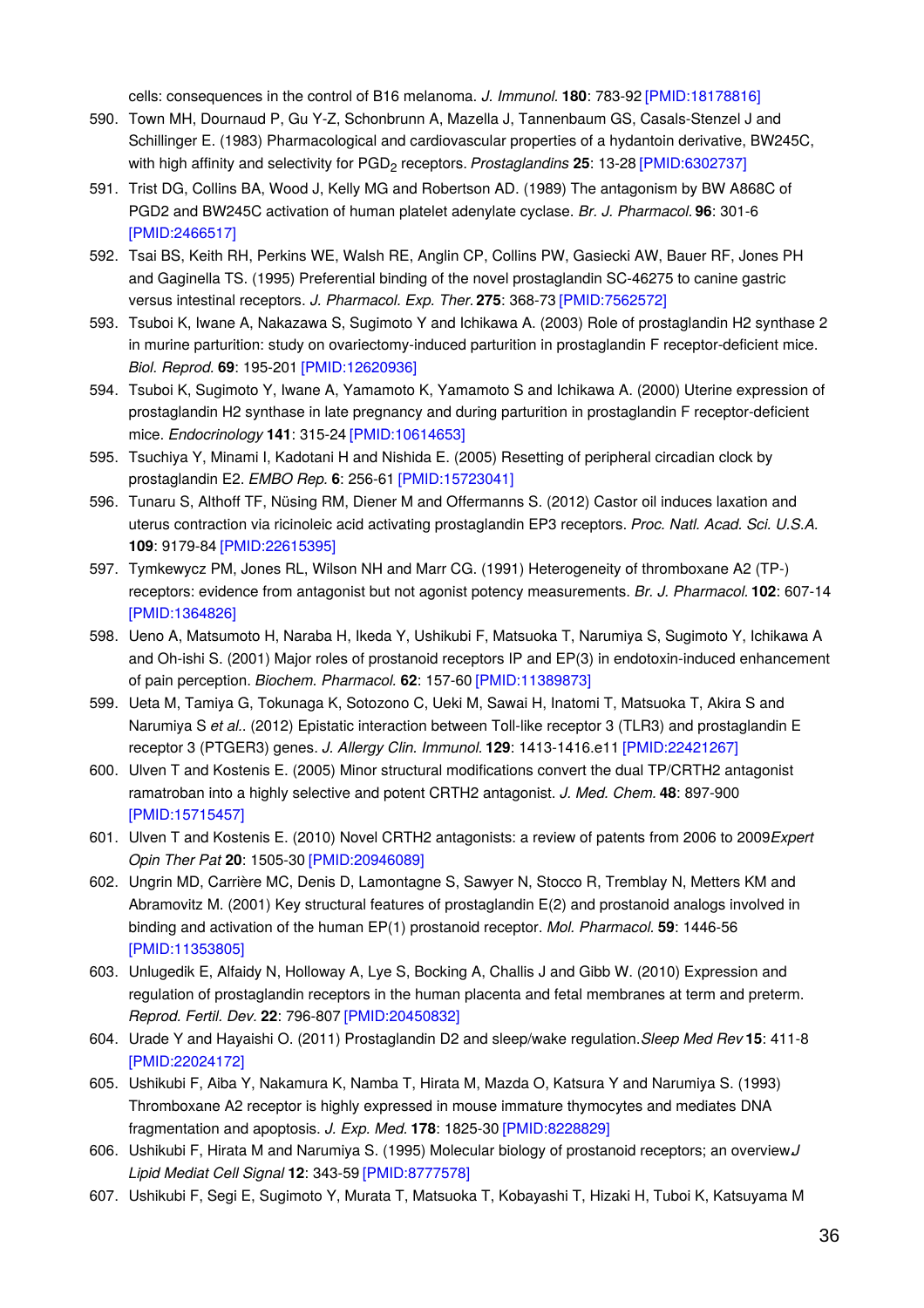cells: consequences in the control of B16 melanoma. *J. Immunol.* **180**: 783-92 [PMID:18178816]

590. Town MH, Dournaud P, Gu Y-Z, Schonbrunn A, Mazella J, Tannenbaum GS, Casals-Stenzel J and Schillinger E. (1983) Pharmacological and cardiovascular properties of a hydantoin derivative, BW245C, with high affinity and selectivity for $PGD_2$ receptors. *Prostaglandins* **25**: 13-28 [PMID:6302737]
591. Trist DG, Collins BA, Wood J, Kelly MG and Robertson AD. (1989) The antagonism by BW A868C of PGD2 and BW245C activation of human platelet adenylate cyclase. *Br. J. Pharmacol.* **96**: 301-6 [PMID:2466517]
592. Tsai BS, Keith RH, Perkins WE, Walsh RE, Anglin CP, Collins PW, Gasiecki AW, Bauer RF, Jones PH and Gaginella TS. (1995) Preferential binding of the novel prostaglandin SC-46275 to canine gastric versus intestinal receptors. *J. Pharmacol. Exp. Ther.* **275**: 368-73 [PMID:7562572]
593. Tsuboi K, Iwane A, Nakazawa S, Sugimoto Y and Ichikawa A. (2003) Role of prostaglandin H2 synthase 2 in murine parturition: study on ovariectomy-induced parturition in prostaglandin F receptor-deficient mice. *Biol. Reprod.* **69**: 195-201 [PMID:12620936]
594. Tsuboi K, Sugimoto Y, Iwane A, Yamamoto K, Yamamoto S and Ichikawa A. (2000) Uterine expression of prostaglandin H2 synthase in late pregnancy and during parturition in prostaglandin F receptor-deficient mice. *Endocrinology* **141**: 315-24 [PMID:10614653]
595. Tsuchiya Y, Minami I, Kadotani H and Nishida E. (2005) Resetting of peripheral circadian clock by prostaglandin E2. *EMBO Rep.* **6**: 256-61 [PMID:15723041]
596. Tunaru S, Althoff TF, Nüsing RM, Diener M and Offermanns S. (2012) Castor oil induces laxation and uterus contraction via ricinoleic acid activating prostaglandin EP3 receptors. *Proc. Natl. Acad. Sci. U.S.A.* **109**: 9179-84 [PMID:22615395]
597. Tymkewycz PM, Jones RL, Wilson NH and Marr CG. (1991) Heterogeneity of thromboxane A2 (TP-) receptors: evidence from antagonist but not agonist potency measurements. *Br. J. Pharmacol.* **102**: 607-14 [PMID:1364826]
598. Ueno A, Matsumoto H, Naraba H, Ikeda Y, Ushikubi F, Matsuoka T, Narumiya S, Sugimoto Y, Ichikawa A and Oh-ishi S. (2001) Major roles of prostanoid receptors IP and EP(3) in endotoxin-induced enhancement of pain perception. *Biochem. Pharmacol.* **62**: 157-60 [PMID:11389873]
599. Ueta M, Tamiya G, Tokunaga K, Sotozono C, Ueki M, Sawai H, Inatomi T, Matsuoka T, Akira S and Narumiya S *et al.*. (2012) Epistatic interaction between Toll-like receptor 3 (TLR3) and prostaglandin E receptor 3 (PTGER3) genes. *J. Allergy Clin. Immunol.* **129**: 1413-1416.e11 [PMID:22421267]
600. Ulven T and Kostenis E. (2005) Minor structural modifications convert the dual TP/CRTH2 antagonist ramatroban into a highly selective and potent CRTH2 antagonist. *J. Med. Chem.* **48**: 897-900 [PMID:15715457]
601. Ulven T and Kostenis E. (2010) Novel CRTH2 antagonists: a review of patents from 2006 to 2009*Expert Opin Ther Pat* **20**: 1505-30 [PMID:20946089]
602. Ungrin MD, Carrière MC, Denis D, Lamontagne S, Sawyer N, Stocco R, Tremblay N, Metters KM and Abramovitz M. (2001) Key structural features of prostaglandin E(2) and prostanoid analogs involved in binding and activation of the human EP(1) prostanoid receptor. *Mol. Pharmacol.* **59**: 1446-56 [PMID:11353805]
603. Unlugedik E, Alfaidy N, Holloway A, Lye S, Bocking A, Challis J and Gibb W. (2010) Expression and regulation of prostaglandin receptors in the human placenta and fetal membranes at term and preterm. *Reprod. Fertil. Dev.* **22**: 796-807 [PMID:20450832]
604. Urade Y and Hayaishi O. (2011) Prostaglandin D2 and sleep/wake regulation.*Sleep Med Rev* **15**: 411-8 [PMID:22024172]
605. Ushikubi F, Aiba Y, Nakamura K, Namba T, Hirata M, Mazda O, Katsura Y and Narumiya S. (1993) Thromboxane A2 receptor is highly expressed in mouse immature thymocytes and mediates DNA fragmentation and apoptosis. *J. Exp. Med.* **178**: 1825-30 [PMID:8228829]
606. Ushikubi F, Hirata M and Narumiya S. (1995) Molecular biology of prostanoid receptors; an overview*J Lipid Mediat Cell Signal* **12**: 343-59 [PMID:8777578]
607. Ushikubi F, Segi E, Sugimoto Y, Murata T, Matsuoka T, Kobayashi T, Hizaki H, Tuboi K, Katsuyama M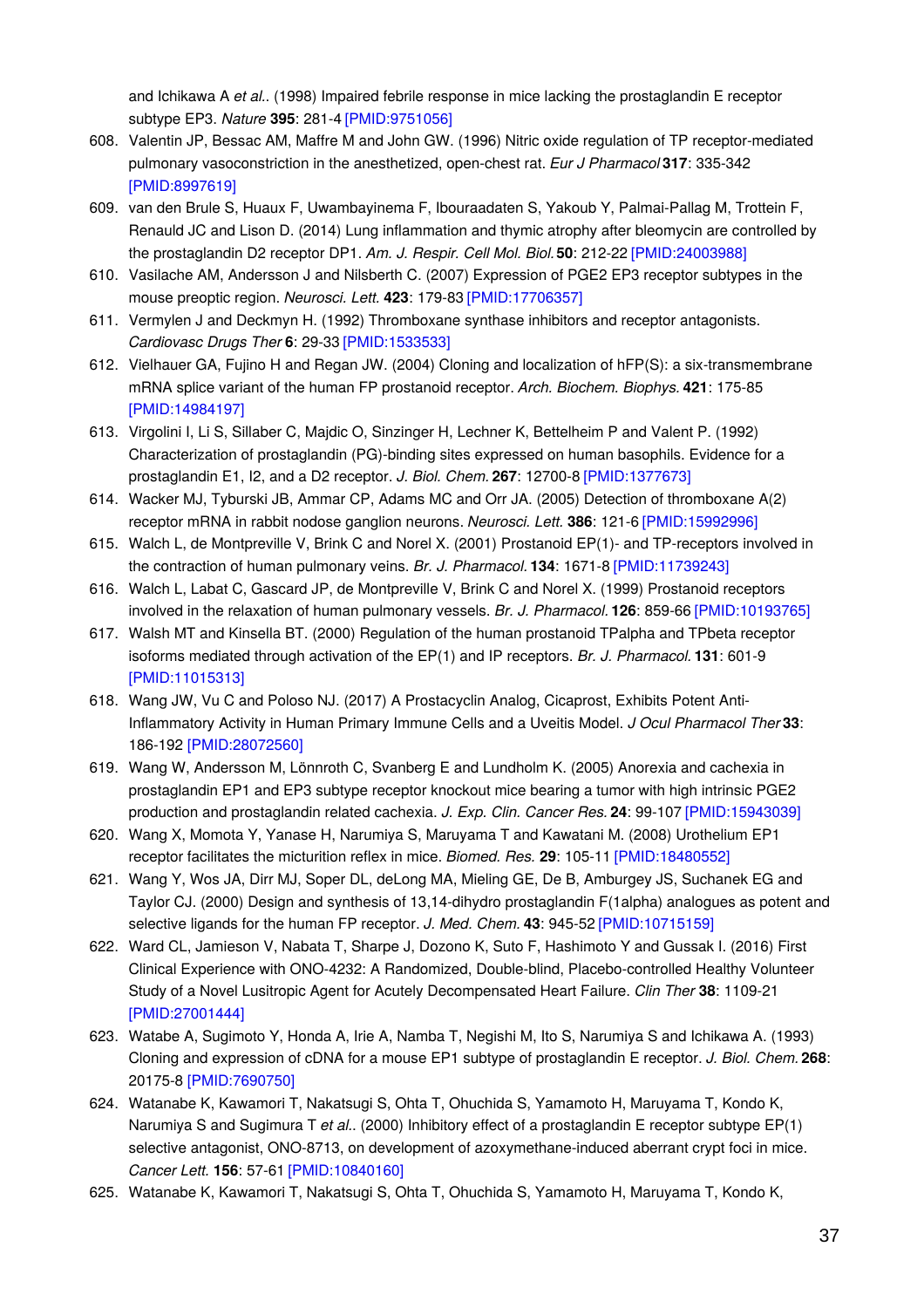and Ichikawa A *et al.*. (1998) Impaired febrile response in mice lacking the prostaglandin E receptor subtype EP3. *Nature* **395**: 281-4 [PMID:9751056]

608. Valentin JP, Bessac AM, Maffre M and John GW. (1996) Nitric oxide regulation of TP receptor-mediated pulmonary vasoconstriction in the anesthetized, open-chest rat. *Eur J Pharmacol* **317**: 335-342 [PMID:8997619]
609. van den Brule S, Huaux F, Uwambayinema F, Ibouraadaten S, Yakoub Y, Palmai-Pallag M, Trottein F, Renauld JC and Lison D. (2014) Lung inflammation and thymic atrophy after bleomycin are controlled by the prostaglandin D2 receptor DP1. *Am. J. Respir. Cell Mol. Biol.* **50**: 212-22 [PMID:24003988]
610. Vasilache AM, Andersson J and Nilsberth C. (2007) Expression of PGE2 EP3 receptor subtypes in the mouse preoptic region. *Neurosci. Lett.* **423**: 179-83 [PMID:17706357]
611. Vermylen J and Deckmyn H. (1992) Thromboxane synthase inhibitors and receptor antagonists. *Cardiovasc Drugs Ther* **6**: 29-33 [PMID:1533533]
612. Vielhauer GA, Fujino H and Regan JW. (2004) Cloning and localization of hFP(S): a six-transmembrane mRNA splice variant of the human FP prostanoid receptor. *Arch. Biochem. Biophys.* **421**: 175-85 [PMID:14984197]
613. Virgolini I, Li S, Sillaber C, Majdic O, Sinzinger H, Lechner K, Bettelheim P and Valent P. (1992) Characterization of prostaglandin (PG)-binding sites expressed on human basophils. Evidence for a prostaglandin E1, I2, and a D2 receptor. *J. Biol. Chem.* **267**: 12700-8 [PMID:1377673]
614. Wacker MJ, Tyburski JB, Ammar CP, Adams MC and Orr JA. (2005) Detection of thromboxane A(2) receptor mRNA in rabbit nodose ganglion neurons. *Neurosci. Lett.* **386**: 121-6 [PMID:15992996]
615. Walch L, de Montpreville V, Brink C and Norel X. (2001) Prostanoid EP(1)- and TP-receptors involved in the contraction of human pulmonary veins. *Br. J. Pharmacol.* **134**: 1671-8 [PMID:11739243]
616. Walch L, Labat C, Gascard JP, de Montpreville V, Brink C and Norel X. (1999) Prostanoid receptors involved in the relaxation of human pulmonary vessels. *Br. J. Pharmacol.* **126**: 859-66 [PMID:10193765]
617. Walsh MT and Kinsella BT. (2000) Regulation of the human prostanoid TPalpha and TPbeta receptor isoforms mediated through activation of the EP(1) and IP receptors. *Br. J. Pharmacol.* **131**: 601-9 [PMID:11015313]
618. Wang JW, Vu C and Poloso NJ. (2017) A Prostacyclin Analog, Cicaprost, Exhibits Potent Anti-Inflammatory Activity in Human Primary Immune Cells and a Uveitis Model. *J Ocul Pharmacol Ther* **33**: 186-192 [PMID:28072560]
619. Wang W, Andersson M, Lönnroth C, Svanberg E and Lundholm K. (2005) Anorexia and cachexia in prostaglandin EP1 and EP3 subtype receptor knockout mice bearing a tumor with high intrinsic PGE2 production and prostaglandin related cachexia. *J. Exp. Clin. Cancer Res.* **24**: 99-107 [PMID:15943039]
620. Wang X, Momota Y, Yanase H, Narumiya S, Maruyama T and Kawatani M. (2008) Urothelium EP1 receptor facilitates the micturition reflex in mice. *Biomed. Res.* **29**: 105-11 [PMID:18480552]
621. Wang Y, Wos JA, Dirr MJ, Soper DL, deLong MA, Mieling GE, De B, Amburgey JS, Suchanek EG and Taylor CJ. (2000) Design and synthesis of 13,14-dihydro prostaglandin F(1alpha) analogues as potent and selective ligands for the human FP receptor. *J. Med. Chem.* **43**: 945-52 [PMID:10715159]
622. Ward CL, Jamieson V, Nabata T, Sharpe J, Dozono K, Suto F, Hashimoto Y and Gussak I. (2016) First Clinical Experience with ONO-4232: A Randomized, Double-blind, Placebo-controlled Healthy Volunteer Study of a Novel Lusitropic Agent for Acutely Decompensated Heart Failure. *Clin Ther* **38**: 1109-21 [PMID:27001444]
623. Watabe A, Sugimoto Y, Honda A, Irie A, Namba T, Negishi M, Ito S, Narumiya S and Ichikawa A. (1993) Cloning and expression of cDNA for a mouse EP1 subtype of prostaglandin E receptor. *J. Biol. Chem.* **268**: 20175-8 [PMID:7690750]
624. Watanabe K, Kawamori T, Nakatsugi S, Ohta T, Ohuchida S, Yamamoto H, Maruyama T, Kondo K, Narumiya S and Sugimura T *et al.*. (2000) Inhibitory effect of a prostaglandin E receptor subtype EP(1) selective antagonist, ONO-8713, on development of azoxymethane-induced aberrant crypt foci in mice. *Cancer Lett.* **156**: 57-61 [PMID:10840160]
625. Watanabe K, Kawamori T, Nakatsugi S, Ohta T, Ohuchida S, Yamamoto H, Maruyama T, Kondo K,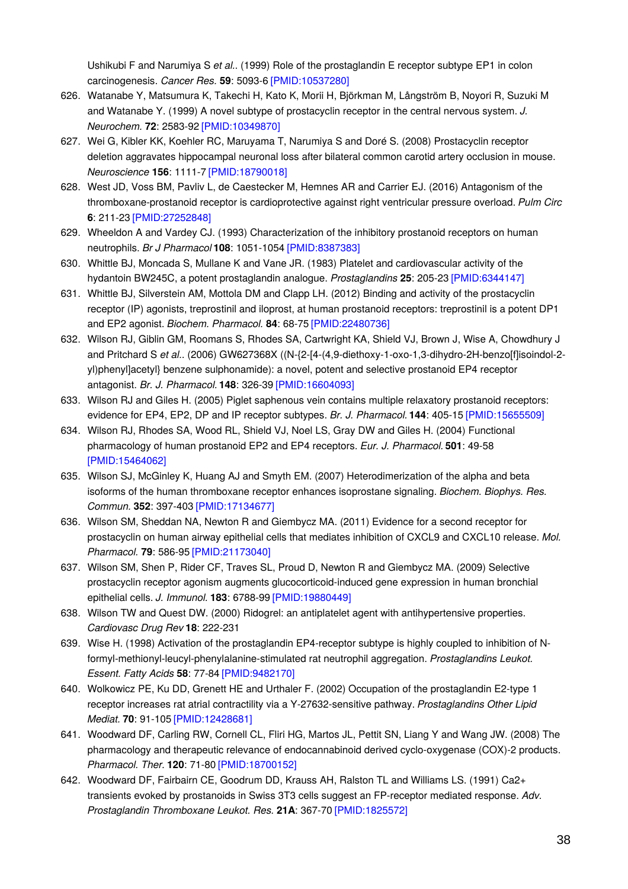Ushikubi F and Narumiya S *et al.*. (1999) Role of the prostaglandin E receptor subtype EP1 in colon carcinogenesis. *Cancer Res.* **59**: 5093-6 [PMID:10537280]

626. Watanabe Y, Matsumura K, Takechi H, Kato K, Morii H, Björkman M, Långström B, Noyori R, Suzuki M and Watanabe Y. (1999) A novel subtype of prostacyclin receptor in the central nervous system. *J. Neurochem.* **72**: 2583-92 [PMID:10349870]
627. Wei G, Kibler KK, Koehler RC, Maruyama T, Narumiya S and Doré S. (2008) Prostacyclin receptor deletion aggravates hippocampal neuronal loss after bilateral common carotid artery occlusion in mouse. *Neuroscience* **156**: 1111-7 [PMID:18790018]
628. West JD, Voss BM, Pavliv L, de Caestecker M, Hemnes AR and Carrier EJ. (2016) Antagonism of the thromboxane-prostanoid receptor is cardioprotective against right ventricular pressure overload. *Pulm Circ* **6**: 211-23 [PMID:27252848]
629. Wheeldon A and Vardey CJ. (1993) Characterization of the inhibitory prostanoid receptors on human neutrophils. *Br J Pharmacol* **108**: 1051-1054 [PMID:8387383]
630. Whittle BJ, Moncada S, Mullane K and Vane JR. (1983) Platelet and cardiovascular activity of the hydantoin BW245C, a potent prostaglandin analogue. *Prostaglandins* **25**: 205-23 [PMID:6344147]
631. Whittle BJ, Silverstein AM, Mottola DM and Clapp LH. (2012) Binding and activity of the prostacyclin receptor (IP) agonists, treprostinil and iloprost, at human prostanoid receptors: treprostinil is a potent DP1 and EP2 agonist. *Biochem. Pharmacol.* **84**: 68-75 [PMID:22480736]
632. Wilson RJ, Giblin GM, Roomans S, Rhodes SA, Cartwright KA, Shield VJ, Brown J, Wise A, Chowdhury J and Pritchard S *et al.*. (2006) GW627368X ((N-{2-[4-(4,9-diethoxy-1-oxo-1,3-dihydro-2H-benzo[f]isoindol-2-yl)phenyl]acetyl} benzene sulphonamide): a novel, potent and selective prostanoid EP4 receptor antagonist. *Br. J. Pharmacol.* **148**: 326-39 [PMID:16604093]
633. Wilson RJ and Giles H. (2005) Piglet saphenous vein contains multiple relaxatory prostanoid receptors: evidence for EP4, EP2, DP and IP receptor subtypes. *Br. J. Pharmacol.* **144**: 405-15 [PMID:15655509]
634. Wilson RJ, Rhodes SA, Wood RL, Shield VJ, Noel LS, Gray DW and Giles H. (2004) Functional pharmacology of human prostanoid EP2 and EP4 receptors. *Eur. J. Pharmacol.* **501**: 49-58 [PMID:15464062]
635. Wilson SJ, McGinley K, Huang AJ and Smyth EM. (2007) Heterodimerization of the alpha and beta isoforms of the human thromboxane receptor enhances isoprostane signaling. *Biochem. Biophys. Res. Commun.* **352**: 397-403 [PMID:17134677]
636. Wilson SM, Sheddan NA, Newton R and Giembycz MA. (2011) Evidence for a second receptor for prostacyclin on human airway epithelial cells that mediates inhibition of CXCL9 and CXCL10 release. *Mol. Pharmacol.* **79**: 586-95 [PMID:21173040]
637. Wilson SM, Shen P, Rider CF, Traves SL, Proud D, Newton R and Giembycz MA. (2009) Selective prostacyclin receptor agonism augments glucocorticoid-induced gene expression in human bronchial epithelial cells. *J. Immunol.* **183**: 6788-99 [PMID:19880449]
638. Wilson TW and Quest DW. (2000) Ridogrel: an antiplatelet agent with antihypertensive properties. *Cardiovasc Drug Rev* **18**: 222-231
639. Wise H. (1998) Activation of the prostaglandin EP4-receptor subtype is highly coupled to inhibition of N-formyl-methionyl-leucyl-phenylalanine-stimulated rat neutrophil aggregation. *Prostaglandins Leukot. Essent. Fatty Acids* **58**: 77-84 [PMID:9482170]
640. Wolkowicz PE, Ku DD, Grenett HE and Urthaler F. (2002) Occupation of the prostaglandin E2-type 1 receptor increases rat atrial contractility via a Y-27632-sensitive pathway. *Prostaglandins Other Lipid Mediat.* **70**: 91-105 [PMID:12428681]
641. Woodward DF, Carling RW, Cornell CL, Fliri HG, Martos JL, Pettit SN, Liang Y and Wang JW. (2008) The pharmacology and therapeutic relevance of endocannabinoid derived cyclo-oxygenase (COX)-2 products. *Pharmacol. Ther.* **120**: 71-80 [PMID:18700152]
642. Woodward DF, Fairbairn CE, Goodrum DD, Krauss AH, Ralston TL and Williams LS. (1991) Ca2+ transients evoked by prostanoids in Swiss 3T3 cells suggest an FP-receptor mediated response. *Adv. Prostaglandin Thromboxane Leukot. Res.* **21A**: 367-70 [PMID:1825572]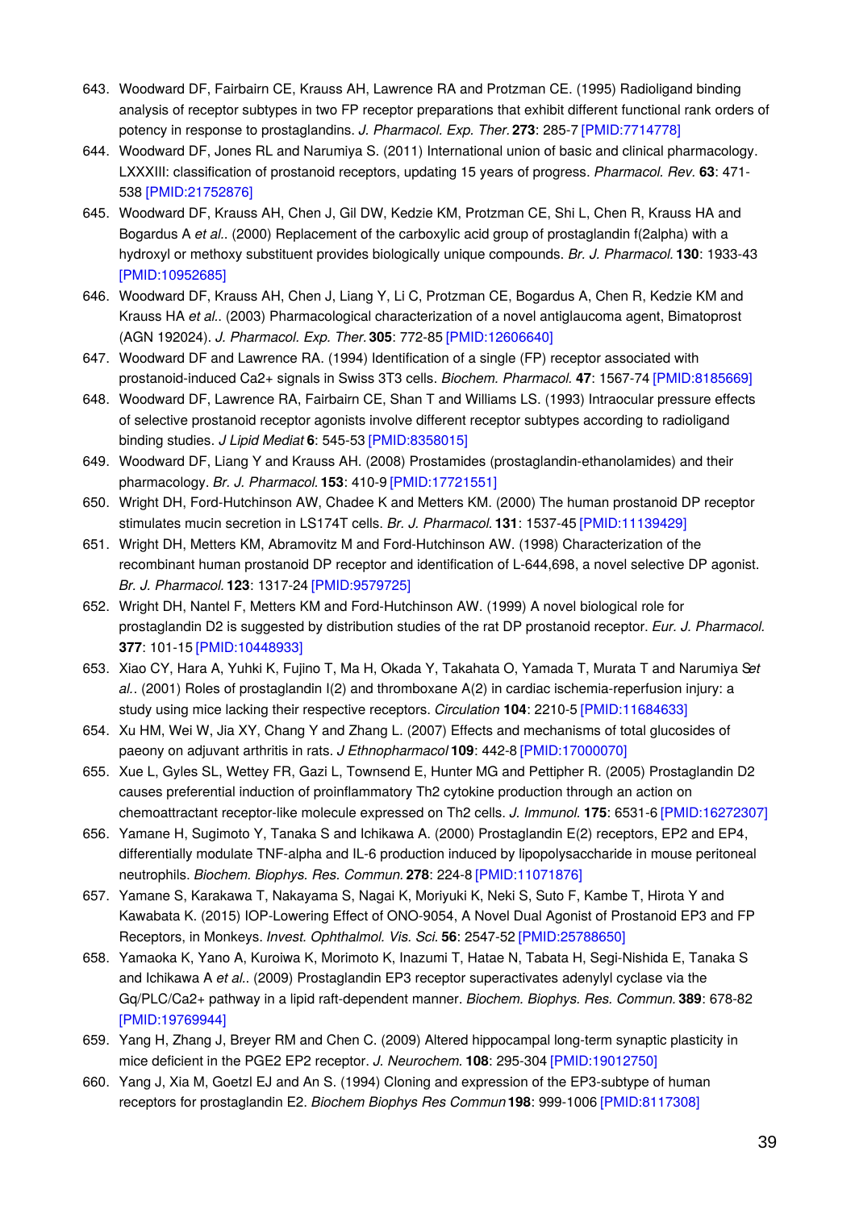643. Woodward DF, Fairbairn CE, Krauss AH, Lawrence RA and Protzman CE. (1995) Radioligand binding analysis of receptor subtypes in two FP receptor preparations that exhibit different functional rank orders of potency in response to prostaglandins. *J. Pharmacol. Exp. Ther.* **273**: 285-7 [PMID:7714778]
644. Woodward DF, Jones RL and Narumiya S. (2011) International union of basic and clinical pharmacology. LXXXIII: classification of prostanoid receptors, updating 15 years of progress. *Pharmacol. Rev.* **63**: 471-538 [PMID:21752876]
645. Woodward DF, Krauss AH, Chen J, Gil DW, Kedzie KM, Protzman CE, Shi L, Chen R, Krauss HA and Bogardus A *et al.*. (2000) Replacement of the carboxylic acid group of prostaglandin f(2alpha) with a hydroxyl or methoxy substituent provides biologically unique compounds. *Br. J. Pharmacol.* **130**: 1933-43 [PMID:10952685]
646. Woodward DF, Krauss AH, Chen J, Liang Y, Li C, Protzman CE, Bogardus A, Chen R, Kedzie KM and Krauss HA *et al.*. (2003) Pharmacological characterization of a novel antiglaucoma agent, Bimatoprost (AGN 192024). *J. Pharmacol. Exp. Ther.* **305**: 772-85 [PMID:12606640]
647. Woodward DF and Lawrence RA. (1994) Identification of a single (FP) receptor associated with prostanoid-induced Ca2+ signals in Swiss 3T3 cells. *Biochem. Pharmacol.* **47**: 1567-74 [PMID:8185669]
648. Woodward DF, Lawrence RA, Fairbairn CE, Shan T and Williams LS. (1993) Intraocular pressure effects of selective prostanoid receptor agonists involve different receptor subtypes according to radioligand binding studies. *J Lipid Mediat* **6**: 545-53 [PMID:8358015]
649. Woodward DF, Liang Y and Krauss AH. (2008) Prostamides (prostaglandin-ethanolamides) and their pharmacology. *Br. J. Pharmacol.* **153**: 410-9 [PMID:17721551]
650. Wright DH, Ford-Hutchinson AW, Chadee K and Metters KM. (2000) The human prostanoid DP receptor stimulates mucin secretion in LS174T cells. *Br. J. Pharmacol.* **131**: 1537-45 [PMID:11139429]
651. Wright DH, Metters KM, Abramovitz M and Ford-Hutchinson AW. (1998) Characterization of the recombinant human prostanoid DP receptor and identification of L-644,698, a novel selective DP agonist. *Br. J. Pharmacol.* **123**: 1317-24 [PMID:9579725]
652. Wright DH, Nantel F, Metters KM and Ford-Hutchinson AW. (1999) A novel biological role for prostaglandin D2 is suggested by distribution studies of the rat DP prostanoid receptor. *Eur. J. Pharmacol.* **377**: 101-15 [PMID:10448933]
653. Xiao CY, Hara A, Yuhki K, Fujino T, Ma H, Okada Y, Takahata O, Yamada T, Murata T and Narumiya S *et al.*. (2001) Roles of prostaglandin I(2) and thromboxane A(2) in cardiac ischemia-reperfusion injury: a study using mice lacking their respective receptors. *Circulation* **104**: 2210-5 [PMID:11684633]
654. Xu HM, Wei W, Jia XY, Chang Y and Zhang L. (2007) Effects and mechanisms of total glucosides of paeony on adjuvant arthritis in rats. *J Ethnopharmacol* **109**: 442-8 [PMID:17000070]
655. Xue L, Gyles SL, Wettey FR, Gazi L, Townsend E, Hunter MG and Pettipher R. (2005) Prostaglandin D2 causes preferential induction of proinflammatory Th2 cytokine production through an action on chemoattractant receptor-like molecule expressed on Th2 cells. *J. Immunol.* **175**: 6531-6 [PMID:16272307]
656. Yamane H, Sugimoto Y, Tanaka S and Ichikawa A. (2000) Prostaglandin E(2) receptors, EP2 and EP4, differentially modulate TNF-alpha and IL-6 production induced by lipopolysaccharide in mouse peritoneal neutrophils. *Biochem. Biophys. Res. Commun.* **278**: 224-8 [PMID:11071876]
657. Yamane S, Karakawa T, Nakayama S, Nagai K, Moriyuki K, Neki S, Suto F, Kambe T, Hirota Y and Kawabata K. (2015) IOP-Lowering Effect of ONO-9054, A Novel Dual Agonist of Prostanoid EP3 and FP Receptors, in Monkeys. *Invest. Ophthalmol. Vis. Sci.* **56**: 2547-52 [PMID:25788650]
658. Yamaoka K, Yano A, Kuroiwa K, Morimoto K, Inazumi T, Hatae N, Tabata H, Segi-Nishida E, Tanaka S and Ichikawa A *et al.*. (2009) Prostaglandin EP3 receptor superactivates adenylyl cyclase via the Gq/PLC/Ca2+ pathway in a lipid raft-dependent manner. *Biochem. Biophys. Res. Commun.* **389**: 678-82 [PMID:19769944]
659. Yang H, Zhang J, Breyer RM and Chen C. (2009) Altered hippocampal long-term synaptic plasticity in mice deficient in the PGE2 EP2 receptor. *J. Neurochem.* **108**: 295-304 [PMID:19012750]
660. Yang J, Xia M, Goetzl EJ and An S. (1994) Cloning and expression of the EP3-subtype of human receptors for prostaglandin E2. *Biochem Biophys Res Commun* **198**: 999-1006 [PMID:8117308]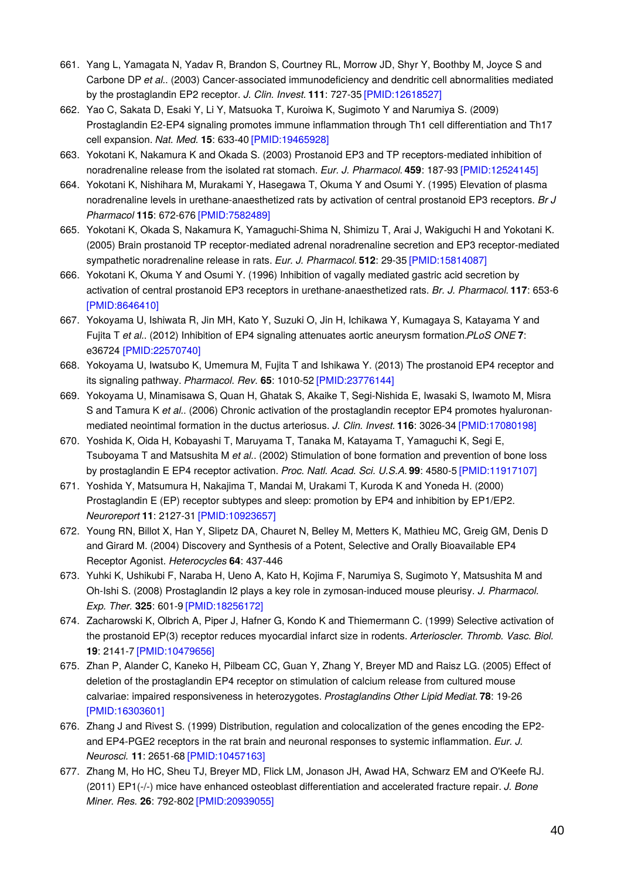661. Yang L, Yamagata N, Yadav R, Brandon S, Courtney RL, Morrow JD, Shyr Y, Boothby M, Joyce S and Carbone DP *et al.*. (2003) Cancer-associated immunodeficiency and dendritic cell abnormalities mediated by the prostaglandin EP2 receptor. *J. Clin. Invest.* **111**: 727-35 [PMID:12618527]
662. Yao C, Sakata D, Esaki Y, Li Y, Matsuoka T, Kuroiwa K, Sugimoto Y and Narumiya S. (2009) Prostaglandin E2-EP4 signaling promotes immune inflammation through Th1 cell differentiation and Th17 cell expansion. *Nat. Med.* **15**: 633-40 [PMID:19465928]
663. Yokotani K, Nakamura K and Okada S. (2003) Prostanoid EP3 and TP receptors-mediated inhibition of noradrenaline release from the isolated rat stomach. *Eur. J. Pharmacol.* **459**: 187-93 [PMID:12524145]
664. Yokotani K, Nishihara M, Murakami Y, Hasegawa T, Okuma Y and Osumi Y. (1995) Elevation of plasma noradrenaline levels in urethane-anaesthetized rats by activation of central prostanoid EP3 receptors. *Br J Pharmacol* **115**: 672-676 [PMID:7582489]
665. Yokotani K, Okada S, Nakamura K, Yamaguchi-Shima N, Shimizu T, Arai J, Wakiguchi H and Yokotani K. (2005) Brain prostanoid TP receptor-mediated adrenal noradrenaline secretion and EP3 receptor-mediated sympathetic noradrenaline release in rats. *Eur. J. Pharmacol.* **512**: 29-35 [PMID:15814087]
666. Yokotani K, Okuma Y and Osumi Y. (1996) Inhibition of vagally mediated gastric acid secretion by activation of central prostanoid EP3 receptors in urethane-anaesthetized rats. *Br. J. Pharmacol.* **117**: 653-6 [PMID:8646410]
667. Yokoyama U, Ishiwata R, Jin MH, Kato Y, Suzuki O, Jin H, Ichikawa Y, Kumagaya S, Katayama Y and Fujita T *et al.*. (2012) Inhibition of EP4 signaling attenuates aortic aneurysm formation.*PLoS ONE* **7**: e36724 [PMID:22570740]
668. Yokoyama U, Iwatsubo K, Umemura M, Fujita T and Ishikawa Y. (2013) The prostanoid EP4 receptor and its signaling pathway. *Pharmacol. Rev.* **65**: 1010-52 [PMID:23776144]
669. Yokoyama U, Minamisawa S, Quan H, Ghatak S, Akaike T, Segi-Nishida E, Iwasaki S, Iwamoto M, Misra S and Tamura K *et al.*. (2006) Chronic activation of the prostaglandin receptor EP4 promotes hyaluronan-mediated neointimal formation in the ductus arteriosus. *J. Clin. Invest.* **116**: 3026-34 [PMID:17080198]
670. Yoshida K, Oida H, Kobayashi T, Maruyama T, Tanaka M, Katayama T, Yamaguchi K, Segi E, Tsuboyama T and Matsushita M *et al.*. (2002) Stimulation of bone formation and prevention of bone loss by prostaglandin E EP4 receptor activation. *Proc. Natl. Acad. Sci. U.S.A.* **99**: 4580-5 [PMID:11917107]
671. Yoshida Y, Matsumura H, Nakajima T, Mandai M, Urakami T, Kuroda K and Yoneda H. (2000) Prostaglandin E (EP) receptor subtypes and sleep: promotion by EP4 and inhibition by EP1/EP2. *Neuroreport* **11**: 2127-31 [PMID:10923657]
672. Young RN, Billot X, Han Y, Slipetz DA, Chauret N, Belley M, Metters K, Mathieu MC, Greig GM, Denis D and Girard M. (2004) Discovery and Synthesis of a Potent, Selective and Orally Bioavailable EP4 Receptor Agonist. *Heterocycles* **64**: 437-446
673. Yuhki K, Ushikubi F, Naraba H, Ueno A, Kato H, Kojima F, Narumiya S, Sugimoto Y, Matsushita M and Oh-Ishi S. (2008) Prostaglandin I2 plays a key role in zymosan-induced mouse pleurisy. *J. Pharmacol. Exp. Ther.* **325**: 601-9 [PMID:18256172]
674. Zacharowski K, Olbrich A, Piper J, Hafner G, Kondo K and Thiemermann C. (1999) Selective activation of the prostanoid EP(3) receptor reduces myocardial infarct size in rodents. *Arterioscler. Thromb. Vasc. Biol.* **19**: 2141-7 [PMID:10479656]
675. Zhan P, Alander C, Kaneko H, Pilbeam CC, Guan Y, Zhang Y, Breyer MD and Raisz LG. (2005) Effect of deletion of the prostaglandin EP4 receptor on stimulation of calcium release from cultured mouse calvariae: impaired responsiveness in heterozygotes. *Prostaglandins Other Lipid Mediat.* **78**: 19-26 [PMID:16303601]
676. Zhang J and Rivest S. (1999) Distribution, regulation and colocalization of the genes encoding the EP2- and EP4-PGE2 receptors in the rat brain and neuronal responses to systemic inflammation. *Eur. J. Neurosci.* **11**: 2651-68 [PMID:10457163]
677. Zhang M, Ho HC, Sheu TJ, Breyer MD, Flick LM, Jonason JH, Awad HA, Schwarz EM and O'Keefe RJ. (2011) EP1(-/-) mice have enhanced osteoblast differentiation and accelerated fracture repair. *J. Bone Miner. Res.* **26**: 792-802 [PMID:20939055]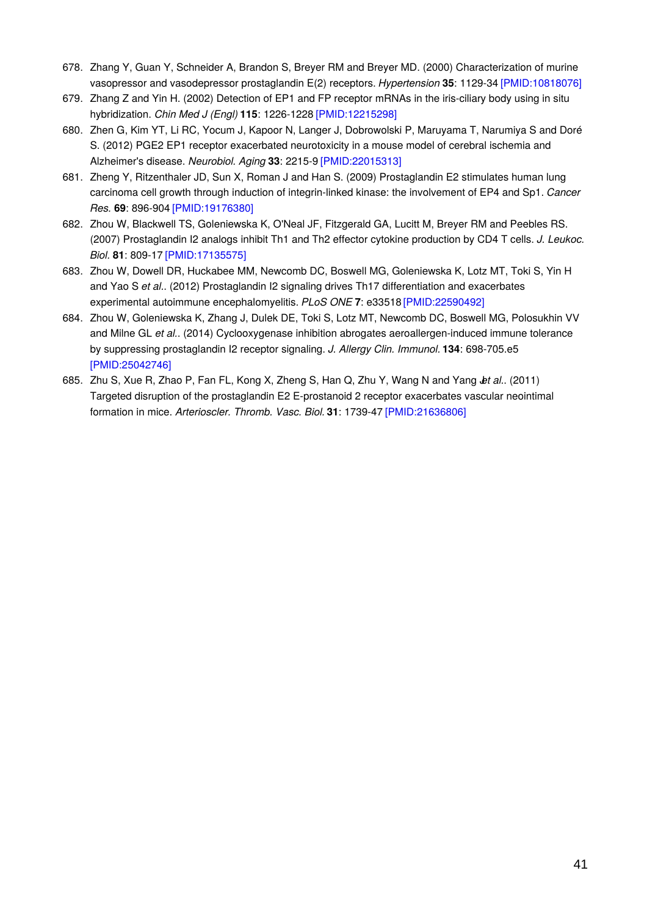678. Zhang Y, Guan Y, Schneider A, Brandon S, Breyer RM and Breyer MD. (2000) Characterization of murine vasopressor and vasodepressor prostaglandin E(2) receptors. *Hypertension* **35**: 1129-34 [PMID:10818076]
679. Zhang Z and Yin H. (2002) Detection of EP1 and FP receptor mRNAs in the iris-ciliary body using in situ hybridization. *Chin Med J (Engl)* **115**: 1226-1228 [PMID:12215298]
680. Zhen G, Kim YT, Li RC, Yocum J, Kapoor N, Langer J, Dobrowolski P, Maruyama T, Narumiya S and Doré S. (2012) PGE2 EP1 receptor exacerbated neurotoxicity in a mouse model of cerebral ischemia and Alzheimer's disease. *Neurobiol. Aging* **33**: 2215-9 [PMID:22015313]
681. Zheng Y, Ritzenthaler JD, Sun X, Roman J and Han S. (2009) Prostaglandin E2 stimulates human lung carcinoma cell growth through induction of integrin-linked kinase: the involvement of EP4 and Sp1. *Cancer Res.* **69**: 896-904 [PMID:19176380]
682. Zhou W, Blackwell TS, Goleniewska K, O'Neal JF, Fitzgerald GA, Lucitt M, Breyer RM and Peebles RS. (2007) Prostaglandin I2 analogs inhibit Th1 and Th2 effector cytokine production by CD4 T cells. *J. Leukoc. Biol.* **81**: 809-17 [PMID:17135575]
683. Zhou W, Dowell DR, Huckabee MM, Newcomb DC, Boswell MG, Goleniewska K, Lotz MT, Toki S, Yin H and Yao S *et al.*. (2012) Prostaglandin I2 signaling drives Th17 differentiation and exacerbates experimental autoimmune encephalomyelitis. *PLoS ONE* **7**: e33518 [PMID:22590492]
684. Zhou W, Goleniewska K, Zhang J, Dulek DE, Toki S, Lotz MT, Newcomb DC, Boswell MG, Polosukhin VV and Milne GL *et al.*. (2014) Cyclooxygenase inhibition abrogates aeroallergen-induced immune tolerance by suppressing prostaglandin I2 receptor signaling. *J. Allergy Clin. Immunol.* **134**: 698-705.e5 [PMID:25042746]
685. Zhu S, Xue R, Zhao P, Fan FL, Kong X, Zheng S, Han Q, Zhu Y, Wang N and Yang J *et al.*. (2011) Targeted disruption of the prostaglandin E2 E-prostanoid 2 receptor exacerbates vascular neointimal formation in mice. *Arterioscler. Thromb. Vasc. Biol.* **31**: 1739-47 [PMID:21636806]